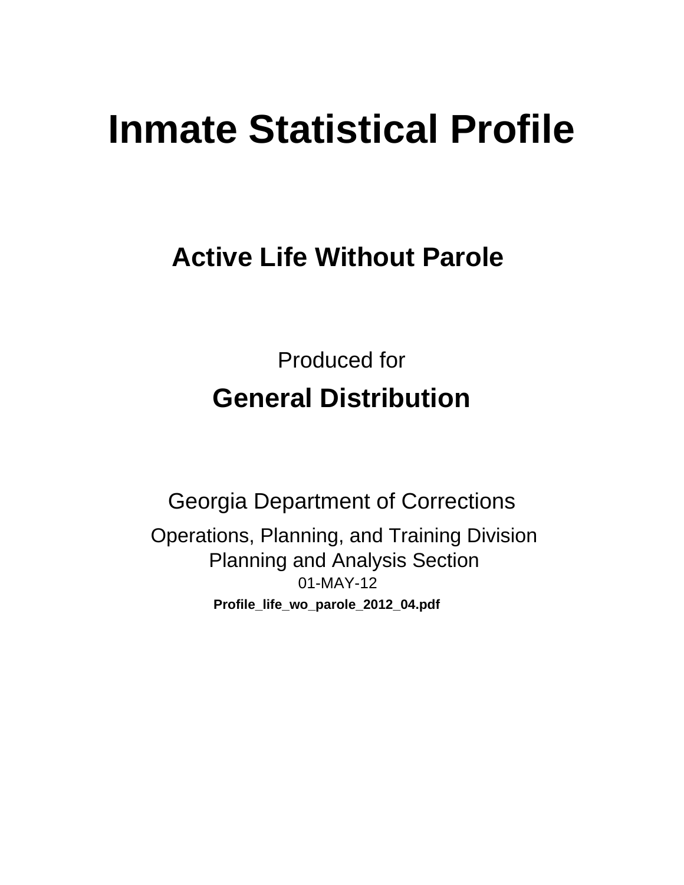# Inmate Statistical Profile

## Active Life Without Parole

Produced for

**General Distribution**

Georgia Department of Corrections

Operations, Planning, and Training Division
Planning and Analysis Section
01-MAY-12

**Profile_life_wo_parole_2012_04.pdf**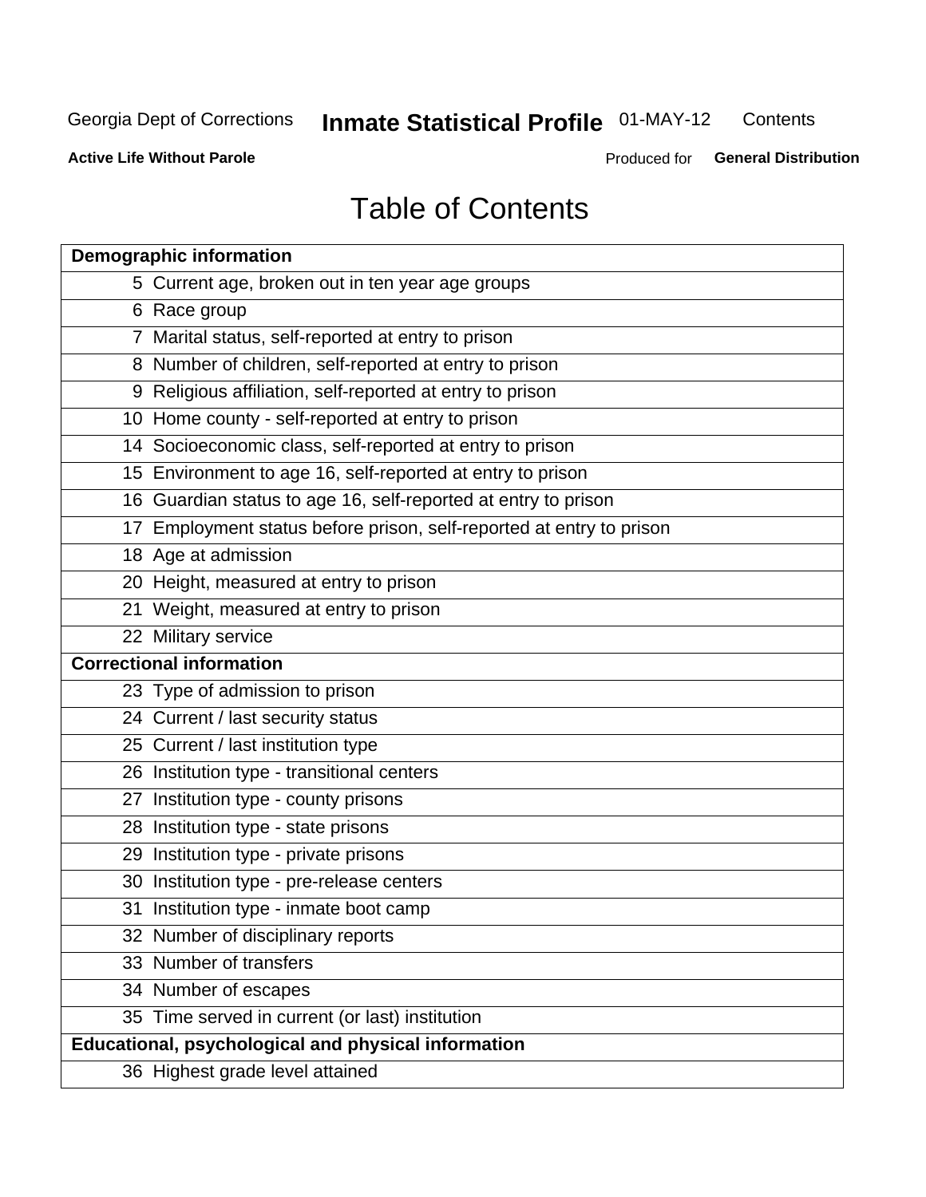# Table of Contents

| Demographic information | |
|---|---|
| 5 | Current age, broken out in ten year age groups |
| 6 | Race group |
| 7 | Marital status, self-reported at entry to prison |
| 8 | Number of children, self-reported at entry to prison |
| 9 | Religious affiliation, self-reported at entry to prison |
| 10 | Home county - self-reported at entry to prison |
| 14 | Socioeconomic class, self-reported at entry to prison |
| 15 | Environment to age 16, self-reported at entry to prison |
| 16 | Guardian status to age 16, self-reported at entry to prison |
| 17 | Employment status before prison, self-reported at entry to prison |
| 18 | Age at admission |
| 20 | Height, measured at entry to prison |
| 21 | Weight, measured at entry to prison |
| 22 | Military service |
| **Correctional information** | |
| 23 | Type of admission to prison |
| 24 | Current / last security status |
| 25 | Current / last institution type |
| 26 | Institution type - transitional centers |
| 27 | Institution type - county prisons |
| 28 | Institution type - state prisons |
| 29 | Institution type - private prisons |
| 30 | Institution type - pre-release centers |
| 31 | Institution type - inmate boot camp |
| 32 | Number of disciplinary reports |
| 33 | Number of transfers |
| 34 | Number of escapes |
| 35 | Time served in current (or last) institution |
| **Educational, psychological and physical information** | |
| 36 | Highest grade level attained |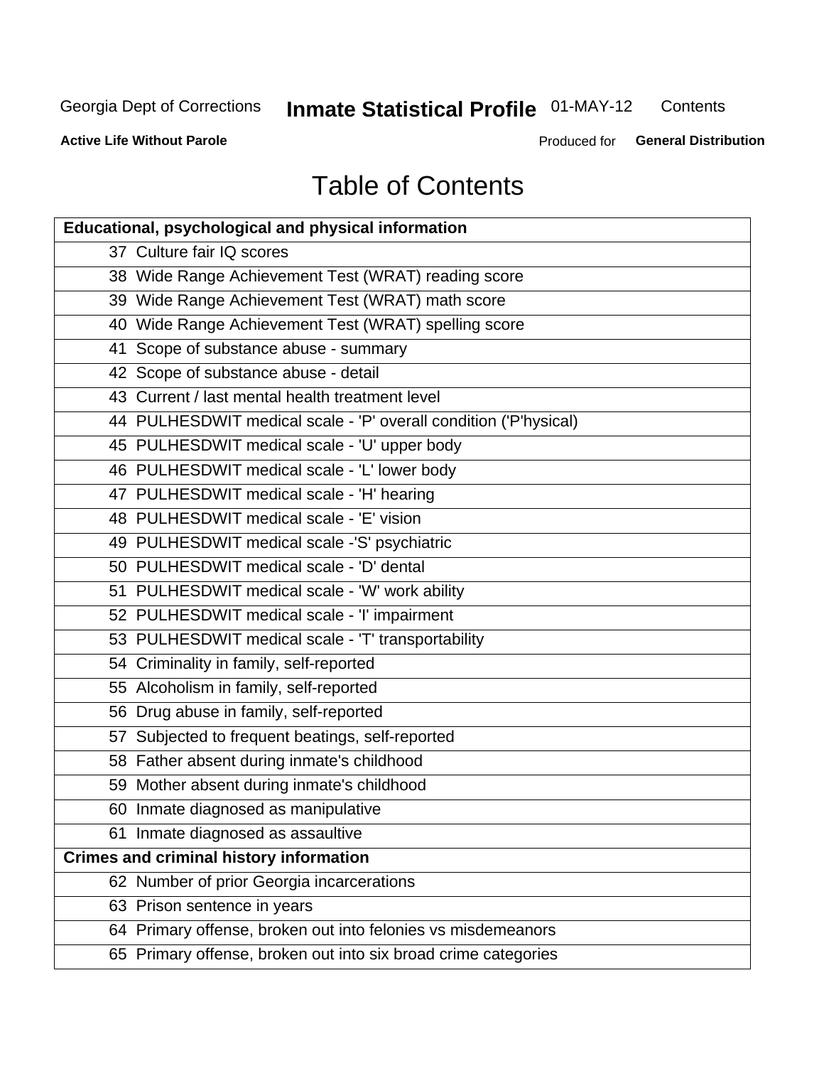# Table of Contents

| Educational, psychological and physical information |
|---|
| 37 Culture fair IQ scores |
| 38 Wide Range Achievement Test (WRAT) reading score |
| 39 Wide Range Achievement Test (WRAT) math score |
| 40 Wide Range Achievement Test (WRAT) spelling score |
| 41 Scope of substance abuse - summary |
| 42 Scope of substance abuse - detail |
| 43 Current / last mental health treatment level |
| 44 PULHESDWIT medical scale - 'P' overall condition ('P'hysical) |
| 45 PULHESDWIT medical scale - 'U' upper body |
| 46 PULHESDWIT medical scale - 'L' lower body |
| 47 PULHESDWIT medical scale - 'H' hearing |
| 48 PULHESDWIT medical scale - 'E' vision |
| 49 PULHESDWIT medical scale -'S' psychiatric |
| 50 PULHESDWIT medical scale - 'D' dental |
| 51 PULHESDWIT medical scale - 'W' work ability |
| 52 PULHESDWIT medical scale - 'I' impairment |
| 53 PULHESDWIT medical scale - 'T' transportability |
| 54 Criminality in family, self-reported |
| 55 Alcoholism in family, self-reported |
| 56 Drug abuse in family, self-reported |
| 57 Subjected to frequent beatings, self-reported |
| 58 Father absent during inmate's childhood |
| 59 Mother absent during inmate's childhood |
| 60 Inmate diagnosed as manipulative |
| 61 Inmate diagnosed as assaultive |
| **Crimes and criminal history information** |
| 62 Number of prior Georgia incarcerations |
| 63 Prison sentence in years |
| 64 Primary offense, broken out into felonies vs misdemeanors |
| 65 Primary offense, broken out into six broad crime categories |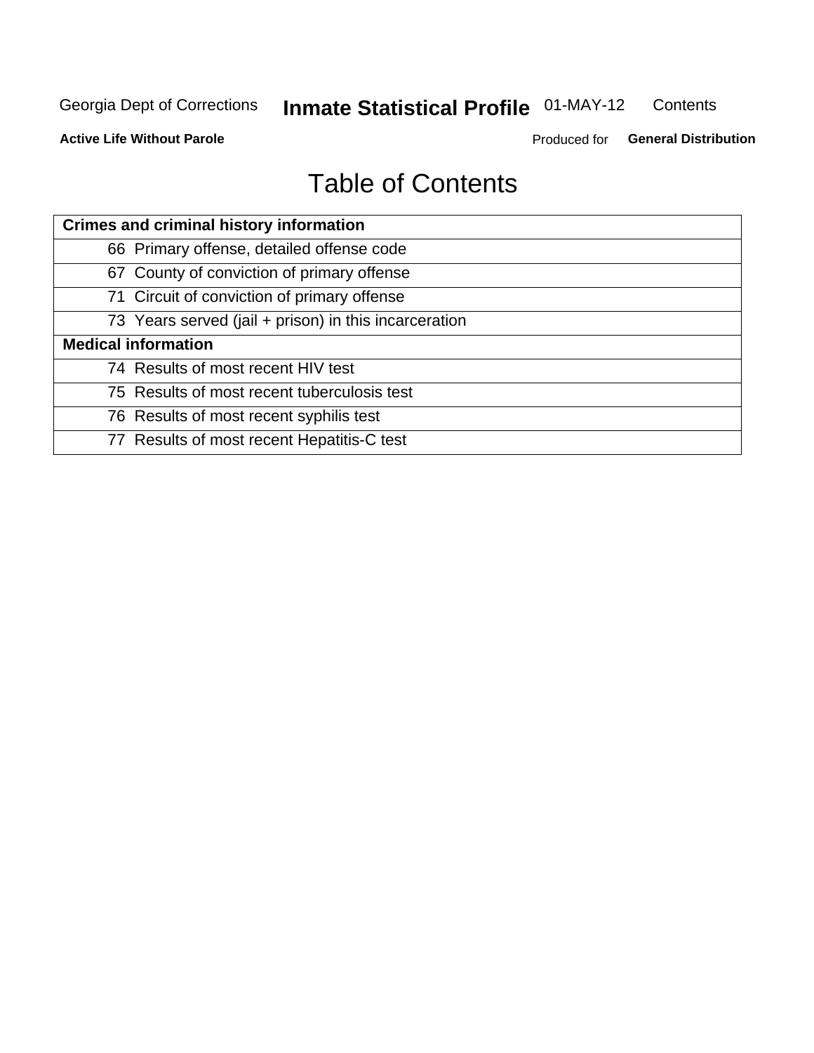# Table of Contents

| Crimes and criminal history information | |
|---|---|
| 66 | Primary offense, detailed offense code |
| 67 | County of conviction of primary offense |
| 71 | Circuit of conviction of primary offense |
| 73 | Years served (jail + prison) in this incarceration |
| **Medical information** | |
| 74 | Results of most recent HIV test |
| 75 | Results of most recent tuberculosis test |
| 76 | Results of most recent syphilis test |
| 77 | Results of most recent Hepatitis-C test |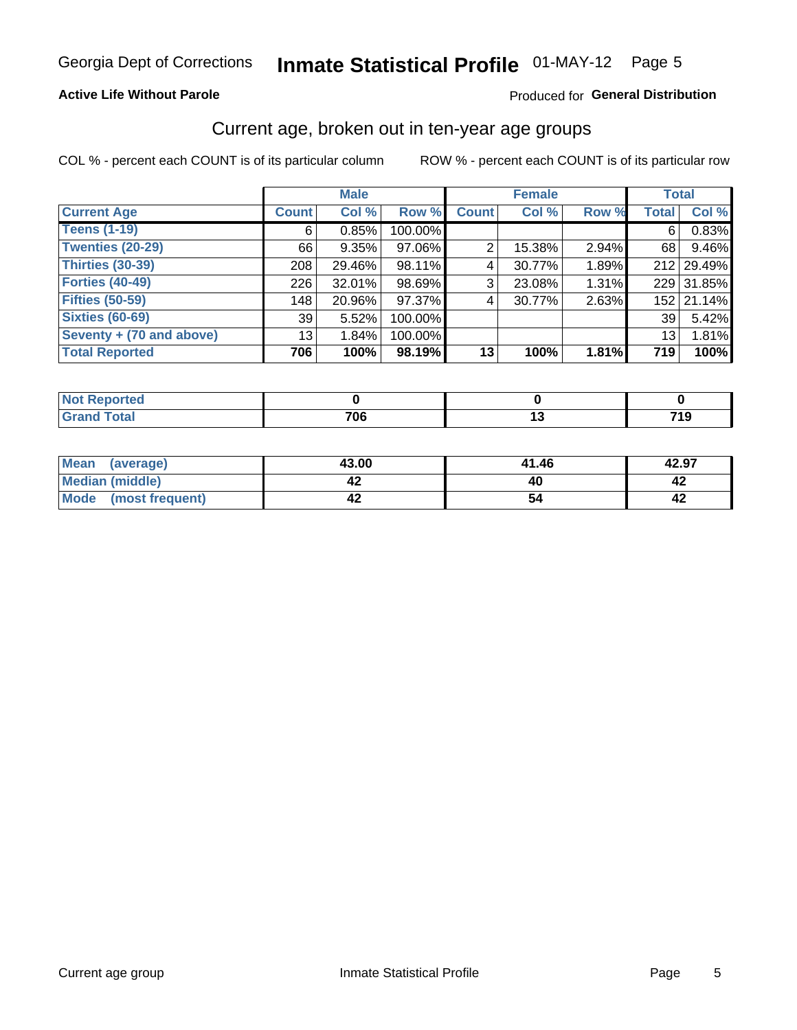Georgia Dept of Corrections **Inmate Statistical Profile** 01-MAY-12

**Active Life Without Parole**

Produced for **General Distribution**

## Current age, broken out in ten-year age groups

COL % - percent each COUNT is of its particular column ROW % - percent each COUNT is of its particular row

| | Male | | | Female | | | Total | |
|---|---|---|---|---|---|---|---|---|
| **Current Age** | **Count** | **Col %** | **Row %** | **Count** | **Col %** | **Row %** | **Total** | **Col %** |
| **Teens (1-19)** | 6 | 0.85% | 100.00% | | | | 6 | 0.83% |
| **Twenties (20-29)** | 66 | 9.35% | 97.06% | 2 | 15.38% | 2.94% | 68 | 9.46% |
| **Thirties (30-39)** | 208 | 29.46% | 98.11% | 4 | 30.77% | 1.89% | 212 | 29.49% |
| **Forties (40-49)** | 226 | 32.01% | 98.69% | 3 | 23.08% | 1.31% | 229 | 31.85% |
| **Fifties (50-59)** | 148 | 20.96% | 97.37% | 4 | 30.77% | 2.63% | 152 | 21.14% |
| **Sixties (60-69)** | 39 | 5.52% | 100.00% | | | | 39 | 5.42% |
| **Seventy + (70 and above)** | 13 | 1.84% | 100.00% | | | | 13 | 1.81% |
| **Total Reported** | **706** | **100%** | **98.19%** | **13** | **100%** | **1.81%** | **719** | **100%** |

| | Male | Female | Total |
|---|---|---|---|
| **Not Reported** | **0** | **0** | **0** |
| **Grand Total** | **706** | **13** | **719** |

| | Male | Female | Total |
|---|---|---|---|
| **Mean (average)** | **43.00** | **41.46** | **42.97** |
| **Median (middle)** | **42** | **40** | **42** |
| **Mode (most frequent)** | **42** | **54** | **42** |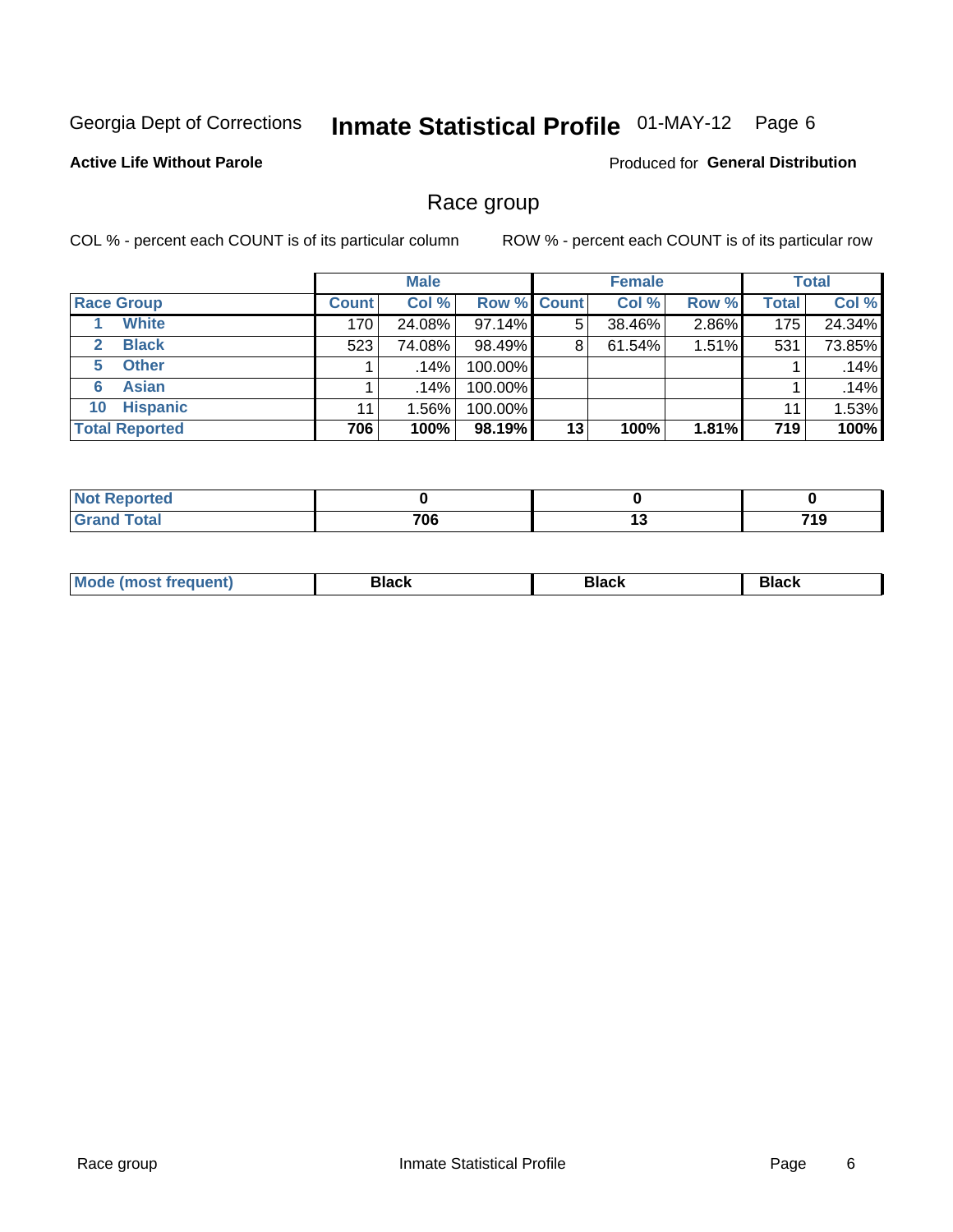Georgia Dept of Corrections **Inmate Statistical Profile** 01-MAY-12

**Active Life Without Parole**

Produced for **General Distribution**

## Race group

COL % - percent each COUNT is of its particular column

ROW % - percent each COUNT is of its particular row

| | | Male | | | Female | | | Total | |
|---|---|---|---|---|---|---|---|---|---|
| **Race Group** | | **Count** | **Col %** | **Row %** | **Count** | **Col %** | **Row %** | **Total** | **Col %** |
| 1 | White | 170 | 24.08% | 97.14% | 5 | 38.46% | 2.86% | 175 | 24.34% |
| 2 | Black | 523 | 74.08% | 98.49% | 8 | 61.54% | 1.51% | 531 | 73.85% |
| 5 | Other | 1 | .14% | 100.00% | | | | 1 | .14% |
| 6 | Asian | 1 | .14% | 100.00% | | | | 1 | .14% |
| 10 | Hispanic | 11 | 1.56% | 100.00% | | | | 11 | 1.53% |
| **Total Reported** | | **706** | **100%** | **98.19%** | **13** | **100%** | **1.81%** | **719** | **100%** |

| | Male | Female | Total |
|---|---|---|---|
| Not Reported | **0** | **0** | **0** |
| Grand Total | **706** | **13** | **719** |

| | Male | Female | Total |
|---|---|---|---|
| Mode (most frequent) | **Black** | **Black** | **Black** |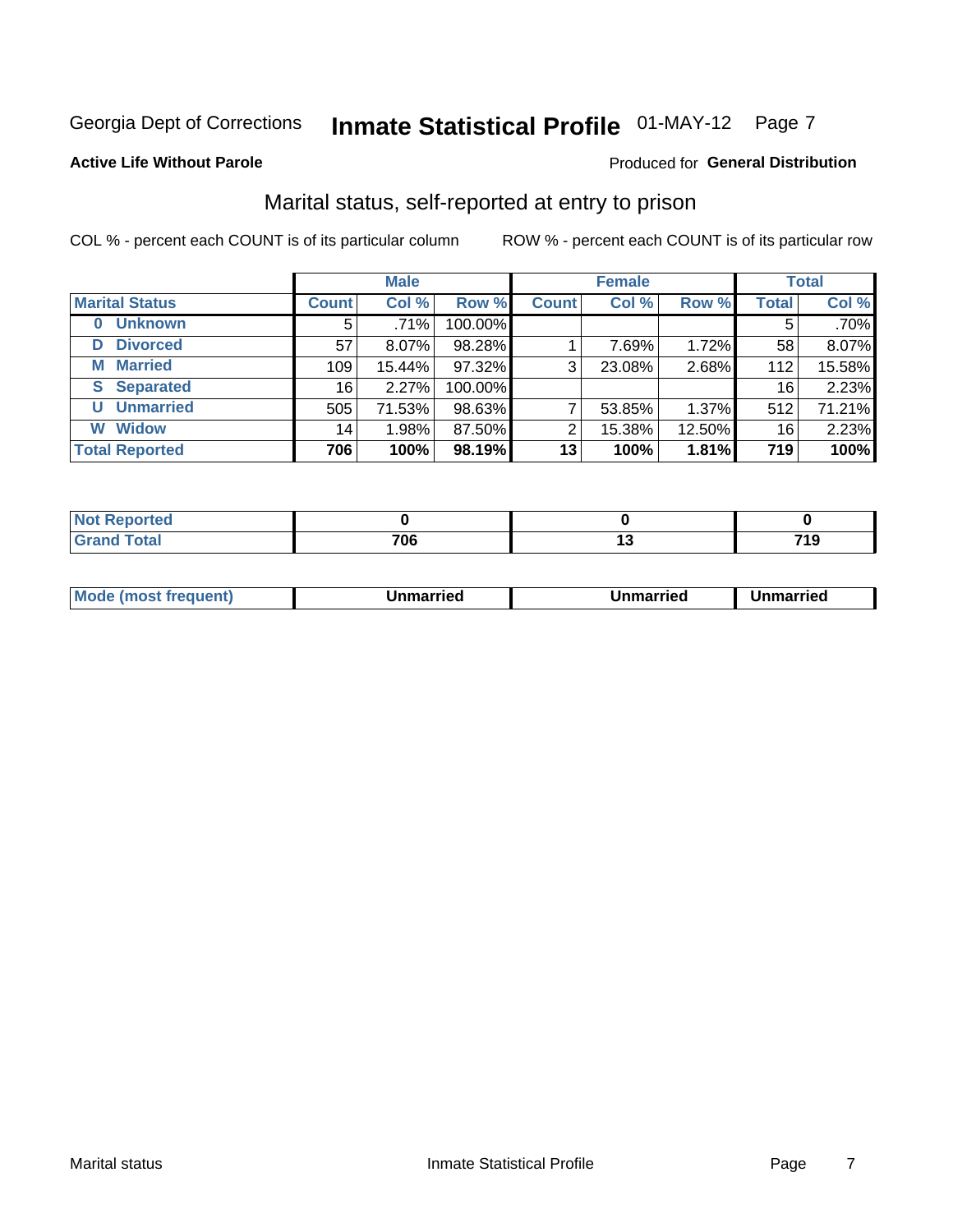Georgia Dept of Corrections **Inmate Statistical Profile** 01-MAY-12 Page 7

**Active Life Without Parole**

Produced for **General Distribution**

## Marital status, self-reported at entry to prison

COL % - percent each COUNT is of its particular column

ROW % - percent each COUNT is of its particular row

| | Male | | | Female | | | Total | |
|---|---|---|---|---|---|---|---|---|
| **Marital Status** | **Count** | **Col %** | **Row %** | **Count** | **Col %** | **Row %** | **Total** | **Col %** |
| **0 Unknown** | 5 | .71% | 100.00% | | | | 5 | .70% |
| **D Divorced** | 57 | 8.07% | 98.28% | 1 | 7.69% | 1.72% | 58 | 8.07% |
| **M Married** | 109 | 15.44% | 97.32% | 3 | 23.08% | 2.68% | 112 | 15.58% |
| **S Separated** | 16 | 2.27% | 100.00% | | | | 16 | 2.23% |
| **U Unmarried** | 505 | 71.53% | 98.63% | 7 | 53.85% | 1.37% | 512 | 71.21% |
| **W Widow** | 14 | 1.98% | 87.50% | 2 | 15.38% | 12.50% | 16 | 2.23% |
| **Total Reported** | **706** | **100%** | **98.19%** | **13** | **100%** | **1.81%** | **719** | **100%** |

| | Male | Female | Total |
|---|---|---|---|
| **Not Reported** | **0** | **0** | **0** |
| **Grand Total** | **706** | **13** | **719** |

| | Male | Female | Total |
|---|---|---|---|
| **Mode (most frequent)** | **Unmarried** | **Unmarried** | **Unmarried** |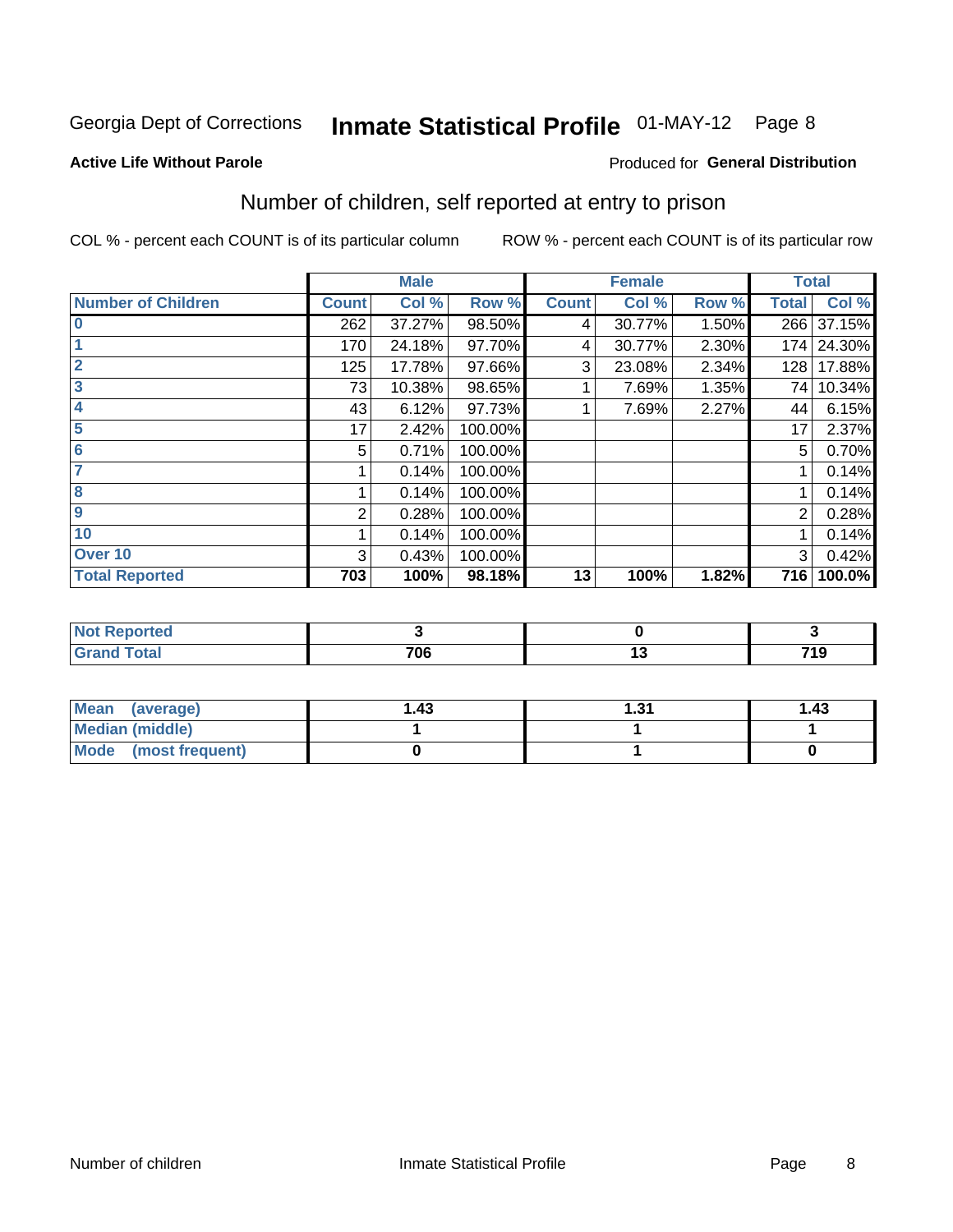Georgia Dept of Corrections **Inmate Statistical Profile** 01-MAY-12 Page 8

**Active Life Without Parole** Produced for **General Distribution**

## Number of children, self reported at entry to prison

COL % - percent each COUNT is of its particular column ROW % - percent each COUNT is of its particular row

| | Male | | | Female | | | Total | |
|---|---|---|---|---|---|---|---|---|
| **Number of Children** | **Count** | **Col %** | **Row %** | **Count** | **Col %** | **Row %** | **Total** | **Col %** |
| 0 | 262 | 37.27% | 98.50% | 4 | 30.77% | 1.50% | 266 | 37.15% |
| 1 | 170 | 24.18% | 97.70% | 4 | 30.77% | 2.30% | 174 | 24.30% |
| 2 | 125 | 17.78% | 97.66% | 3 | 23.08% | 2.34% | 128 | 17.88% |
| 3 | 73 | 10.38% | 98.65% | 1 | 7.69% | 1.35% | 74 | 10.34% |
| 4 | 43 | 6.12% | 97.73% | 1 | 7.69% | 2.27% | 44 | 6.15% |
| 5 | 17 | 2.42% | 100.00% | | | | 17 | 2.37% |
| 6 | 5 | 0.71% | 100.00% | | | | 5 | 0.70% |
| 7 | 1 | 0.14% | 100.00% | | | | 1 | 0.14% |
| 8 | 1 | 0.14% | 100.00% | | | | 1 | 0.14% |
| 9 | 2 | 0.28% | 100.00% | | | | 2 | 0.28% |
| 10 | 1 | 0.14% | 100.00% | | | | 1 | 0.14% |
| Over 10 | 3 | 0.43% | 100.00% | | | | 3 | 0.42% |
| **Total Reported** | **703** | **100%** | **98.18%** | **13** | **100%** | **1.82%** | **716** | **100.0%** |

| | Male | Female | Total |
|---|---|---|---|
| Not Reported | 3 | 0 | 3 |
| Grand Total | 706 | 13 | 719 |

| | Male | Female | Total |
|---|---|---|---|
| Mean (average) | 1.43 | 1.31 | 1.43 |
| Median (middle) | 1 | 1 | 1 |
| Mode (most frequent) | 0 | 1 | 0 |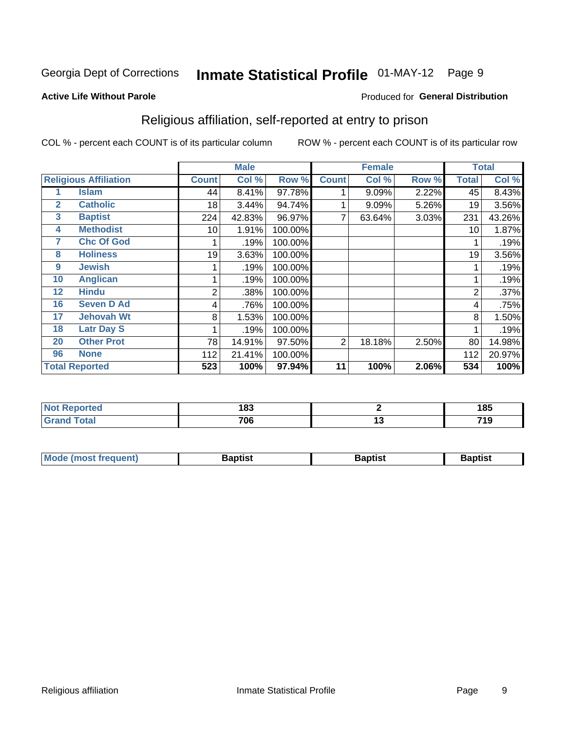Georgia Dept of Corrections **Inmate Statistical Profile** 01-MAY-12 Page 9

**Active Life Without Parole**

Produced for **General Distribution**

## Religious affiliation, self-reported at entry to prison

COL % - percent each COUNT is of its particular column ROW % - percent each COUNT is of its particular row

| Religious Affiliation | | Male | | | Female | | | Total | |
|---|---|---|---|---|---|---|---|---|---|
| | | Count | Col % | Row % | Count | Col % | Row % | Total | Col % |
| 1 | Islam | 44 | 8.41% | 97.78% | 1 | 9.09% | 2.22% | 45 | 8.43% |
| 2 | Catholic | 18 | 3.44% | 94.74% | 1 | 9.09% | 5.26% | 19 | 3.56% |
| 3 | Baptist | 224 | 42.83% | 96.97% | 7 | 63.64% | 3.03% | 231 | 43.26% |
| 4 | Methodist | 10 | 1.91% | 100.00% | | | | 10 | 1.87% |
| 7 | Chc Of God | 1 | .19% | 100.00% | | | | 1 | .19% |
| 8 | Holiness | 19 | 3.63% | 100.00% | | | | 19 | 3.56% |
| 9 | Jewish | 1 | .19% | 100.00% | | | | 1 | .19% |
| 10 | Anglican | 1 | .19% | 100.00% | | | | 1 | .19% |
| 12 | Hindu | 2 | .38% | 100.00% | | | | 2 | .37% |
| 16 | Seven D Ad | 4 | .76% | 100.00% | | | | 4 | .75% |
| 17 | Jehovah Wt | 8 | 1.53% | 100.00% | | | | 8 | 1.50% |
| 18 | Latr Day S | 1 | .19% | 100.00% | | | | 1 | .19% |
| 20 | Other Prot | 78 | 14.91% | 97.50% | 2 | 18.18% | 2.50% | 80 | 14.98% |
| 96 | None | 112 | 21.41% | 100.00% | | | | 112 | 20.97% |
| **Total Reported** | | **523** | **100%** | **97.94%** | **11** | **100%** | **2.06%** | **534** | **100%** |

| | Male | Female | Total |
|---|---|---|---|
| Not Reported | 183 | 2 | 185 |
| Grand Total | 706 | 13 | 719 |

| | Male | Female | Total |
|---|---|---|---|
| Mode (most frequent) | Baptist | Baptist | Baptist |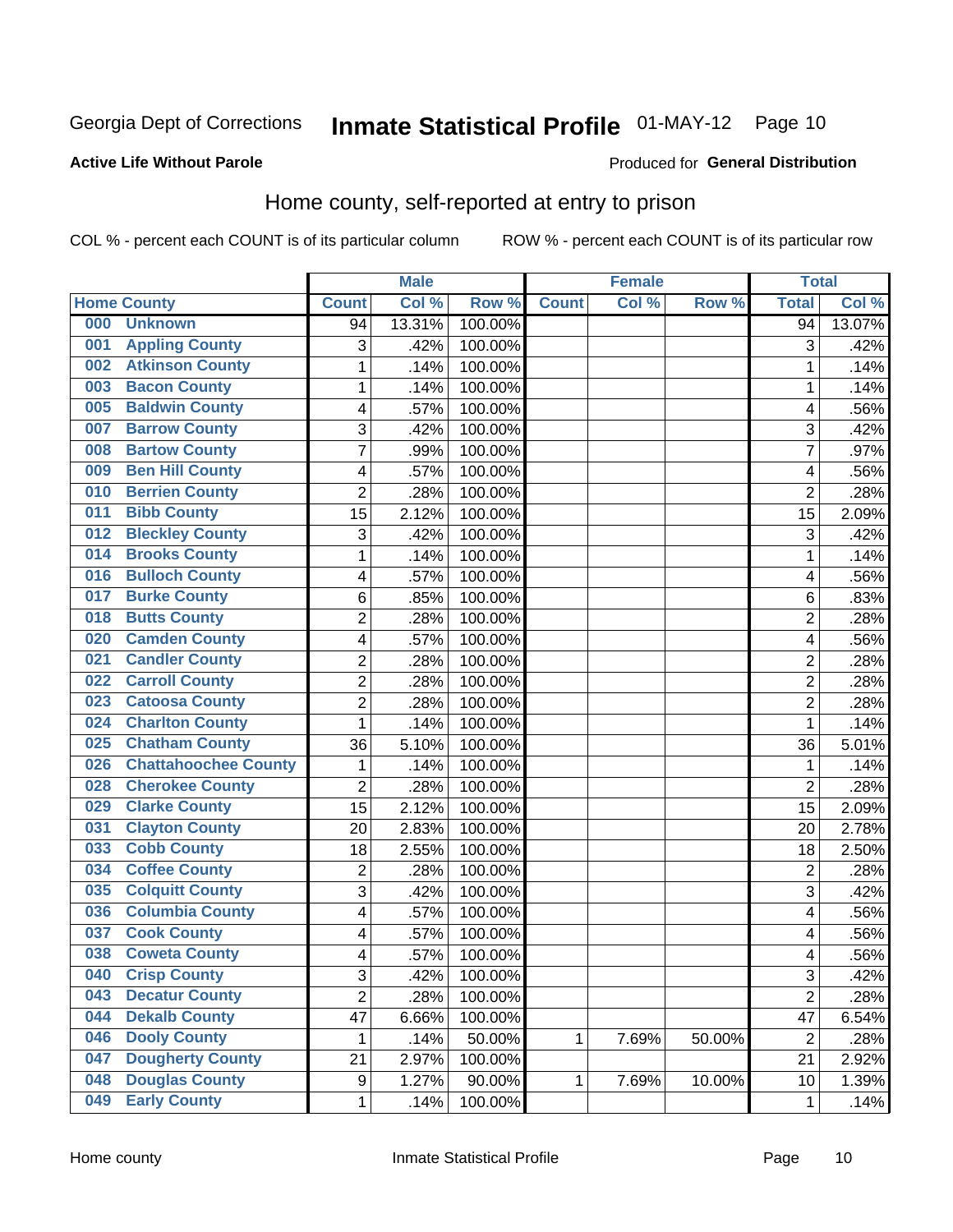Georgia Dept of Corrections **Inmate Statistical Profile** 01-MAY-12

**Active Life Without Parole**

Produced for **General Distribution**

## Home county, self-reported at entry to prison

COL % - percent each COUNT is of its particular column ROW % - percent each COUNT is of its particular row

| Home County | | Male | | | Female | | | Total | |
|---|---|---|---|---|---|---|---|---|---|
| | | Count | Col % | Row % | Count | Col % | Row % | Total | Col % |
| 000 | Unknown | 94 | 13.31% | 100.00% | | | | 94 | 13.07% |
| 001 | Appling County | 3 | .42% | 100.00% | | | | 3 | .42% |
| 002 | Atkinson County | 1 | .14% | 100.00% | | | | 1 | .14% |
| 003 | Bacon County | 1 | .14% | 100.00% | | | | 1 | .14% |
| 005 | Baldwin County | 4 | .57% | 100.00% | | | | 4 | .56% |
| 007 | Barrow County | 3 | .42% | 100.00% | | | | 3 | .42% |
| 008 | Bartow County | 7 | .99% | 100.00% | | | | 7 | .97% |
| 009 | Ben Hill County | 4 | .57% | 100.00% | | | | 4 | .56% |
| 010 | Berrien County | 2 | .28% | 100.00% | | | | 2 | .28% |
| 011 | Bibb County | 15 | 2.12% | 100.00% | | | | 15 | 2.09% |
| 012 | Bleckley County | 3 | .42% | 100.00% | | | | 3 | .42% |
| 014 | Brooks County | 1 | .14% | 100.00% | | | | 1 | .14% |
| 016 | Bulloch County | 4 | .57% | 100.00% | | | | 4 | .56% |
| 017 | Burke County | 6 | .85% | 100.00% | | | | 6 | .83% |
| 018 | Butts County | 2 | .28% | 100.00% | | | | 2 | .28% |
| 020 | Camden County | 4 | .57% | 100.00% | | | | 4 | .56% |
| 021 | Candler County | 2 | .28% | 100.00% | | | | 2 | .28% |
| 022 | Carroll County | 2 | .28% | 100.00% | | | | 2 | .28% |
| 023 | Catoosa County | 2 | .28% | 100.00% | | | | 2 | .28% |
| 024 | Charlton County | 1 | .14% | 100.00% | | | | 1 | .14% |
| 025 | Chatham County | 36 | 5.10% | 100.00% | | | | 36 | 5.01% |
| 026 | Chattahoochee County | 1 | .14% | 100.00% | | | | 1 | .14% |
| 028 | Cherokee County | 2 | .28% | 100.00% | | | | 2 | .28% |
| 029 | Clarke County | 15 | 2.12% | 100.00% | | | | 15 | 2.09% |
| 031 | Clayton County | 20 | 2.83% | 100.00% | | | | 20 | 2.78% |
| 033 | Cobb County | 18 | 2.55% | 100.00% | | | | 18 | 2.50% |
| 034 | Coffee County | 2 | .28% | 100.00% | | | | 2 | .28% |
| 035 | Colquitt County | 3 | .42% | 100.00% | | | | 3 | .42% |
| 036 | Columbia County | 4 | .57% | 100.00% | | | | 4 | .56% |
| 037 | Cook County | 4 | .57% | 100.00% | | | | 4 | .56% |
| 038 | Coweta County | 4 | .57% | 100.00% | | | | 4 | .56% |
| 040 | Crisp County | 3 | .42% | 100.00% | | | | 3 | .42% |
| 043 | Decatur County | 2 | .28% | 100.00% | | | | 2 | .28% |
| 044 | Dekalb County | 47 | 6.66% | 100.00% | | | | 47 | 6.54% |
| 046 | Dooly County | 1 | .14% | 50.00% | 1 | 7.69% | 50.00% | 2 | .28% |
| 047 | Dougherty County | 21 | 2.97% | 100.00% | | | | 21 | 2.92% |
| 048 | Douglas County | 9 | 1.27% | 90.00% | 1 | 7.69% | 10.00% | 10 | 1.39% |
| 049 | Early County | 1 | .14% | 100.00% | | | | 1 | .14% |

Home county Inmate Statistical Profile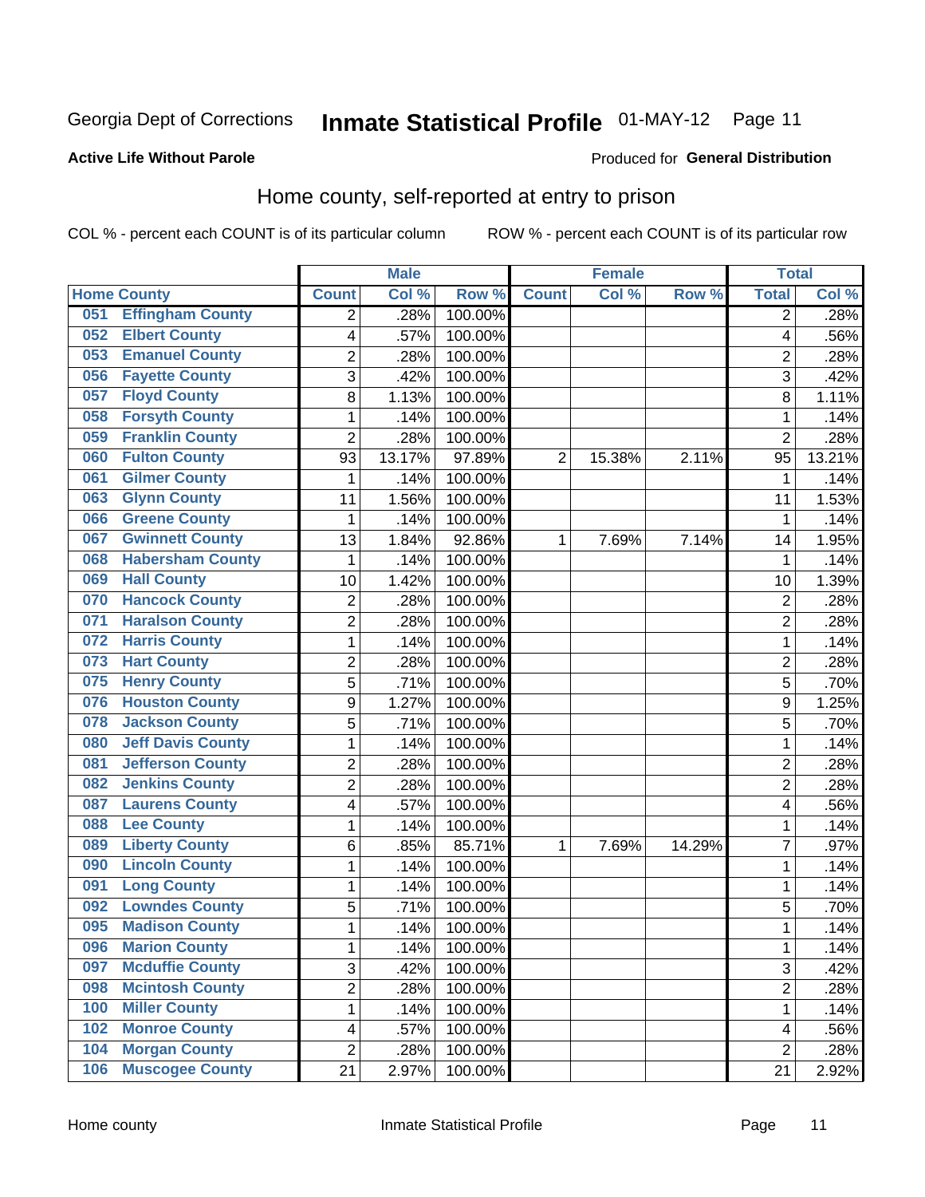Georgia Dept of Corrections **Inmate Statistical Profile** 01-MAY-12

**Active Life Without Parole**

Produced for **General Distribution**

## Home county, self-reported at entry to prison

COL % - percent each COUNT is of its particular column ROW % - percent each COUNT is of its particular row

| | | Male | | | Female | | | Total | |
|---|---|---|---|---|---|---|---|---|---|
| **Home County** | | **Count** | **Col %** | **Row %** | **Count** | **Col %** | **Row %** | **Total** | **Col %** |
| 051 | Effingham County | 2 | .28% | 100.00% | | | | 2 | .28% |
| 052 | Elbert County | 4 | .57% | 100.00% | | | | 4 | .56% |
| 053 | Emanuel County | 2 | .28% | 100.00% | | | | 2 | .28% |
| 056 | Fayette County | 3 | .42% | 100.00% | | | | 3 | .42% |
| 057 | Floyd County | 8 | 1.13% | 100.00% | | | | 8 | 1.11% |
| 058 | Forsyth County | 1 | .14% | 100.00% | | | | 1 | .14% |
| 059 | Franklin County | 2 | .28% | 100.00% | | | | 2 | .28% |
| 060 | Fulton County | 93 | 13.17% | 97.89% | 2 | 15.38% | 2.11% | 95 | 13.21% |
| 061 | Gilmer County | 1 | .14% | 100.00% | | | | 1 | .14% |
| 063 | Glynn County | 11 | 1.56% | 100.00% | | | | 11 | 1.53% |
| 066 | Greene County | 1 | .14% | 100.00% | | | | 1 | .14% |
| 067 | Gwinnett County | 13 | 1.84% | 92.86% | 1 | 7.69% | 7.14% | 14 | 1.95% |
| 068 | Habersham County | 1 | .14% | 100.00% | | | | 1 | .14% |
| 069 | Hall County | 10 | 1.42% | 100.00% | | | | 10 | 1.39% |
| 070 | Hancock County | 2 | .28% | 100.00% | | | | 2 | .28% |
| 071 | Haralson County | 2 | .28% | 100.00% | | | | 2 | .28% |
| 072 | Harris County | 1 | .14% | 100.00% | | | | 1 | .14% |
| 073 | Hart County | 2 | .28% | 100.00% | | | | 2 | .28% |
| 075 | Henry County | 5 | .71% | 100.00% | | | | 5 | .70% |
| 076 | Houston County | 9 | 1.27% | 100.00% | | | | 9 | 1.25% |
| 078 | Jackson County | 5 | .71% | 100.00% | | | | 5 | .70% |
| 080 | Jeff Davis County | 1 | .14% | 100.00% | | | | 1 | .14% |
| 081 | Jefferson County | 2 | .28% | 100.00% | | | | 2 | .28% |
| 082 | Jenkins County | 2 | .28% | 100.00% | | | | 2 | .28% |
| 087 | Laurens County | 4 | .57% | 100.00% | | | | 4 | .56% |
| 088 | Lee County | 1 | .14% | 100.00% | | | | 1 | .14% |
| 089 | Liberty County | 6 | .85% | 85.71% | 1 | 7.69% | 14.29% | 7 | .97% |
| 090 | Lincoln County | 1 | .14% | 100.00% | | | | 1 | .14% |
| 091 | Long County | 1 | .14% | 100.00% | | | | 1 | .14% |
| 092 | Lowndes County | 5 | .71% | 100.00% | | | | 5 | .70% |
| 095 | Madison County | 1 | .14% | 100.00% | | | | 1 | .14% |
| 096 | Marion County | 1 | .14% | 100.00% | | | | 1 | .14% |
| 097 | Mcduffie County | 3 | .42% | 100.00% | | | | 3 | .42% |
| 098 | Mcintosh County | 2 | .28% | 100.00% | | | | 2 | .28% |
| 100 | Miller County | 1 | .14% | 100.00% | | | | 1 | .14% |
| 102 | Monroe County | 4 | .57% | 100.00% | | | | 4 | .56% |
| 104 | Morgan County | 2 | .28% | 100.00% | | | | 2 | .28% |
| 106 | Muscogee County | 21 | 2.97% | 100.00% | | | | 21 | 2.92% |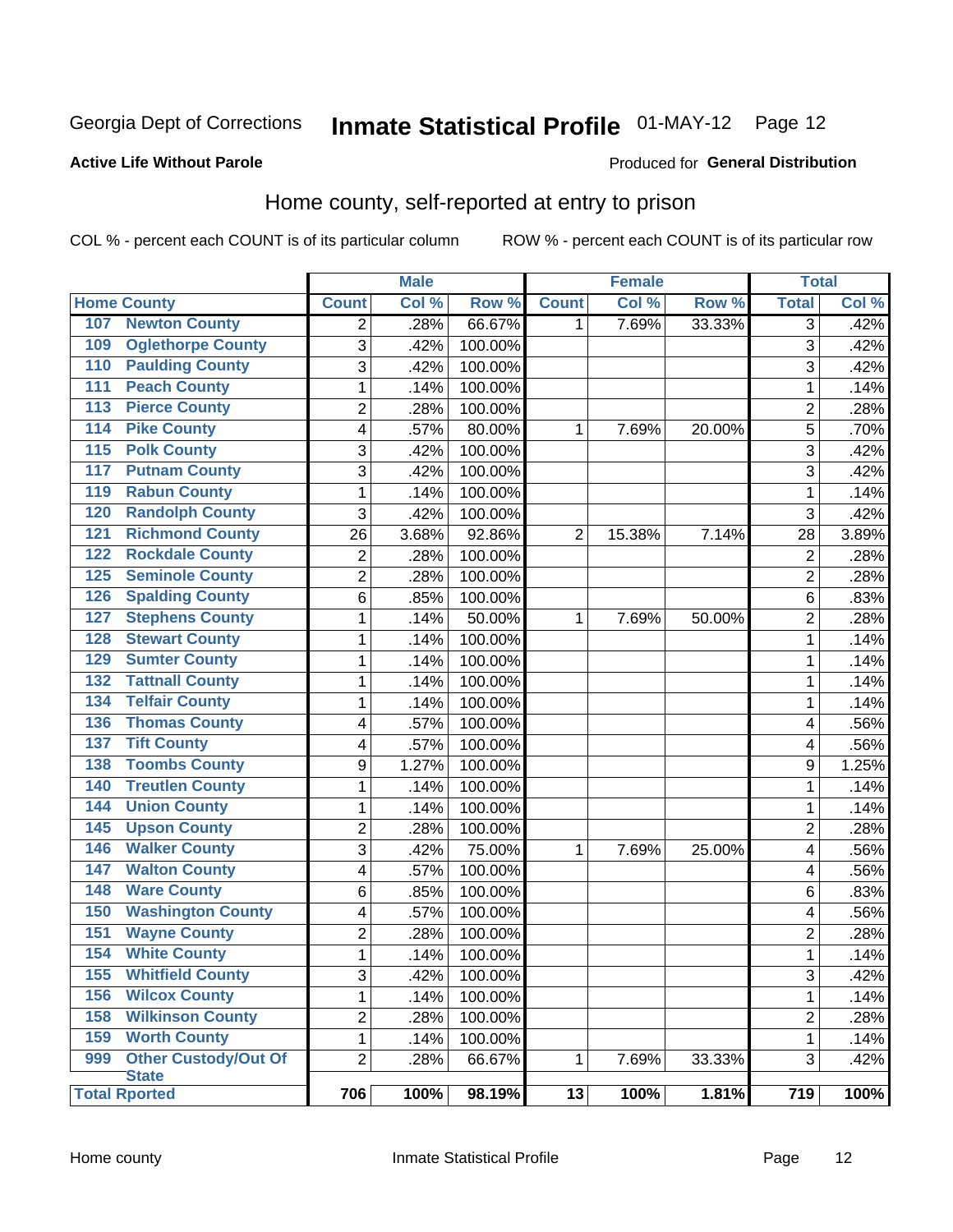Georgia Dept of Corrections **Inmate Statistical Profile** 01-MAY-12

**Active Life Without Parole**

Produced for **General Distribution**

## Home county, self-reported at entry to prison

COL % - percent each COUNT is of its particular column ROW % - percent each COUNT is of its particular row

| Home County | | Male | | | Female | | | Total | |
|---|---|---|---|---|---|---|---|---|---|
| | | Count | Col % | Row % | Count | Col % | Row % | Total | Col % |
| 107 | Newton County | 2 | .28% | 66.67% | 1 | 7.69% | 33.33% | 3 | .42% |
| 109 | Oglethorpe County | 3 | .42% | 100.00% | | | | 3 | .42% |
| 110 | Paulding County | 3 | .42% | 100.00% | | | | 3 | .42% |
| 111 | Peach County | 1 | .14% | 100.00% | | | | 1 | .14% |
| 113 | Pierce County | 2 | .28% | 100.00% | | | | 2 | .28% |
| 114 | Pike County | 4 | .57% | 80.00% | 1 | 7.69% | 20.00% | 5 | .70% |
| 115 | Polk County | 3 | .42% | 100.00% | | | | 3 | .42% |
| 117 | Putnam County | 3 | .42% | 100.00% | | | | 3 | .42% |
| 119 | Rabun County | 1 | .14% | 100.00% | | | | 1 | .14% |
| 120 | Randolph County | 3 | .42% | 100.00% | | | | 3 | .42% |
| 121 | Richmond County | 26 | 3.68% | 92.86% | 2 | 15.38% | 7.14% | 28 | 3.89% |
| 122 | Rockdale County | 2 | .28% | 100.00% | | | | 2 | .28% |
| 125 | Seminole County | 2 | .28% | 100.00% | | | | 2 | .28% |
| 126 | Spalding County | 6 | .85% | 100.00% | | | | 6 | .83% |
| 127 | Stephens County | 1 | .14% | 50.00% | 1 | 7.69% | 50.00% | 2 | .28% |
| 128 | Stewart County | 1 | .14% | 100.00% | | | | 1 | .14% |
| 129 | Sumter County | 1 | .14% | 100.00% | | | | 1 | .14% |
| 132 | Tattnall County | 1 | .14% | 100.00% | | | | 1 | .14% |
| 134 | Telfair County | 1 | .14% | 100.00% | | | | 1 | .14% |
| 136 | Thomas County | 4 | .57% | 100.00% | | | | 4 | .56% |
| 137 | Tift County | 4 | .57% | 100.00% | | | | 4 | .56% |
| 138 | Toombs County | 9 | 1.27% | 100.00% | | | | 9 | 1.25% |
| 140 | Treutlen County | 1 | .14% | 100.00% | | | | 1 | .14% |
| 144 | Union County | 1 | .14% | 100.00% | | | | 1 | .14% |
| 145 | Upson County | 2 | .28% | 100.00% | | | | 2 | .28% |
| 146 | Walker County | 3 | .42% | 75.00% | 1 | 7.69% | 25.00% | 4 | .56% |
| 147 | Walton County | 4 | .57% | 100.00% | | | | 4 | .56% |
| 148 | Ware County | 6 | .85% | 100.00% | | | | 6 | .83% |
| 150 | Washington County | 4 | .57% | 100.00% | | | | 4 | .56% |
| 151 | Wayne County | 2 | .28% | 100.00% | | | | 2 | .28% |
| 154 | White County | 1 | .14% | 100.00% | | | | 1 | .14% |
| 155 | Whitfield County | 3 | .42% | 100.00% | | | | 3 | .42% |
| 156 | Wilcox County | 1 | .14% | 100.00% | | | | 1 | .14% |
| 158 | Wilkinson County | 2 | .28% | 100.00% | | | | 2 | .28% |
| 159 | Worth County | 1 | .14% | 100.00% | | | | 1 | .14% |
| 999 | Other Custody/Out Of State | 2 | .28% | 66.67% | 1 | 7.69% | 33.33% | 3 | .42% |
| Total Rported | | 706 | 100% | 98.19% | 13 | 100% | 1.81% | 719 | 100% |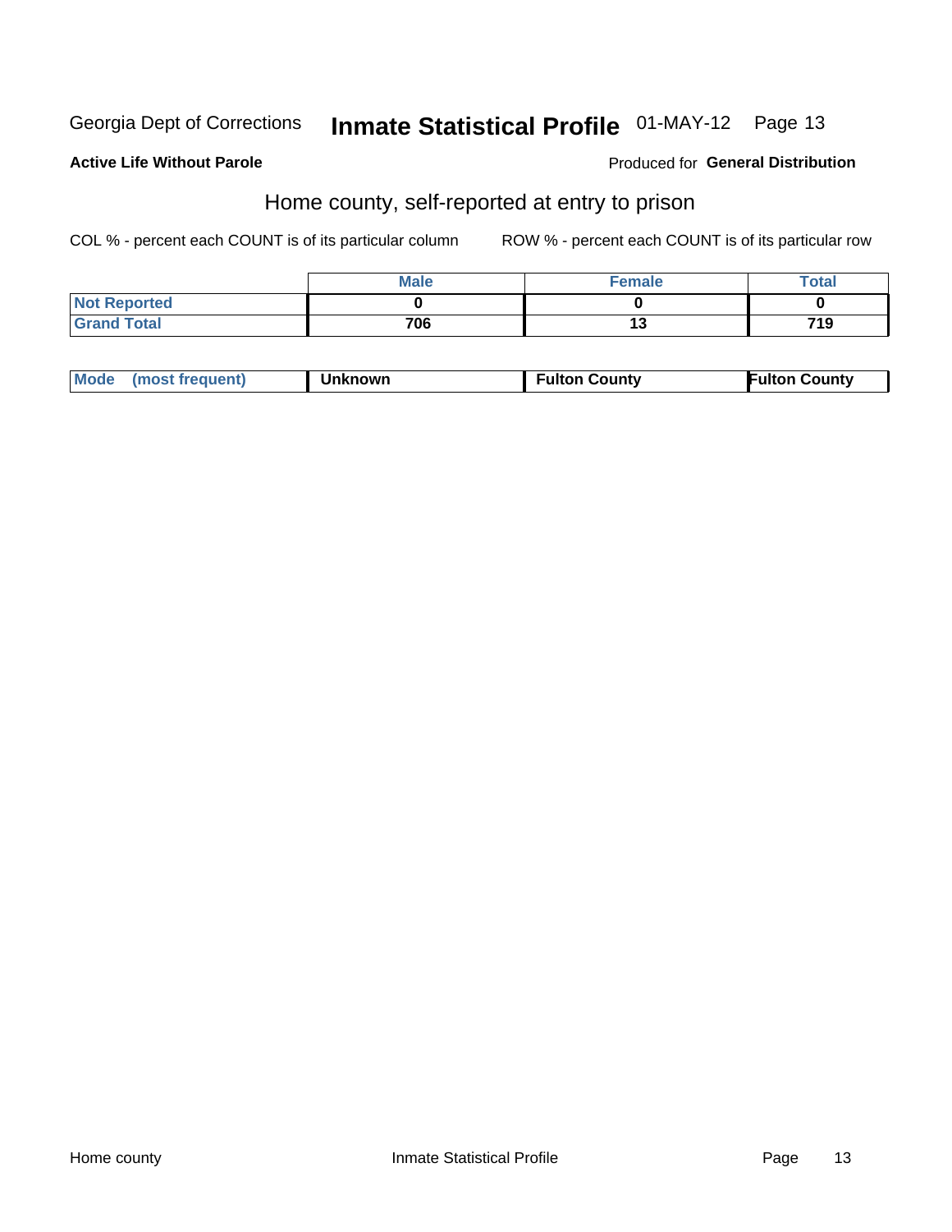Georgia Dept of Corrections **Inmate Statistical Profile** 01-MAY-12

**Active Life Without Parole**

Produced for **General Distribution**

## Home county, self-reported at entry to prison

COL % - percent each COUNT is of its particular column

ROW % - percent each COUNT is of its particular row

| | Male | Female | Total |
|---|---|---|---|
| Not Reported | 0 | 0 | 0 |
| Grand Total | 706 | 13 | 719 |

| Mode (most frequent) | Unknown | Fulton County | Fulton County |
|---|---|---|---|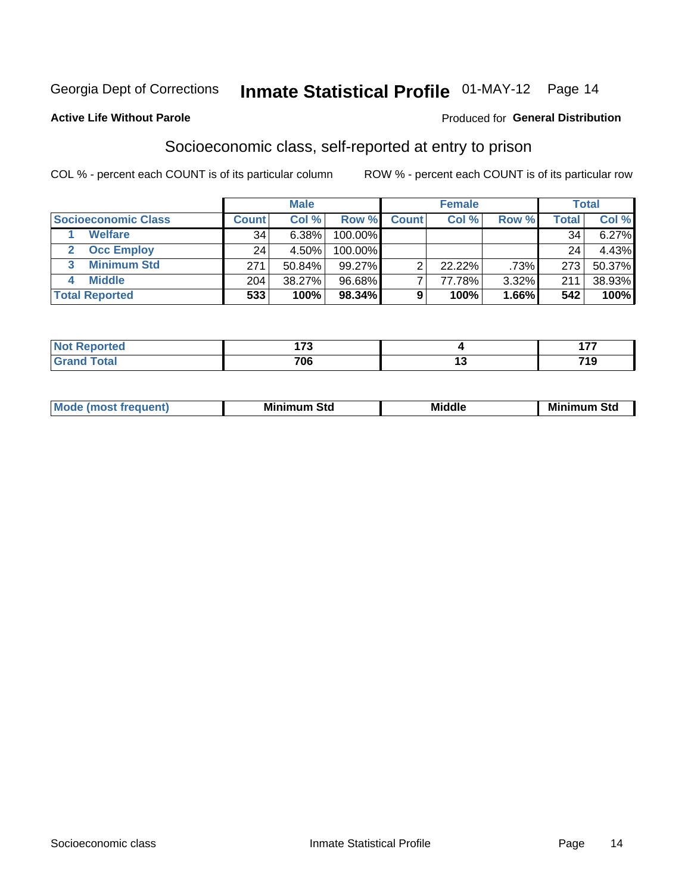Georgia Dept of Corrections **Inmate Statistical Profile** 01-MAY-12

**Active Life Without Parole**

Produced for **General Distribution**

## Socioeconomic class, self-reported at entry to prison

COL % - percent each COUNT is of its particular column     ROW % - percent each COUNT is of its particular row

| | Male | | | Female | | | Total | |
|---|---|---|---|---|---|---|---|---|
| **Socioeconomic Class** | **Count** | **Col %** | **Row %** | **Count** | **Col %** | **Row %** | **Total** | **Col %** |
| 1 **Welfare** | 34 | 6.38% | 100.00% | | | | 34 | 6.27% |
| 2 **Occ Employ** | 24 | 4.50% | 100.00% | | | | 24 | 4.43% |
| 3 **Minimum Std** | 271 | 50.84% | 99.27% | 2 | 22.22% | .73% | 273 | 50.37% |
| 4 **Middle** | 204 | 38.27% | 96.68% | 7 | 77.78% | 3.32% | 211 | 38.93% |
| **Total Reported** | **533** | **100%** | **98.34%** | **9** | **100%** | **1.66%** | **542** | **100%** |

| | Male | Female | Total |
|---|---|---|---|
| **Not Reported** | **173** | **4** | **177** |
| **Grand Total** | **706** | **13** | **719** |

| | Male | Female | Total |
|---|---|---|---|
| **Mode (most frequent)** | **Minimum Std** | **Middle** | **Minimum Std** |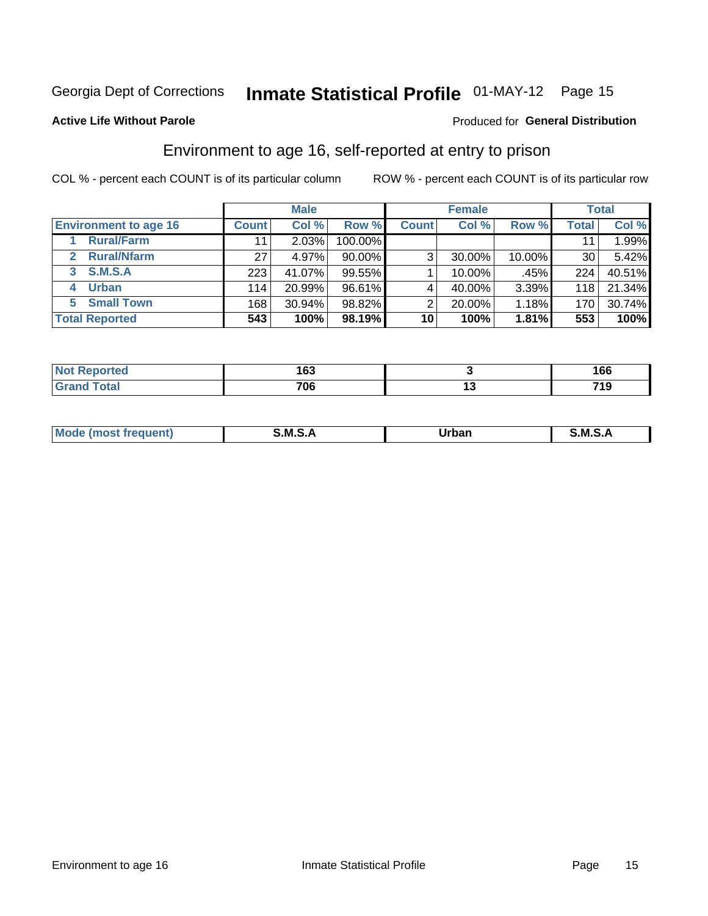Georgia Dept of Corrections **Inmate Statistical Profile** 01-MAY-12

**Active Life Without Parole**

Produced for **General Distribution**

## Environment to age 16, self-reported at entry to prison

COL % - percent each COUNT is of its particular column

ROW % - percent each COUNT is of its particular row

| Environment to age 16 | Male | | | Female | | | Total | |
|---|---|---|---|---|---|---|---|---|
| | Count | Col % | Row % | Count | Col % | Row % | Total | Col % |
| 1 Rural/Farm | 11 | 2.03% | 100.00% | | | | 11 | 1.99% |
| 2 Rural/Nfarm | 27 | 4.97% | 90.00% | 3 | 30.00% | 10.00% | 30 | 5.42% |
| 3 S.M.S.A | 223 | 41.07% | 99.55% | 1 | 10.00% | .45% | 224 | 40.51% |
| 4 Urban | 114 | 20.99% | 96.61% | 4 | 40.00% | 3.39% | 118 | 21.34% |
| 5 Small Town | 168 | 30.94% | 98.82% | 2 | 20.00% | 1.18% | 170 | 30.74% |
| **Total Reported** | **543** | **100%** | **98.19%** | **10** | **100%** | **1.81%** | **553** | **100%** |

| | Male | Female | Total |
|---|---|---|---|
| Not Reported | 163 | 3 | 166 |
| Grand Total | 706 | 13 | 719 |

| | Male | Female | Total |
|---|---|---|---|
| Mode (most frequent) | S.M.S.A | Urban | S.M.S.A |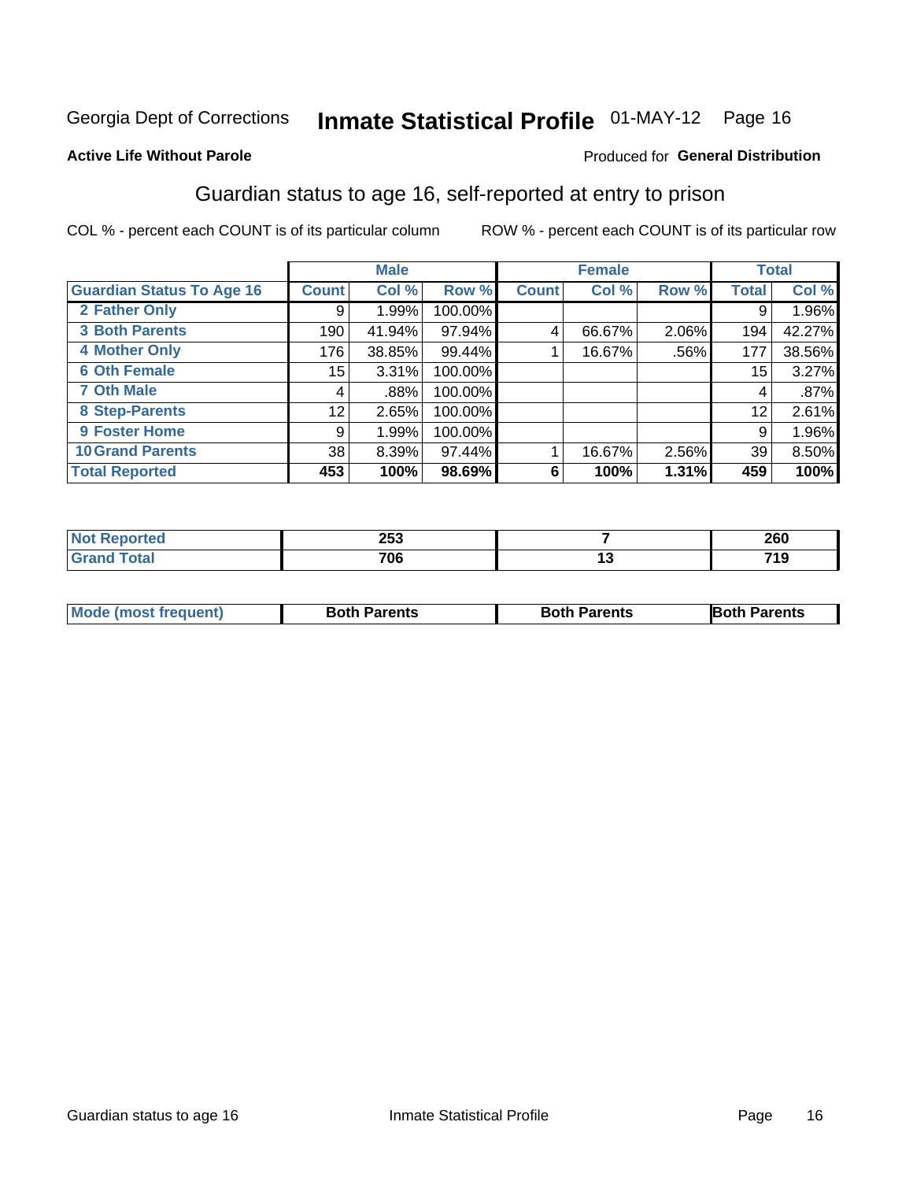Georgia Dept of Corrections **Inmate Statistical Profile** 01-MAY-12 Page 16

**Active Life Without Parole**

Produced for **General Distribution**

## Guardian status to age 16, self-reported at entry to prison

COL % - percent each COUNT is of its particular column

ROW % - percent each COUNT is of its particular row

| | Male | | | Female | | | Total | |
|---|---|---|---|---|---|---|---|---|
| **Guardian Status To Age 16** | **Count** | **Col %** | **Row %** | **Count** | **Col %** | **Row %** | **Total** | **Col %** |
| **2 Father Only** | 9 | 1.99% | 100.00% | | | | 9 | 1.96% |
| **3 Both Parents** | 190 | 41.94% | 97.94% | 4 | 66.67% | 2.06% | 194 | 42.27% |
| **4 Mother Only** | 176 | 38.85% | 99.44% | 1 | 16.67% | .56% | 177 | 38.56% |
| **6 Oth Female** | 15 | 3.31% | 100.00% | | | | 15 | 3.27% |
| **7 Oth Male** | 4 | .88% | 100.00% | | | | 4 | .87% |
| **8 Step-Parents** | 12 | 2.65% | 100.00% | | | | 12 | 2.61% |
| **9 Foster Home** | 9 | 1.99% | 100.00% | | | | 9 | 1.96% |
| **10 Grand Parents** | 38 | 8.39% | 97.44% | 1 | 16.67% | 2.56% | 39 | 8.50% |
| **Total Reported** | **453** | **100%** | **98.69%** | **6** | **100%** | **1.31%** | **459** | **100%** |

| | Male | Female | Total |
|---|---|---|---|
| **Not Reported** | **253** | **7** | **260** |
| **Grand Total** | **706** | **13** | **719** |

| | Male | Female | Total |
|---|---|---|---|
| **Mode (most frequent)** | **Both Parents** | **Both Parents** | **Both Parents** |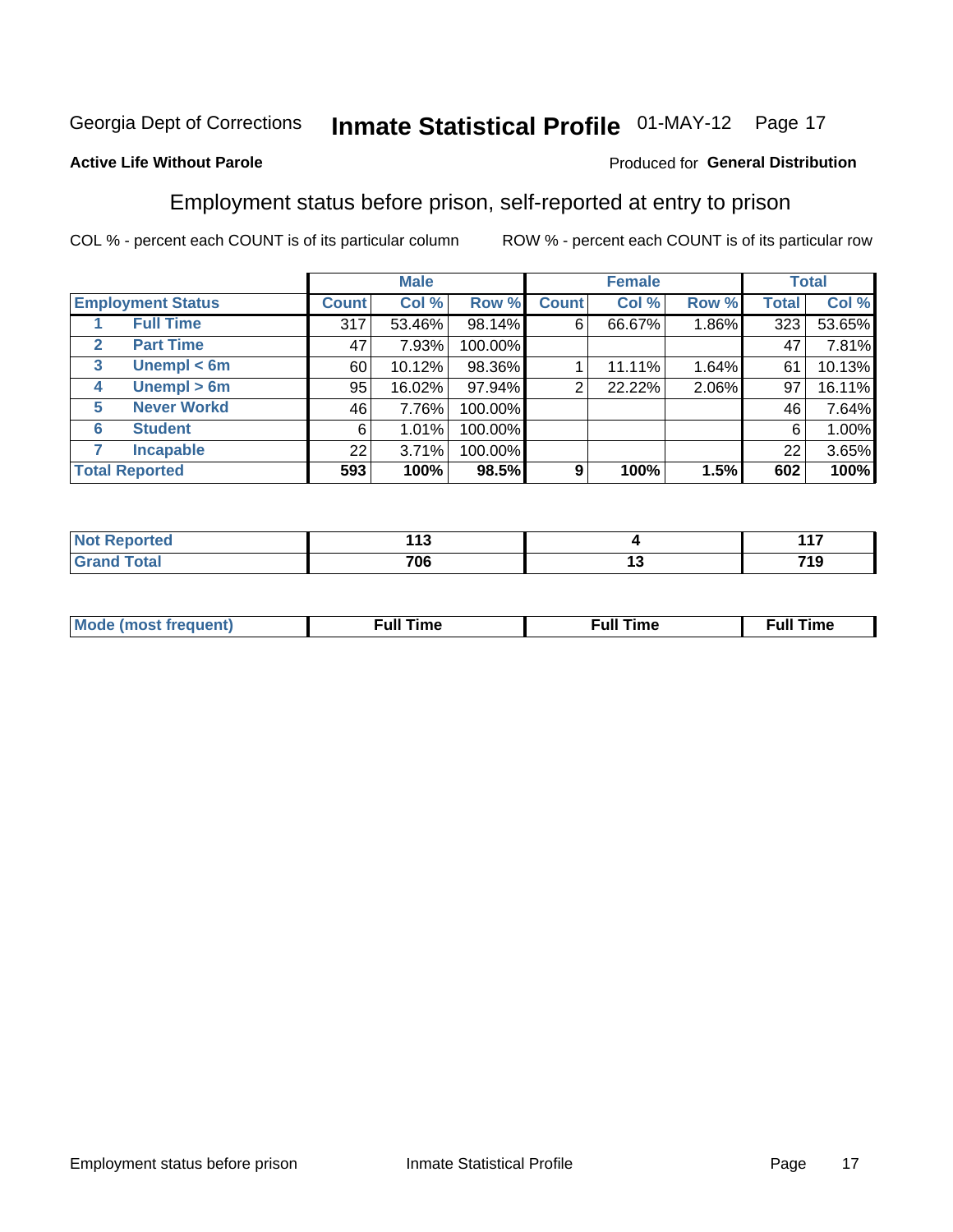Georgia Dept of Corrections **Inmate Statistical Profile** 01-MAY-12

**Active Life Without Parole**

Produced for **General Distribution**

## Employment status before prison, self-reported at entry to prison

COL % - percent each COUNT is of its particular column ROW % - percent each COUNT is of its particular row

| Employment Status | | Male | | | Female | | | Total | |
|---|---|---|---|---|---|---|---|---|---|
| | | Count | Col % | Row % | Count | Col % | Row % | Total | Col % |
| 1 | Full Time | 317 | 53.46% | 98.14% | 6 | 66.67% | 1.86% | 323 | 53.65% |
| 2 | Part Time | 47 | 7.93% | 100.00% | | | | 47 | 7.81% |
| 3 | Unempl < 6m | 60 | 10.12% | 98.36% | 1 | 11.11% | 1.64% | 61 | 10.13% |
| 4 | Unempl > 6m | 95 | 16.02% | 97.94% | 2 | 22.22% | 2.06% | 97 | 16.11% |
| 5 | Never Workd | 46 | 7.76% | 100.00% | | | | 46 | 7.64% |
| 6 | Student | 6 | 1.01% | 100.00% | | | | 6 | 1.00% |
| 7 | Incapable | 22 | 3.71% | 100.00% | | | | 22 | 3.65% |
| **Total Reported** | | **593** | **100%** | **98.5%** | **9** | **100%** | **1.5%** | **602** | **100%** |

| | Male | Female | Total |
|---|---|---|---|
| Not Reported | 113 | 4 | 117 |
| Grand Total | 706 | 13 | 719 |

| | Male | Female | Total |
|---|---|---|---|
| Mode (most frequent) | Full Time | Full Time | Full Time |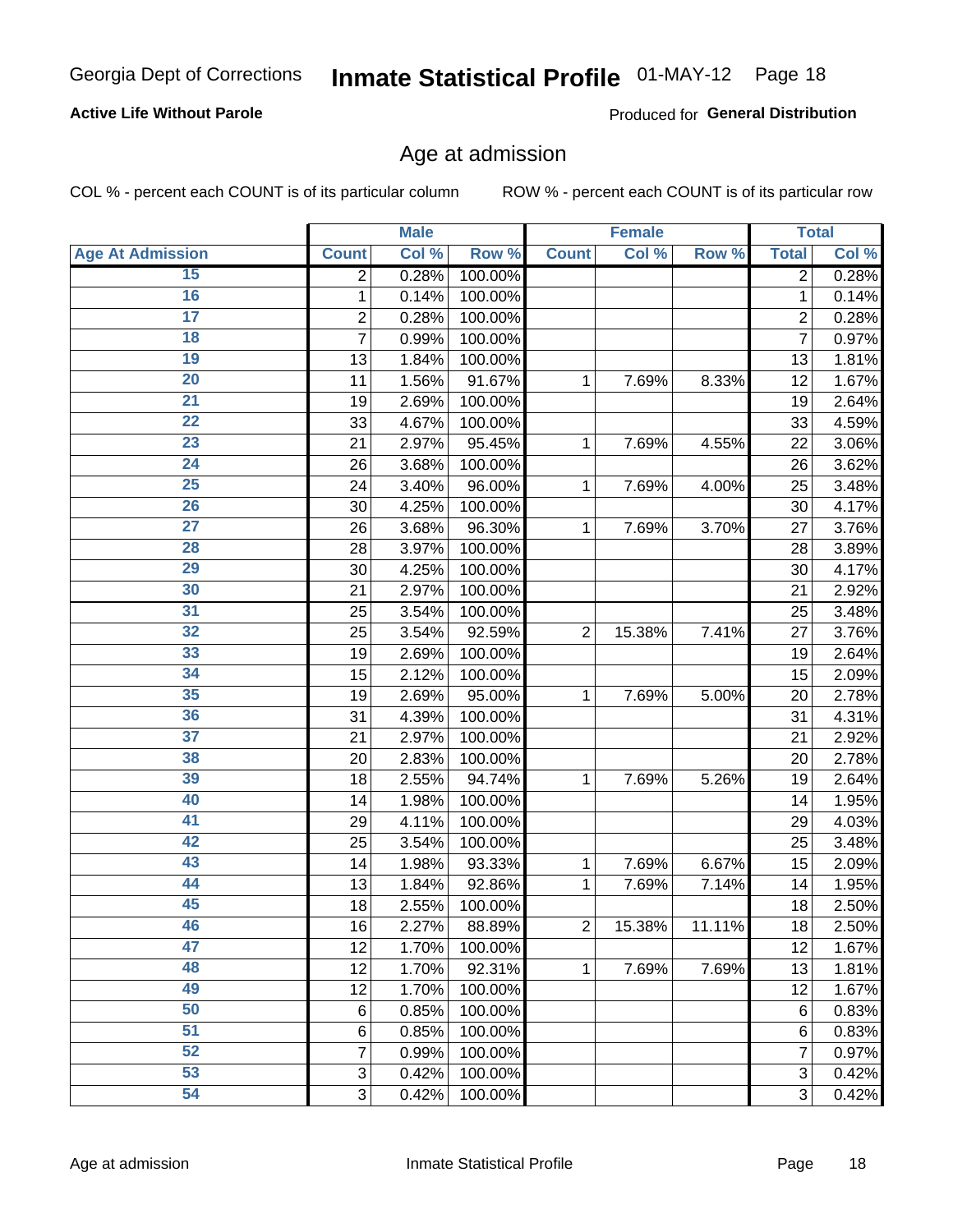Georgia Dept of Corrections **Inmate Statistical Profile** 01-MAY-12

**Active Life Without Parole**

Produced for **General Distribution**

## Age at admission

COL % - percent each COUNT is of its particular column ROW % - percent each COUNT is of its particular row

| | Male | | | Female | | | Total | |
|---|---|---|---|---|---|---|---|---|
| **Age At Admission** | **Count** | **Col %** | **Row %** | **Count** | **Col %** | **Row %** | **Total** | **Col %** |
| 15 | 2 | 0.28% | 100.00% | | | | 2 | 0.28% |
| 16 | 1 | 0.14% | 100.00% | | | | 1 | 0.14% |
| 17 | 2 | 0.28% | 100.00% | | | | 2 | 0.28% |
| 18 | 7 | 0.99% | 100.00% | | | | 7 | 0.97% |
| 19 | 13 | 1.84% | 100.00% | | | | 13 | 1.81% |
| 20 | 11 | 1.56% | 91.67% | 1 | 7.69% | 8.33% | 12 | 1.67% |
| 21 | 19 | 2.69% | 100.00% | | | | 19 | 2.64% |
| 22 | 33 | 4.67% | 100.00% | | | | 33 | 4.59% |
| 23 | 21 | 2.97% | 95.45% | 1 | 7.69% | 4.55% | 22 | 3.06% |
| 24 | 26 | 3.68% | 100.00% | | | | 26 | 3.62% |
| 25 | 24 | 3.40% | 96.00% | 1 | 7.69% | 4.00% | 25 | 3.48% |
| 26 | 30 | 4.25% | 100.00% | | | | 30 | 4.17% |
| 27 | 26 | 3.68% | 96.30% | 1 | 7.69% | 3.70% | 27 | 3.76% |
| 28 | 28 | 3.97% | 100.00% | | | | 28 | 3.89% |
| 29 | 30 | 4.25% | 100.00% | | | | 30 | 4.17% |
| 30 | 21 | 2.97% | 100.00% | | | | 21 | 2.92% |
| 31 | 25 | 3.54% | 100.00% | | | | 25 | 3.48% |
| 32 | 25 | 3.54% | 92.59% | 2 | 15.38% | 7.41% | 27 | 3.76% |
| 33 | 19 | 2.69% | 100.00% | | | | 19 | 2.64% |
| 34 | 15 | 2.12% | 100.00% | | | | 15 | 2.09% |
| 35 | 19 | 2.69% | 95.00% | 1 | 7.69% | 5.00% | 20 | 2.78% |
| 36 | 31 | 4.39% | 100.00% | | | | 31 | 4.31% |
| 37 | 21 | 2.97% | 100.00% | | | | 21 | 2.92% |
| 38 | 20 | 2.83% | 100.00% | | | | 20 | 2.78% |
| 39 | 18 | 2.55% | 94.74% | 1 | 7.69% | 5.26% | 19 | 2.64% |
| 40 | 14 | 1.98% | 100.00% | | | | 14 | 1.95% |
| 41 | 29 | 4.11% | 100.00% | | | | 29 | 4.03% |
| 42 | 25 | 3.54% | 100.00% | | | | 25 | 3.48% |
| 43 | 14 | 1.98% | 93.33% | 1 | 7.69% | 6.67% | 15 | 2.09% |
| 44 | 13 | 1.84% | 92.86% | 1 | 7.69% | 7.14% | 14 | 1.95% |
| 45 | 18 | 2.55% | 100.00% | | | | 18 | 2.50% |
| 46 | 16 | 2.27% | 88.89% | 2 | 15.38% | 11.11% | 18 | 2.50% |
| 47 | 12 | 1.70% | 100.00% | | | | 12 | 1.67% |
| 48 | 12 | 1.70% | 92.31% | 1 | 7.69% | 7.69% | 13 | 1.81% |
| 49 | 12 | 1.70% | 100.00% | | | | 12 | 1.67% |
| 50 | 6 | 0.85% | 100.00% | | | | 6 | 0.83% |
| 51 | 6 | 0.85% | 100.00% | | | | 6 | 0.83% |
| 52 | 7 | 0.99% | 100.00% | | | | 7 | 0.97% |
| 53 | 3 | 0.42% | 100.00% | | | | 3 | 0.42% |
| 54 | 3 | 0.42% | 100.00% | | | | 3 | 0.42% |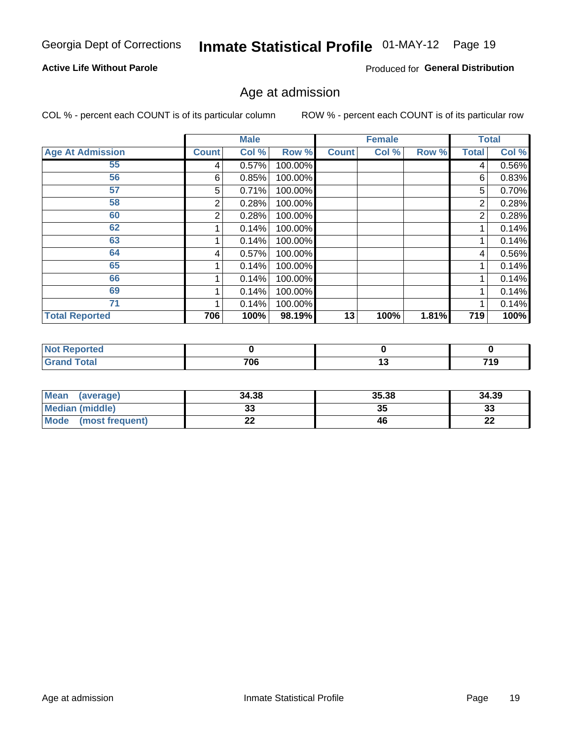Georgia Dept of Corrections **Inmate Statistical Profile** 01-MAY-12

**Active Life Without Parole**

Produced for **General Distribution**

## Age at admission

COL % - percent each COUNT is of its particular column    ROW % - percent each COUNT is of its particular row

| | Male | | | Female | | | Total | |
|---|---|---|---|---|---|---|---|---|
| **Age At Admission** | **Count** | **Col %** | **Row %** | **Count** | **Col %** | **Row %** | **Total** | **Col %** |
| 55 | 4 | 0.57% | 100.00% | | | | 4 | 0.56% |
| 56 | 6 | 0.85% | 100.00% | | | | 6 | 0.83% |
| 57 | 5 | 0.71% | 100.00% | | | | 5 | 0.70% |
| 58 | 2 | 0.28% | 100.00% | | | | 2 | 0.28% |
| 60 | 2 | 0.28% | 100.00% | | | | 2 | 0.28% |
| 62 | 1 | 0.14% | 100.00% | | | | 1 | 0.14% |
| 63 | 1 | 0.14% | 100.00% | | | | 1 | 0.14% |
| 64 | 4 | 0.57% | 100.00% | | | | 4 | 0.56% |
| 65 | 1 | 0.14% | 100.00% | | | | 1 | 0.14% |
| 66 | 1 | 0.14% | 100.00% | | | | 1 | 0.14% |
| 69 | 1 | 0.14% | 100.00% | | | | 1 | 0.14% |
| 71 | 1 | 0.14% | 100.00% | | | | 1 | 0.14% |
| **Total Reported** | **706** | **100%** | **98.19%** | **13** | **100%** | **1.81%** | **719** | **100%** |

| | Male | Female | Total |
|---|---|---|---|
| **Not Reported** | **0** | **0** | **0** |
| **Grand Total** | **706** | **13** | **719** |

| | Male | Female | Total |
|---|---|---|---|
| **Mean (average)** | **34.38** | **35.38** | **34.39** |
| **Median (middle)** | **33** | **35** | **33** |
| **Mode (most frequent)** | **22** | **46** | **22** |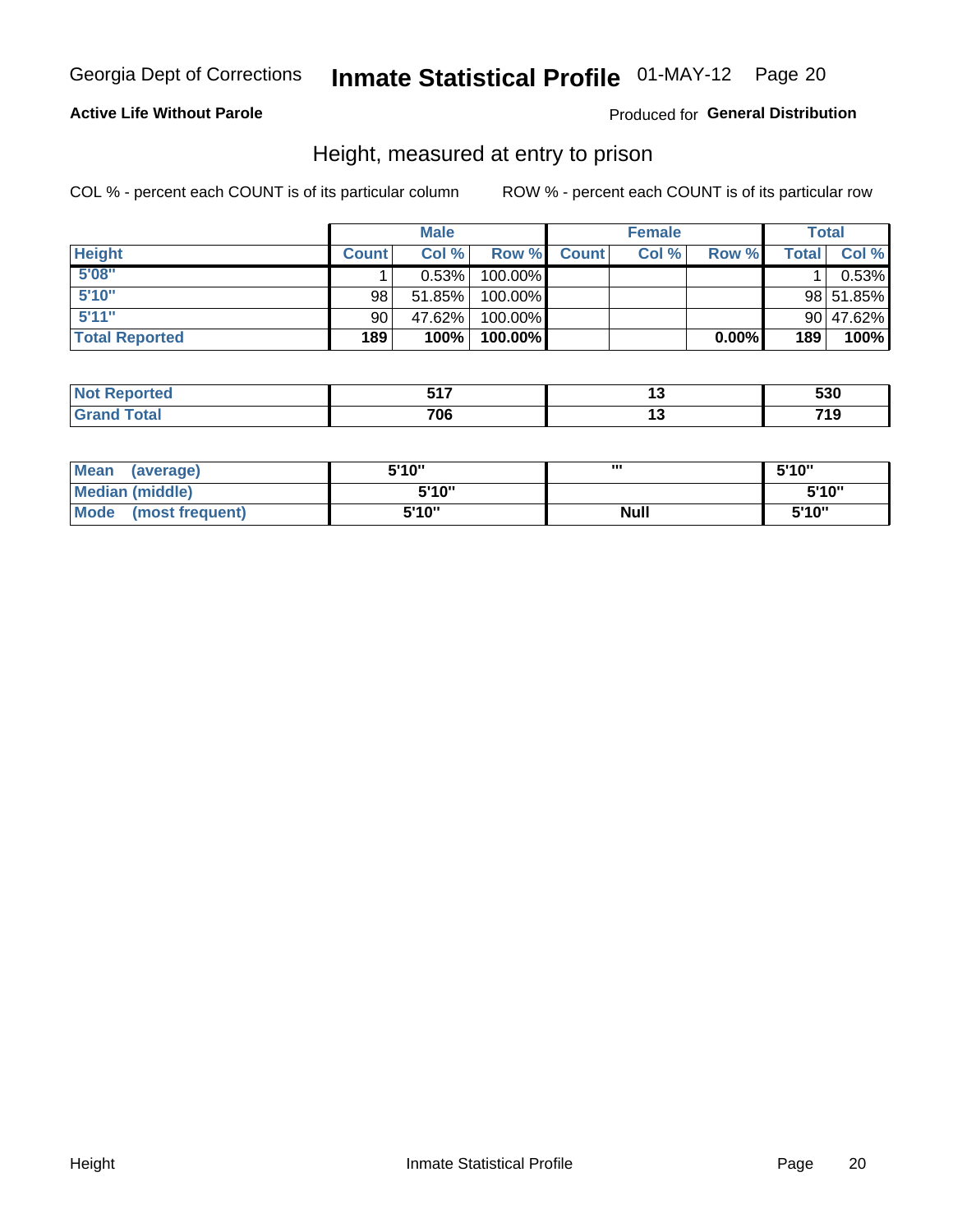Georgia Dept of Corrections **Inmate Statistical Profile** 01-MAY-12 Page 20

**Active Life Without Parole**

Produced for **General Distribution**

## Height, measured at entry to prison

COL % - percent each COUNT is of its particular column

ROW % - percent each COUNT is of its particular row

| | Male | | | Female | | | Total | |
|---|---|---|---|---|---|---|---|---|
| **Height** | **Count** | **Col %** | **Row %** | **Count** | **Col %** | **Row %** | **Total** | **Col %** |
| **5'08"** | 1 | 0.53% | 100.00% | | | | 1 | 0.53% |
| **5'10"** | 98 | 51.85% | 100.00% | | | | 98 | 51.85% |
| **5'11"** | 90 | 47.62% | 100.00% | | | | 90 | 47.62% |
| **Total Reported** | **189** | **100%** | **100.00%** | | | **0.00%** | **189** | **100%** |

| | Male | Female | Total |
|---|---|---|---|
| **Not Reported** | **517** | **13** | **530** |
| **Grand Total** | **706** | **13** | **719** |

| | Male | Female | Total |
|---|---|---|---|
| **Mean (average)** | **5'10"** | **"'** | **5'10"** |
| **Median (middle)** | **5'10"** | | **5'10"** |
| **Mode (most frequent)** | **5'10"** | **Null** | **5'10"** |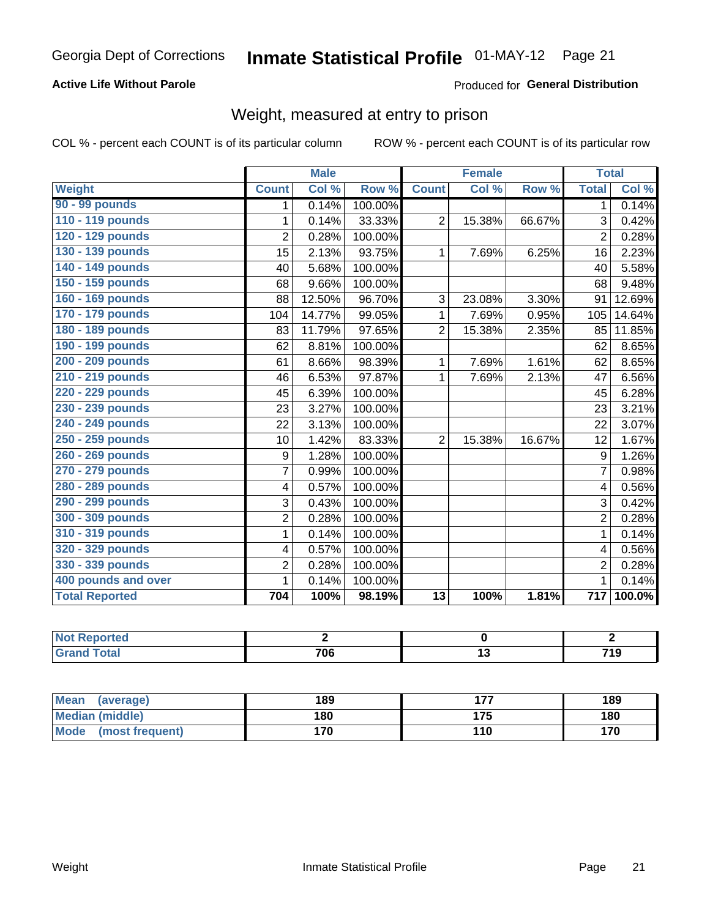Georgia Dept of Corrections **Inmate Statistical Profile** 01-MAY-12

**Active Life Without Parole**

Produced for **General Distribution**

## Weight, measured at entry to prison

COL % - percent each COUNT is of its particular column ROW % - percent each COUNT is of its particular row

| | Male | | | Female | | | Total | |
|---|---|---|---|---|---|---|---|---|
| **Weight** | **Count** | **Col %** | **Row %** | **Count** | **Col %** | **Row %** | **Total** | **Col %** |
| 90 - 99 pounds | 1 | 0.14% | 100.00% | | | | 1 | 0.14% |
| 110 - 119 pounds | 1 | 0.14% | 33.33% | 2 | 15.38% | 66.67% | 3 | 0.42% |
| 120 - 129 pounds | 2 | 0.28% | 100.00% | | | | 2 | 0.28% |
| 130 - 139 pounds | 15 | 2.13% | 93.75% | 1 | 7.69% | 6.25% | 16 | 2.23% |
| 140 - 149 pounds | 40 | 5.68% | 100.00% | | | | 40 | 5.58% |
| 150 - 159 pounds | 68 | 9.66% | 100.00% | | | | 68 | 9.48% |
| 160 - 169 pounds | 88 | 12.50% | 96.70% | 3 | 23.08% | 3.30% | 91 | 12.69% |
| 170 - 179 pounds | 104 | 14.77% | 99.05% | 1 | 7.69% | 0.95% | 105 | 14.64% |
| 180 - 189 pounds | 83 | 11.79% | 97.65% | 2 | 15.38% | 2.35% | 85 | 11.85% |
| 190 - 199 pounds | 62 | 8.81% | 100.00% | | | | 62 | 8.65% |
| 200 - 209 pounds | 61 | 8.66% | 98.39% | 1 | 7.69% | 1.61% | 62 | 8.65% |
| 210 - 219 pounds | 46 | 6.53% | 97.87% | 1 | 7.69% | 2.13% | 47 | 6.56% |
| 220 - 229 pounds | 45 | 6.39% | 100.00% | | | | 45 | 6.28% |
| 230 - 239 pounds | 23 | 3.27% | 100.00% | | | | 23 | 3.21% |
| 240 - 249 pounds | 22 | 3.13% | 100.00% | | | | 22 | 3.07% |
| 250 - 259 pounds | 10 | 1.42% | 83.33% | 2 | 15.38% | 16.67% | 12 | 1.67% |
| 260 - 269 pounds | 9 | 1.28% | 100.00% | | | | 9 | 1.26% |
| 270 - 279 pounds | 7 | 0.99% | 100.00% | | | | 7 | 0.98% |
| 280 - 289 pounds | 4 | 0.57% | 100.00% | | | | 4 | 0.56% |
| 290 - 299 pounds | 3 | 0.43% | 100.00% | | | | 3 | 0.42% |
| 300 - 309 pounds | 2 | 0.28% | 100.00% | | | | 2 | 0.28% |
| 310 - 319 pounds | 1 | 0.14% | 100.00% | | | | 1 | 0.14% |
| 320 - 329 pounds | 4 | 0.57% | 100.00% | | | | 4 | 0.56% |
| 330 - 339 pounds | 2 | 0.28% | 100.00% | | | | 2 | 0.28% |
| 400 pounds and over | 1 | 0.14% | 100.00% | | | | 1 | 0.14% |
| **Total Reported** | **704** | **100%** | **98.19%** | **13** | **100%** | **1.81%** | **717** | **100.0%** |

| | Male | Female | Total |
|---|---|---|---|
| **Not Reported** | **2** | **0** | **2** |
| **Grand Total** | **706** | **13** | **719** |

| | Male | Female | Total |
|---|---|---|---|
| **Mean (average)** | **189** | **177** | **189** |
| **Median (middle)** | **180** | **175** | **180** |
| **Mode (most frequent)** | **170** | **110** | **170** |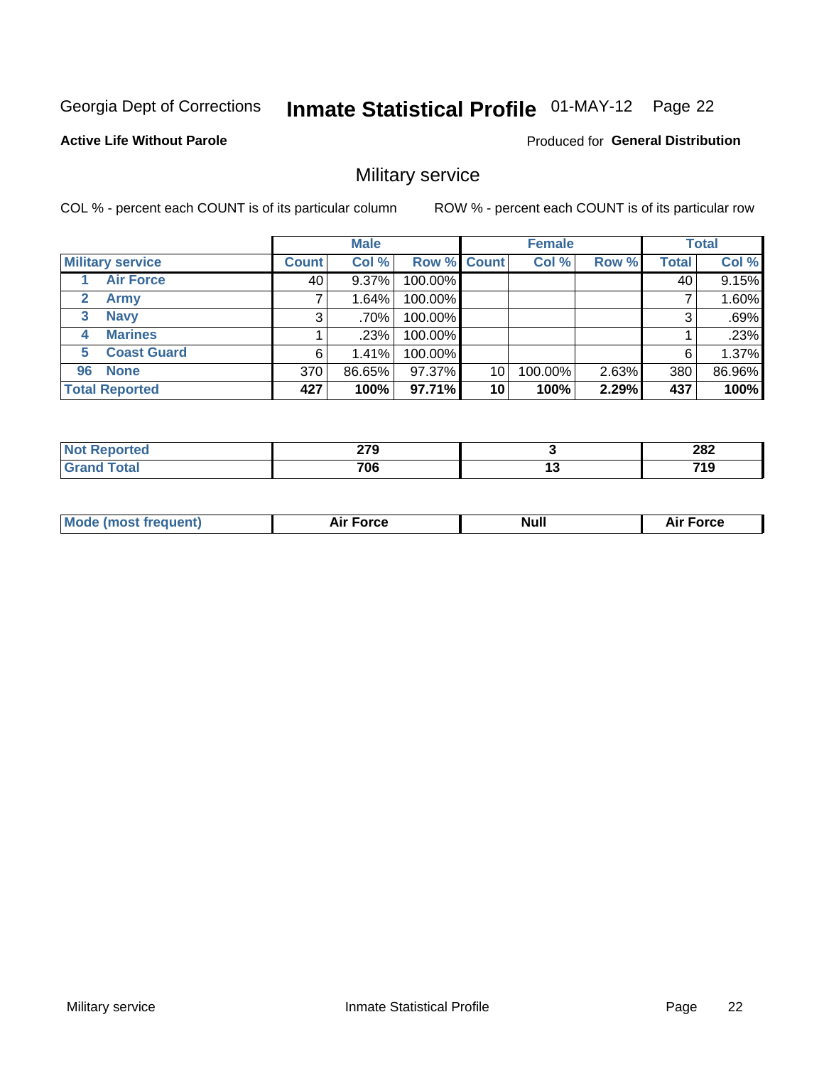Georgia Dept of Corrections **Inmate Statistical Profile** 01-MAY-12 Page 22

**Active Life Without Parole**

Produced for **General Distribution**

## Military service

COL % - percent each COUNT is of its particular column ROW % - percent each COUNT is of its particular row

| Military service | Male | | | Female | | | Total | |
|---|---|---|---|---|---|---|---|---|
| | Count | Col % | Row % | Count | Col % | Row % | Total | Col % |
| 1 Air Force | 40 | 9.37% | 100.00% | | | | 40 | 9.15% |
| 2 Army | 7 | 1.64% | 100.00% | | | | 7 | 1.60% |
| 3 Navy | 3 | .70% | 100.00% | | | | 3 | .69% |
| 4 Marines | 1 | .23% | 100.00% | | | | 1 | .23% |
| 5 Coast Guard | 6 | 1.41% | 100.00% | | | | 6 | 1.37% |
| 96 None | 370 | 86.65% | 97.37% | 10 | 100.00% | 2.63% | 380 | 86.96% |
| **Total Reported** | **427** | **100%** | **97.71%** | **10** | **100%** | **2.29%** | **437** | **100%** |

| | Male | Female | Total |
|---|---|---|---|
| Not Reported | 279 | 3 | 282 |
| Grand Total | 706 | 13 | 719 |

| | Male | Female | Total |
|---|---|---|---|
| Mode (most frequent) | Air Force | Null | Air Force |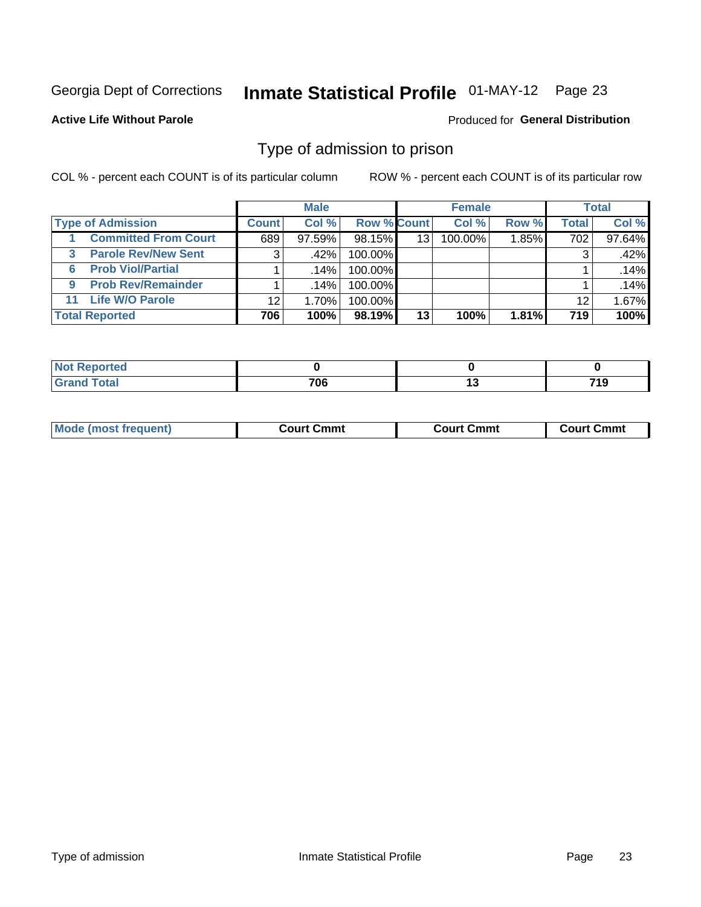Georgia Dept of Corrections **Inmate Statistical Profile** 01-MAY-12

**Active Life Without Parole**

Produced for **General Distribution**

## Type of admission to prison

COL % - percent each COUNT is of its particular column

ROW % - percent each COUNT is of its particular row

| | Male | | | Female | | | Total | |
|---|---|---|---|---|---|---|---|---|
| Type of Admission | Count | Col % | Row % | Count | Col % | Row % | Total | Col % |
| 1 Committed From Court | 689 | 97.59% | 98.15% | 13 | 100.00% | 1.85% | 702 | 97.64% |
| 3 Parole Rev/New Sent | 3 | .42% | 100.00% | | | | 3 | .42% |
| 6 Prob Viol/Partial | 1 | .14% | 100.00% | | | | 1 | .14% |
| 9 Prob Rev/Remainder | 1 | .14% | 100.00% | | | | 1 | .14% |
| 11 Life W/O Parole | 12 | 1.70% | 100.00% | | | | 12 | 1.67% |
| **Total Reported** | **706** | **100%** | **98.19%** | **13** | **100%** | **1.81%** | **719** | **100%** |

| | Male | Female | Total |
|---|---|---|---|
| Not Reported | 0 | 0 | 0 |
| Grand Total | 706 | 13 | 719 |

| | Male | Female | Total |
|---|---|---|---|
| Mode (most frequent) | Court Cmmt | Court Cmmt | Court Cmmt |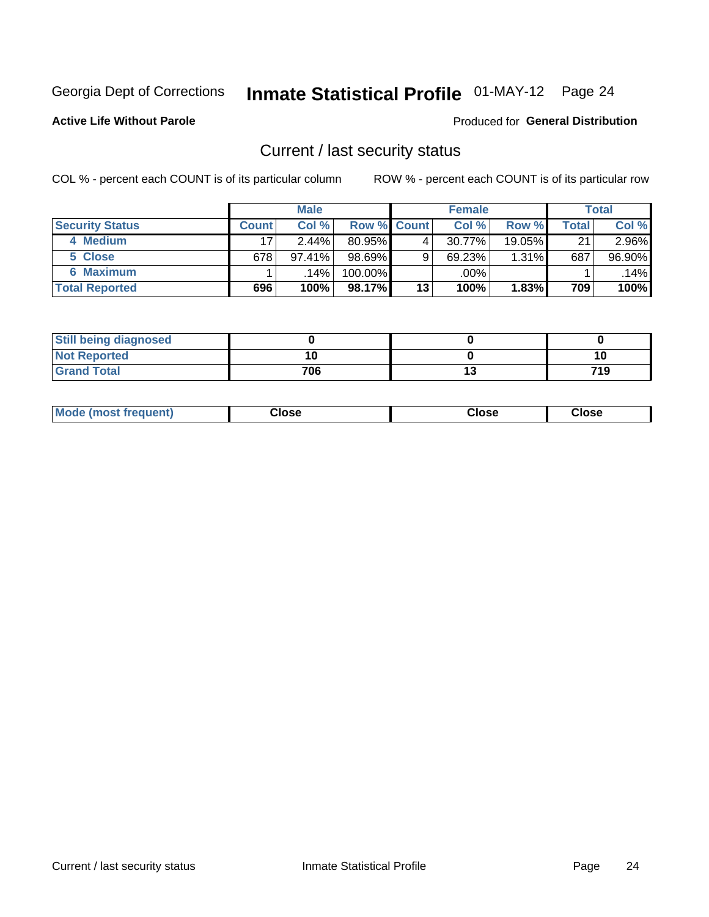Georgia Dept of Corrections **Inmate Statistical Profile** 01-MAY-12

**Active Life Without Parole**

Produced for **General Distribution**

## Current / last security status

COL % - percent each COUNT is of its particular column

ROW % - percent each COUNT is of its particular row

| | Male | | | Female | | | Total | |
|---|---|---|---|---|---|---|---|---|
| **Security Status** | **Count** | **Col %** | **Row %** | **Count** | **Col %** | **Row %** | **Total** | **Col %** |
| **4 Medium** | 17 | 2.44% | 80.95% | 4 | 30.77% | 19.05% | 21 | 2.96% |
| **5 Close** | 678 | 97.41% | 98.69% | 9 | 69.23% | 1.31% | 687 | 96.90% |
| **6 Maximum** | 1 | .14% | 100.00% | | .00% | | 1 | .14% |
| **Total Reported** | **696** | **100%** | **98.17%** | **13** | **100%** | **1.83%** | **709** | **100%** |

| | Male | Female | Total |
|---|---|---|---|
| **Still being diagnosed** | **0** | **0** | **0** |
| **Not Reported** | **10** | **0** | **10** |
| **Grand Total** | **706** | **13** | **719** |

| | Male | Female | Total |
|---|---|---|---|
| **Mode (most frequent)** | **Close** | **Close** | **Close** |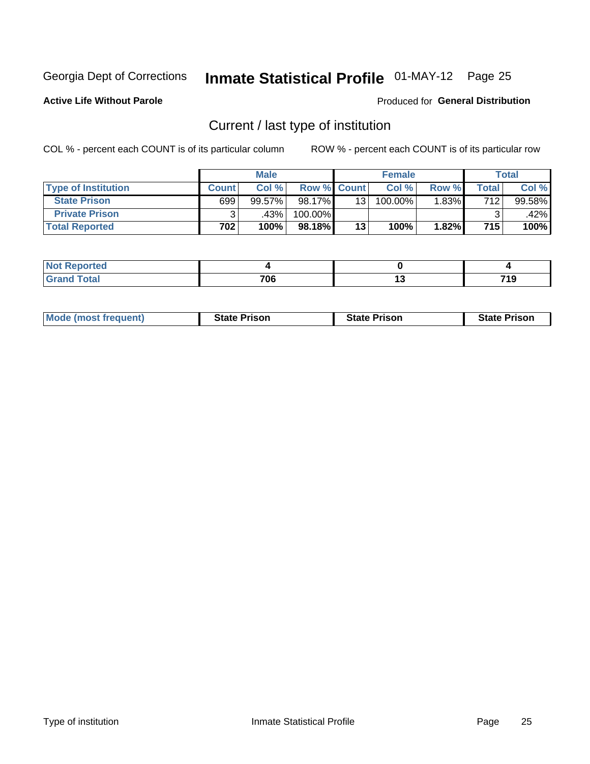Georgia Dept of Corrections **Inmate Statistical Profile** 01-MAY-12

**Active Life Without Parole**

Produced for **General Distribution**

## Current / last type of institution

COL % - percent each COUNT is of its particular column

ROW % - percent each COUNT is of its particular row

| | Male | | | Female | | | Total | |
|---|---|---|---|---|---|---|---|---|
| **Type of Institution** | **Count** | **Col %** | **Row %** | **Count** | **Col %** | **Row %** | **Total** | **Col %** |
| **State Prison** | 699 | 99.57% | 98.17% | 13 | 100.00% | 1.83% | 712 | 99.58% |
| **Private Prison** | 3 | .43% | 100.00% | | | | 3 | .42% |
| **Total Reported** | **702** | **100%** | **98.18%** | **13** | **100%** | **1.82%** | **715** | **100%** |

| | Male | Female | Total |
|---|---|---|---|
| **Not Reported** | **4** | **0** | **4** |
| **Grand Total** | **706** | **13** | **719** |

| | Male | Female | Total |
|---|---|---|---|
| **Mode (most frequent)** | **State Prison** | **State Prison** | **State Prison** |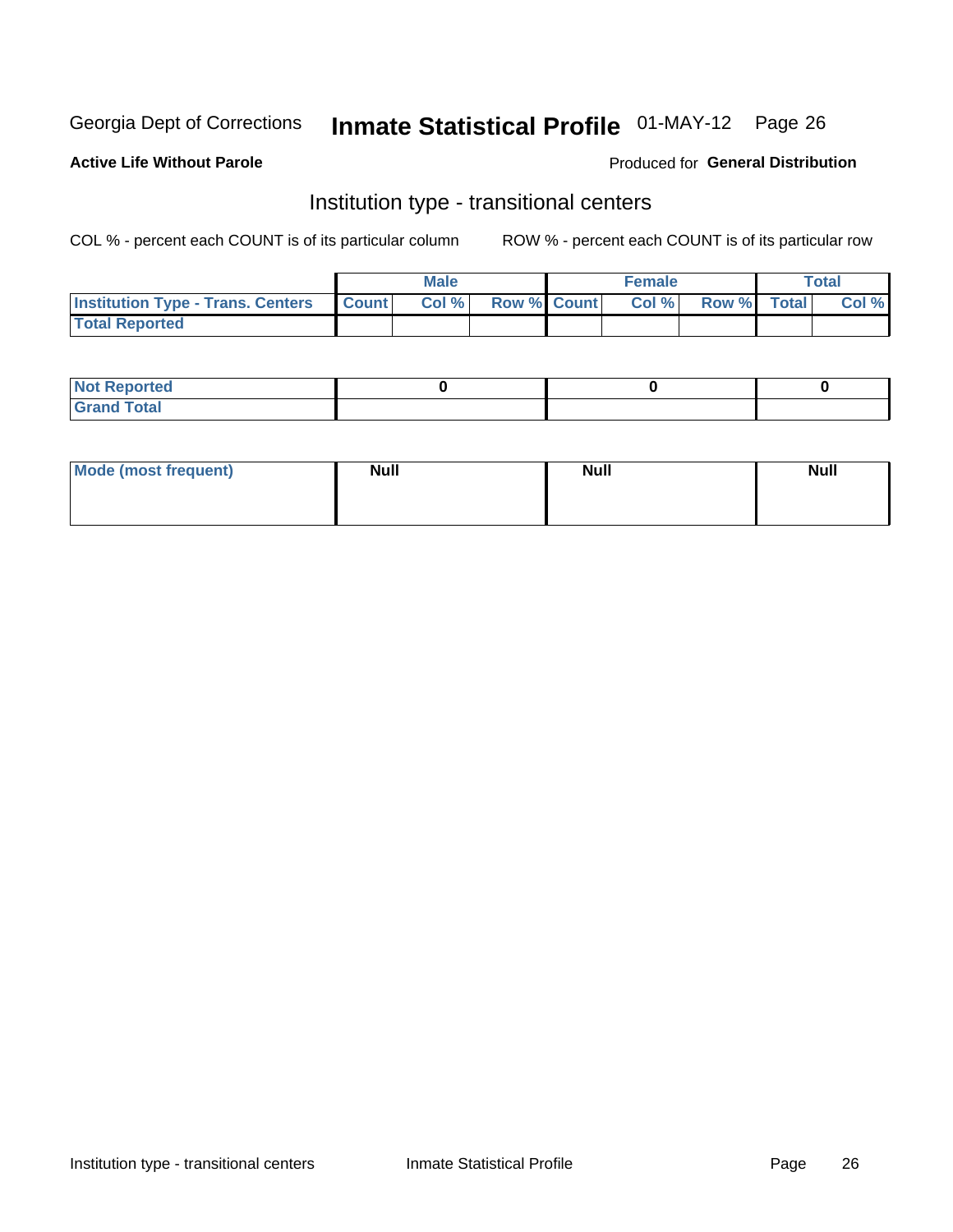Georgia Dept of Corrections **Inmate Statistical Profile** 01-MAY-12 Page 26

**Active Life Without Parole**

Produced for **General Distribution**

## Institution type - transitional centers

COL % - percent each COUNT is of its particular column ROW % - percent each COUNT is of its particular row

| | Male | | | Female | | | Total | |
|---|---|---|---|---|---|---|---|---|
| Institution Type - Trans. Centers | Count | Col % | Row % | Count | Col % | Row % | Total | Col % |
| Total Reported | | | | | | | | |

| | | | |
|---|---|---|---|
| Not Reported | 0 | 0 | 0 |
| Grand Total | | | |

| | | | |
|---|---|---|---|
| Mode (most frequent) | Null | Null | Null |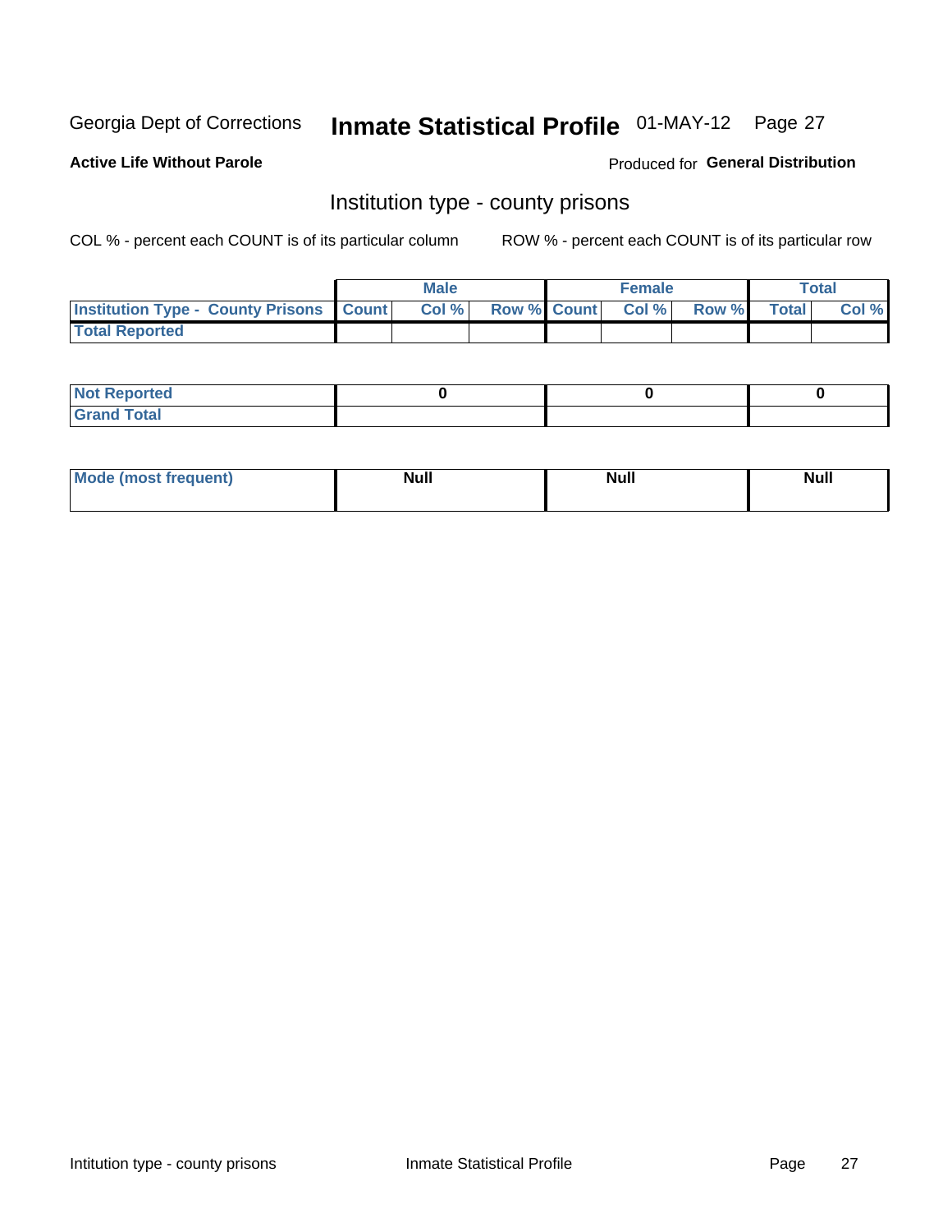Georgia Dept of Corrections **Inmate Statistical Profile** 01-MAY-12 Page 27

**Active Life Without Parole**

Produced for **General Distribution**

## Institution type - county prisons

COL % - percent each COUNT is of its particular column

ROW % - percent each COUNT is of its particular row

| | Male | | | Female | | | Total | |
|---|---|---|---|---|---|---|---|---|
| **Institution Type - County Prisons** | **Count** | **Col %** | **Row %** | **Count** | **Col %** | **Row %** | **Total** | **Col %** |
| **Total Reported** | | | | | | | | |

| | Male | Female | Total |
|---|---|---|---|
| **Not Reported** | **0** | **0** | **0** |
| **Grand Total** | | | |

| | Male | Female | Total |
|---|---|---|---|
| **Mode (most frequent)** | **Null** | **Null** | **Null** |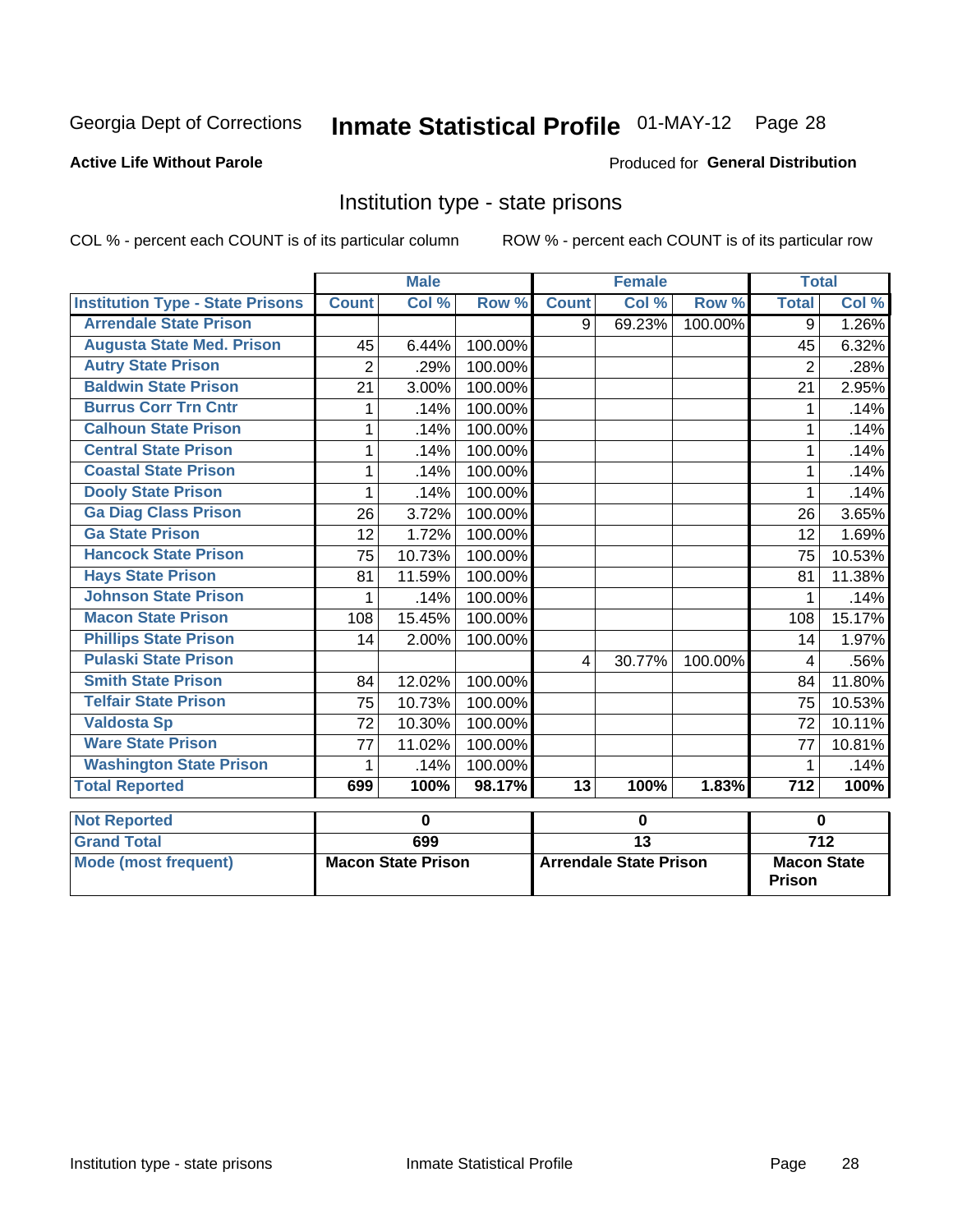Georgia Dept of Corrections **Inmate Statistical Profile** 01-MAY-12 Page 28

**Active Life Without Parole**

Produced for **General Distribution**

## Institution type - state prisons

COL % - percent each COUNT is of its particular column    ROW % - percent each COUNT is of its particular row

| | Male | | | Female | | | Total | |
|---|---|---|---|---|---|---|---|---|
| **Institution Type - State Prisons** | **Count** | **Col %** | **Row %** | **Count** | **Col %** | **Row %** | **Total** | **Col %** |
| **Arrendale State Prison** | | | | 9 | 69.23% | 100.00% | 9 | 1.26% |
| **Augusta State Med. Prison** | 45 | 6.44% | 100.00% | | | | 45 | 6.32% |
| **Autry State Prison** | 2 | .29% | 100.00% | | | | 2 | .28% |
| **Baldwin State Prison** | 21 | 3.00% | 100.00% | | | | 21 | 2.95% |
| **Burrus Corr Trn Cntr** | 1 | .14% | 100.00% | | | | 1 | .14% |
| **Calhoun State Prison** | 1 | .14% | 100.00% | | | | 1 | .14% |
| **Central State Prison** | 1 | .14% | 100.00% | | | | 1 | .14% |
| **Coastal State Prison** | 1 | .14% | 100.00% | | | | 1 | .14% |
| **Dooly State Prison** | 1 | .14% | 100.00% | | | | 1 | .14% |
| **Ga Diag Class Prison** | 26 | 3.72% | 100.00% | | | | 26 | 3.65% |
| **Ga State Prison** | 12 | 1.72% | 100.00% | | | | 12 | 1.69% |
| **Hancock State Prison** | 75 | 10.73% | 100.00% | | | | 75 | 10.53% |
| **Hays State Prison** | 81 | 11.59% | 100.00% | | | | 81 | 11.38% |
| **Johnson State Prison** | 1 | .14% | 100.00% | | | | 1 | .14% |
| **Macon State Prison** | 108 | 15.45% | 100.00% | | | | 108 | 15.17% |
| **Phillips State Prison** | 14 | 2.00% | 100.00% | | | | 14 | 1.97% |
| **Pulaski State Prison** | | | | 4 | 30.77% | 100.00% | 4 | .56% |
| **Smith State Prison** | 84 | 12.02% | 100.00% | | | | 84 | 11.80% |
| **Telfair State Prison** | 75 | 10.73% | 100.00% | | | | 75 | 10.53% |
| **Valdosta Sp** | 72 | 10.30% | 100.00% | | | | 72 | 10.11% |
| **Ware State Prison** | 77 | 11.02% | 100.00% | | | | 77 | 10.81% |
| **Washington State Prison** | 1 | .14% | 100.00% | | | | 1 | .14% |
| **Total Reported** | **699** | **100%** | **98.17%** | **13** | **100%** | **1.83%** | **712** | **100%** |

| | Male | Female | Total |
|---|---|---|---|
| **Not Reported** | 0 | 0 | 0 |
| **Grand Total** | 699 | 13 | 712 |
| **Mode (most frequent)** | Macon State Prison | Arrendale State Prison | Macon State Prison |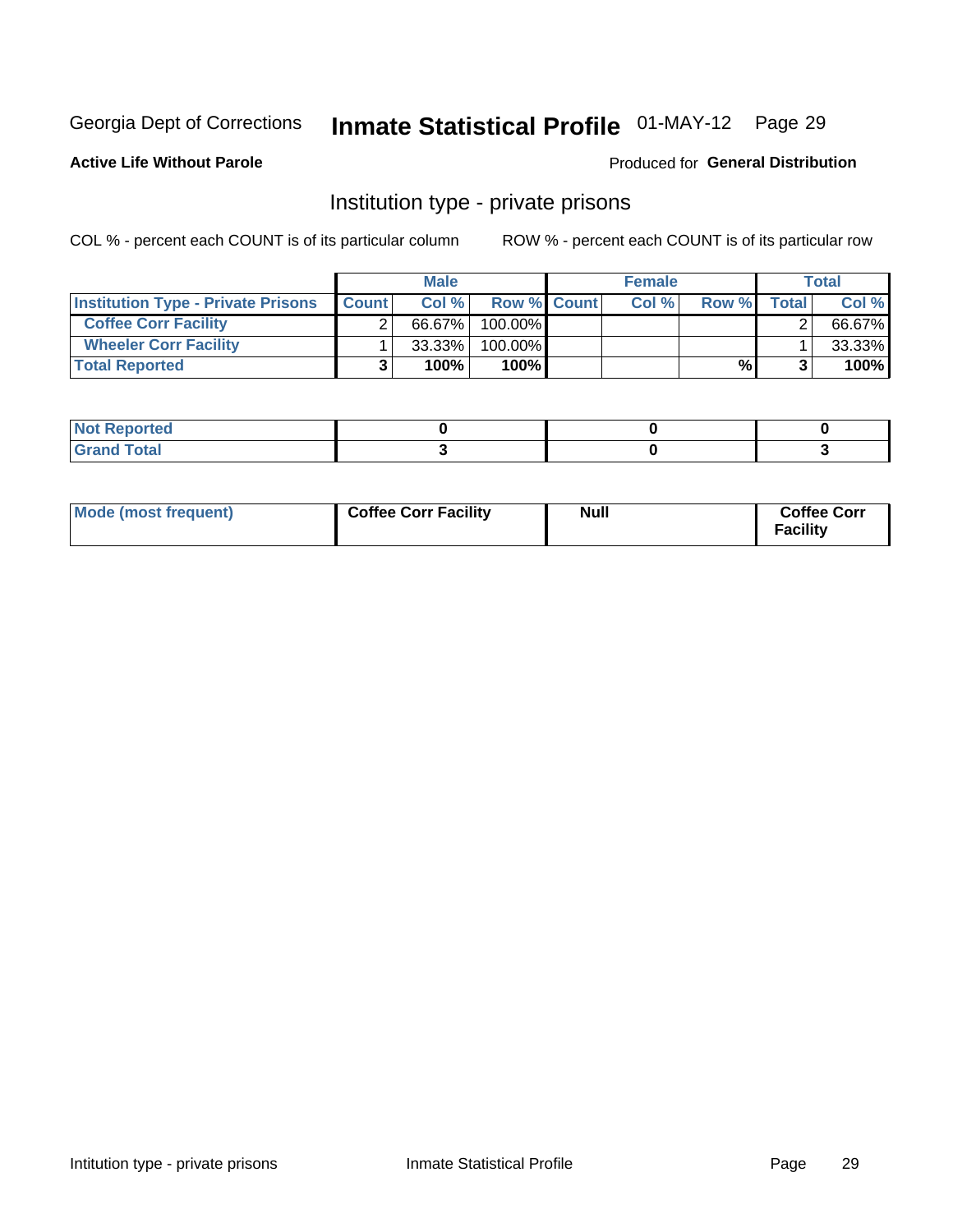Georgia Dept of Corrections **Inmate Statistical Profile** 01-MAY-12

**Active Life Without Parole**

Produced for **General Distribution**

## Institution type - private prisons

COL % - percent each COUNT is of its particular column

ROW % - percent each COUNT is of its particular row

| | Male | | | Female | | | Total | |
|---|---|---|---|---|---|---|---|---|
| **Institution Type - Private Prisons** | **Count** | **Col %** | **Row %** | **Count** | **Col %** | **Row %** | **Total** | **Col %** |
| **Coffee Corr Facility** | 2 | 66.67% | 100.00% | | | | 2 | 66.67% |
| **Wheeler Corr Facility** | 1 | 33.33% | 100.00% | | | | 1 | 33.33% |
| **Total Reported** | **3** | **100%** | **100%** | | | **%** | **3** | **100%** |

| | | | |
|---|---|---|---|
| **Not Reported** | **0** | **0** | **0** |
| **Grand Total** | **3** | **0** | **3** |

| | | | |
|---|---|---|---|
| **Mode (most frequent)** | **Coffee Corr Facility** | **Null** | **Coffee Corr Facility** |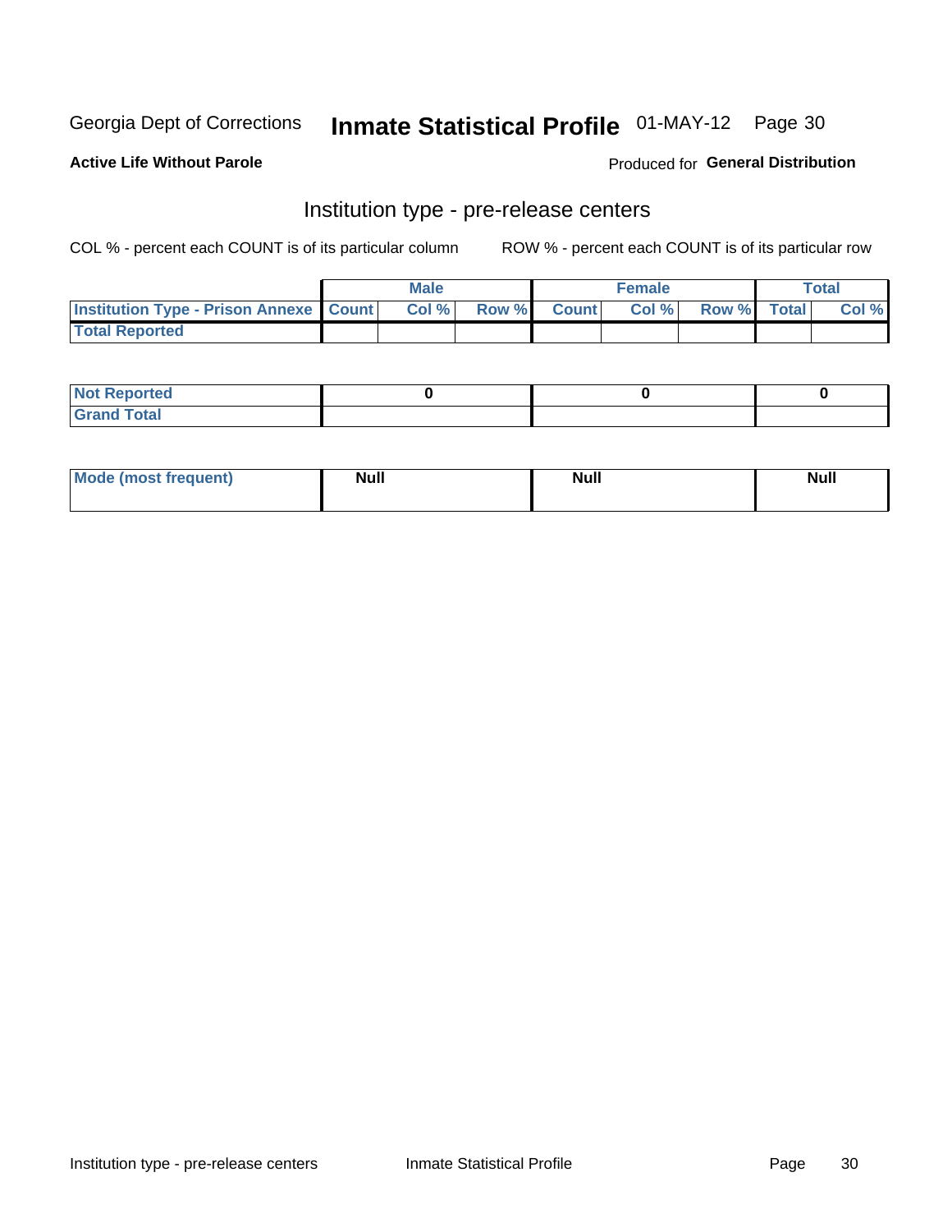Georgia Dept of Corrections **Inmate Statistical Profile** 01-MAY-12

**Active Life Without Parole**

Produced for **General Distribution**

## Institution type - pre-release centers

COL % - percent each COUNT is of its particular column      ROW % - percent each COUNT is of its particular row

| | Male | | | Female | | | Total | |
|---|---|---|---|---|---|---|---|---|
| **Institution Type - Prison Annexe** | **Count** | **Col %** | **Row %** | **Count** | **Col %** | **Row %** | **Total** | **Col %** |
| **Total Reported** | | | | | | | | |

| | Male | Female | Total |
|---|---|---|---|
| **Not Reported** | 0 | 0 | 0 |
| **Grand Total** | | | |

| | Male | Female | Total |
|---|---|---|---|
| **Mode (most frequent)** | Null | Null | Null |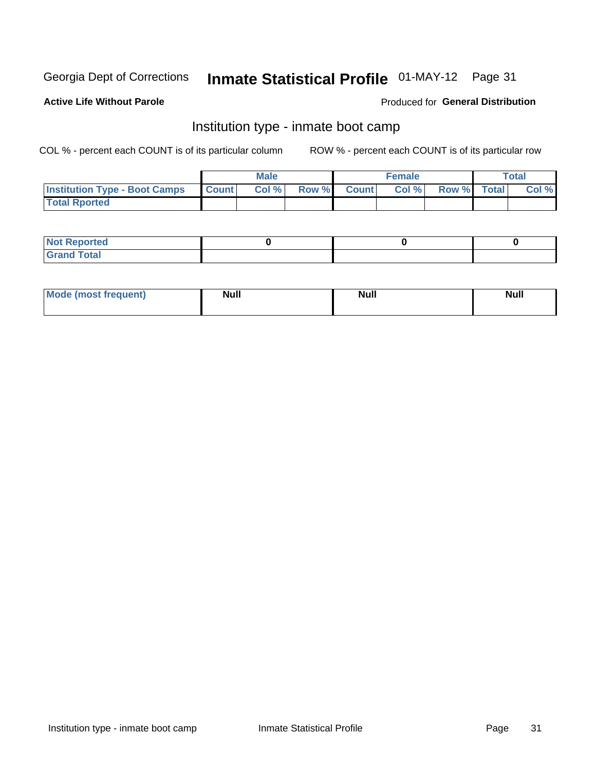Georgia Dept of Corrections **Inexmate Statistical Profile** 01-MAY-12

**Active Life Without Parole**

Produced for **General Distribution**

## Institution type - inmate boot camp

COL % - percent each COUNT is of its particular column

ROW % - percent each COUNT is of its particular row

| | Male | | | Female | | | Total | |
|---|---|---|---|---|---|---|---|---|
| **Institution Type - Boot Camps** | **Count** | **Col %** | **Row %** | **Count** | **Col %** | **Row %** | **Total** | **Col %** |
| **Total Rported** | | | | | | | | |

| | Male | Female | Total |
|---|---|---|---|
| **Not Reported** | 0 | 0 | 0 |
| **Grand Total** | | | |

| | Male | Female | Total |
|---|---|---|---|
| **Mode (most frequent)** | Null | Null | Null |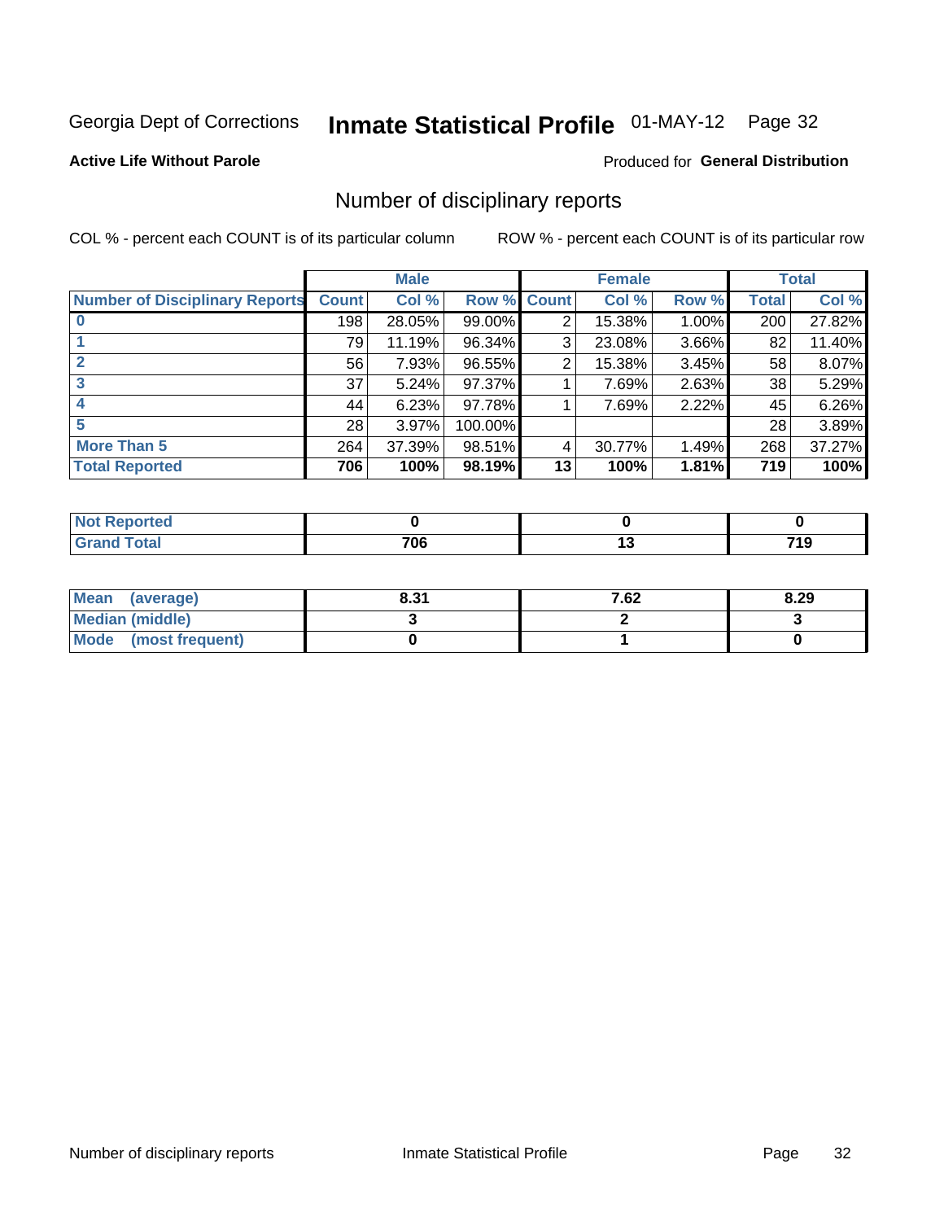Georgia Dept of Corrections **Inmate Statistical Profile** 01-MAY-12

**Active Life Without Parole**

Produced for **General Distribution**

## Number of disciplinary reports

COL % - percent each COUNT is of its particular column

ROW % - percent each COUNT is of its particular row

| | Male | | | Female | | | Total | |
|---|---|---|---|---|---|---|---|---|
| Number of Disciplinary Reports | Count | Col % | Row % | Count | Col % | Row % | Total | Col % |
| 0 | 198 | 28.05% | 99.00% | 2 | 15.38% | 1.00% | 200 | 27.82% |
| 1 | 79 | 11.19% | 96.34% | 3 | 23.08% | 3.66% | 82 | 11.40% |
| 2 | 56 | 7.93% | 96.55% | 2 | 15.38% | 3.45% | 58 | 8.07% |
| 3 | 37 | 5.24% | 97.37% | 1 | 7.69% | 2.63% | 38 | 5.29% |
| 4 | 44 | 6.23% | 97.78% | 1 | 7.69% | 2.22% | 45 | 6.26% |
| 5 | 28 | 3.97% | 100.00% | | | | 28 | 3.89% |
| More Than 5 | 264 | 37.39% | 98.51% | 4 | 30.77% | 1.49% | 268 | 37.27% |
| **Total Reported** | **706** | **100%** | **98.19%** | **13** | **100%** | **1.81%** | **719** | **100%** |

| | Male | Female | Total |
|---|---|---|---|
| Not Reported | 0 | 0 | 0 |
| Grand Total | 706 | 13 | 719 |

| | Male | Female | Total |
|---|---|---|---|
| Mean (average) | 8.31 | 7.62 | 8.29 |
| Median (middle) | 3 | 2 | 3 |
| Mode (most frequent) | 0 | 1 | 0 |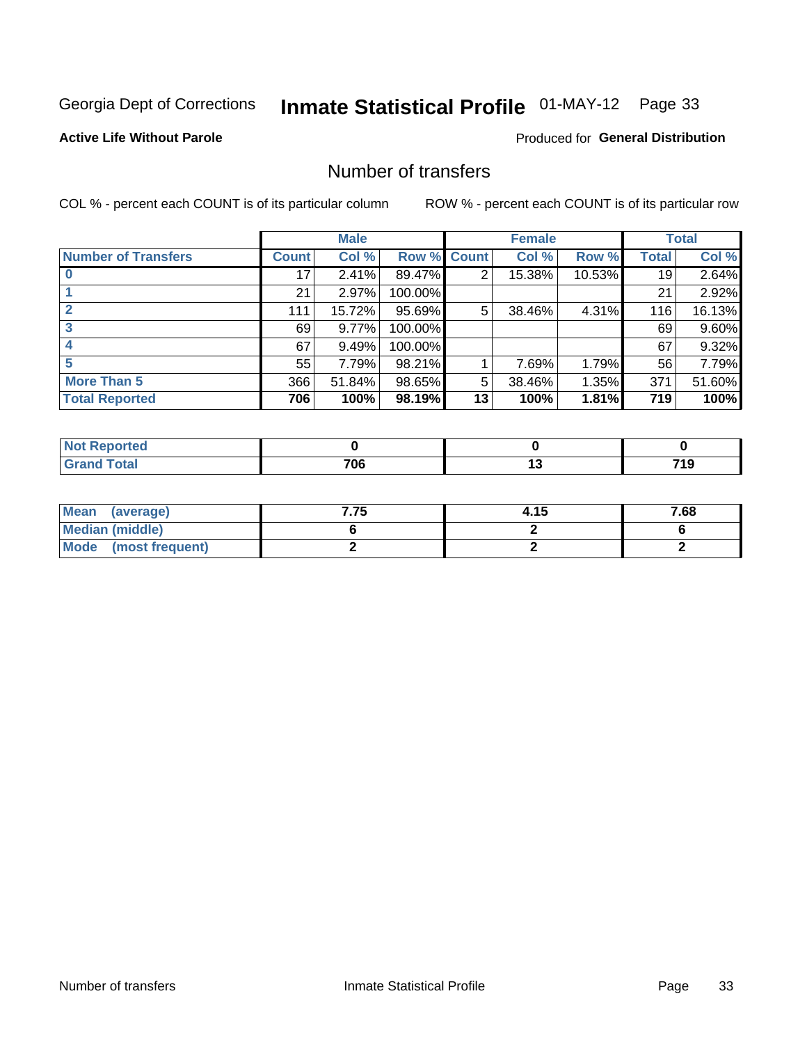Georgia Dept of Corrections **Inmate Statistical Profile** 01-MAY-12

**Active Life Without Parole**

Produced for **General Distribution**

## Number of transfers

COL % - percent each COUNT is of its particular column    ROW % - percent each COUNT is of its particular row

| | Male | | | Female | | | Total | |
|---|---|---|---|---|---|---|---|---|
| **Number of Transfers** | **Count** | **Col %** | **Row %** | **Count** | **Col %** | **Row %** | **Total** | **Col %** |
| **0** | 17 | 2.41% | 89.47% | 2 | 15.38% | 10.53% | 19 | 2.64% |
| **1** | 21 | 2.97% | 100.00% | | | | 21 | 2.92% |
| **2** | 111 | 15.72% | 95.69% | 5 | 38.46% | 4.31% | 116 | 16.13% |
| **3** | 69 | 9.77% | 100.00% | | | | 69 | 9.60% |
| **4** | 67 | 9.49% | 100.00% | | | | 67 | 9.32% |
| **5** | 55 | 7.79% | 98.21% | 1 | 7.69% | 1.79% | 56 | 7.79% |
| **More Than 5** | 366 | 51.84% | 98.65% | 5 | 38.46% | 1.35% | 371 | 51.60% |
| **Total Reported** | **706** | **100%** | **98.19%** | **13** | **100%** | **1.81%** | **719** | **100%** |

| | Male | Female | Total |
|---|---|---|---|
| **Not Reported** | **0** | **0** | **0** |
| **Grand Total** | **706** | **13** | **719** |

| | Male | Female | Total |
|---|---|---|---|
| **Mean (average)** | **7.75** | **4.15** | **7.68** |
| **Median (middle)** | **6** | **2** | **6** |
| **Mode (most frequent)** | **2** | **2** | **2** |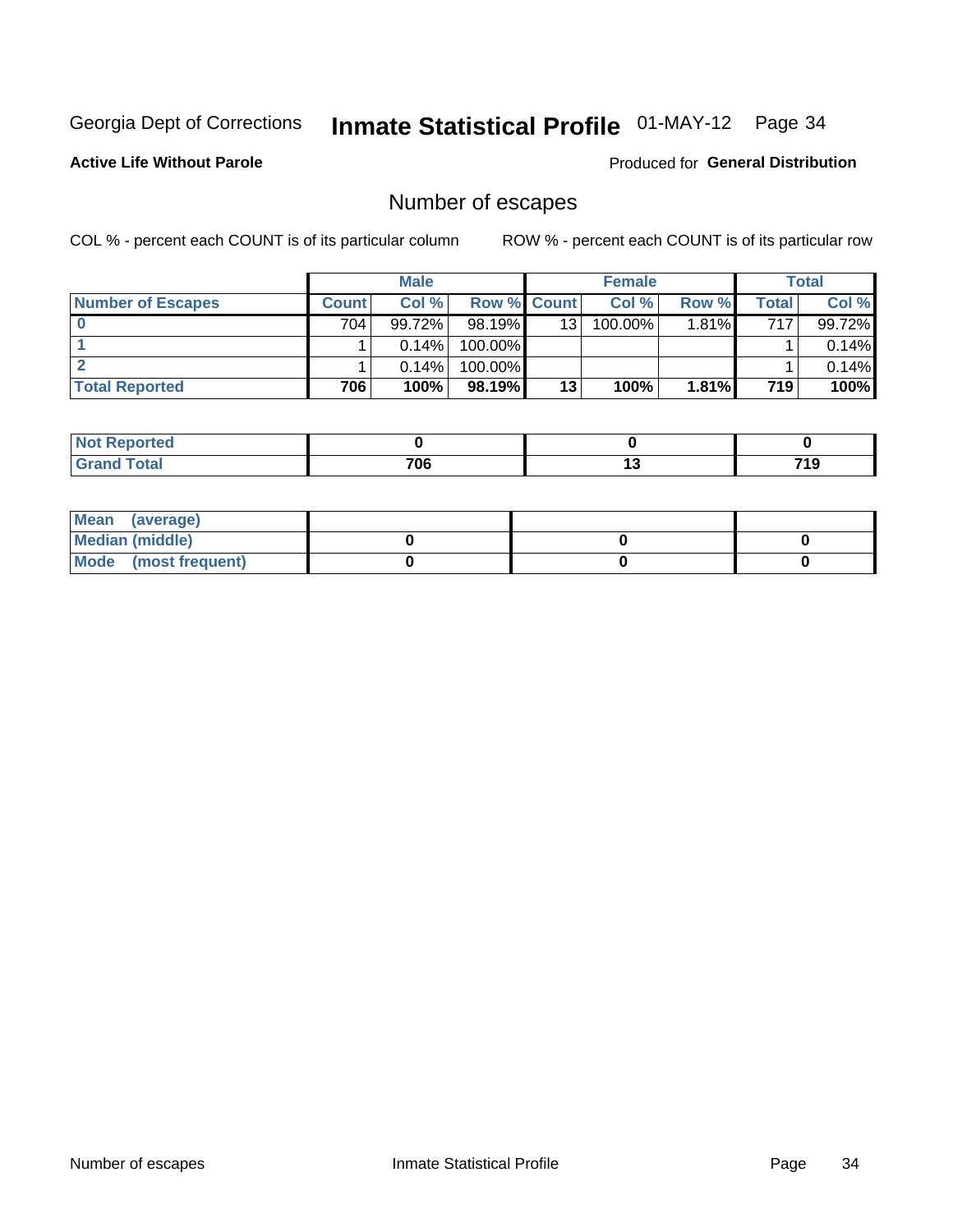Georgia Dept of Corrections **Inmate Statistical Profile** 01-MAY-12

**Active Life Without Parole**

Produced for **General Distribution**

## Number of escapes

COL % - percent each COUNT is of its particular column

ROW % - percent each COUNT is of its particular row

| | Male | | | Female | | | Total | |
|---|---|---|---|---|---|---|---|---|
| **Number of Escapes** | **Count** | **Col %** | **Row %** | **Count** | **Col %** | **Row %** | **Total** | **Col %** |
| **0** | 704 | 99.72% | 98.19% | 13 | 100.00% | 1.81% | 717 | 99.72% |
| **1** | 1 | 0.14% | 100.00% | | | | 1 | 0.14% |
| **2** | 1 | 0.14% | 100.00% | | | | 1 | 0.14% |
| **Total Reported** | **706** | **100%** | **98.19%** | **13** | **100%** | **1.81%** | **719** | **100%** |

| | Male | Female | Total |
|---|---|---|---|
| **Not Reported** | **0** | **0** | **0** |
| **Grand Total** | **706** | **13** | **719** |

| | Male | Female | Total |
|---|---|---|---|
| **Mean (average)** | | | |
| **Median (middle)** | **0** | **0** | **0** |
| **Mode (most frequent)** | **0** | **0** | **0** |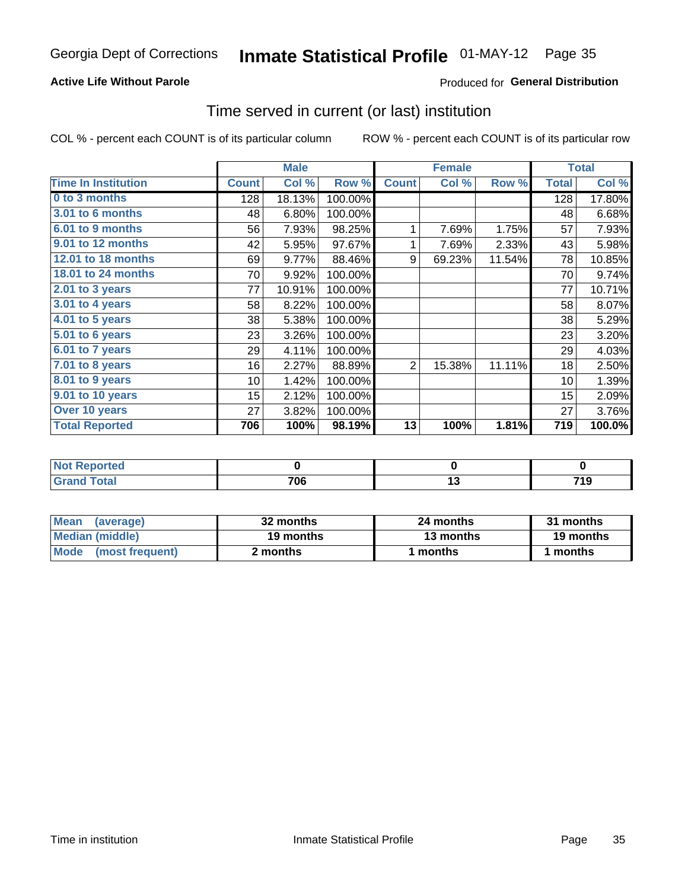Georgia Dept of Corrections **Inmate Statistical Profile** 01-MAY-12

**Active Life Without Parole**

Produced for **General Distribution**

## Time served in current (or last) institution

COL % - percent each COUNT is of its particular column

ROW % - percent each COUNT is of its particular row

| | Male | | | Female | | | Total | |
|---|---|---|---|---|---|---|---|---|
| **Time In Institution** | **Count** | **Col %** | **Row %** | **Count** | **Col %** | **Row %** | **Total** | **Col %** |
| **0 to 3 months** | 128 | 18.13% | 100.00% | | | | 128 | 17.80% |
| **3.01 to 6 months** | 48 | 6.80% | 100.00% | | | | 48 | 6.68% |
| **6.01 to 9 months** | 56 | 7.93% | 98.25% | 1 | 7.69% | 1.75% | 57 | 7.93% |
| **9.01 to 12 months** | 42 | 5.95% | 97.67% | 1 | 7.69% | 2.33% | 43 | 5.98% |
| **12.01 to 18 months** | 69 | 9.77% | 88.46% | 9 | 69.23% | 11.54% | 78 | 10.85% |
| **18.01 to 24 months** | 70 | 9.92% | 100.00% | | | | 70 | 9.74% |
| **2.01 to 3 years** | 77 | 10.91% | 100.00% | | | | 77 | 10.71% |
| **3.01 to 4 years** | 58 | 8.22% | 100.00% | | | | 58 | 8.07% |
| **4.01 to 5 years** | 38 | 5.38% | 100.00% | | | | 38 | 5.29% |
| **5.01 to 6 years** | 23 | 3.26% | 100.00% | | | | 23 | 3.20% |
| **6.01 to 7 years** | 29 | 4.11% | 100.00% | | | | 29 | 4.03% |
| **7.01 to 8 years** | 16 | 2.27% | 88.89% | 2 | 15.38% | 11.11% | 18 | 2.50% |
| **8.01 to 9 years** | 10 | 1.42% | 100.00% | | | | 10 | 1.39% |
| **9.01 to 10 years** | 15 | 2.12% | 100.00% | | | | 15 | 2.09% |
| **Over 10 years** | 27 | 3.82% | 100.00% | | | | 27 | 3.76% |
| **Total Reported** | **706** | **100%** | **98.19%** | **13** | **100%** | **1.81%** | **719** | **100.0%** |

| | Male | Female | Total |
|---|---|---|---|
| **Not Reported** | **0** | **0** | **0** |
| **Grand Total** | **706** | **13** | **719** |

| | Male | Female | Total |
|---|---|---|---|
| **Mean (average)** | **32 months** | **24 months** | **31 months** |
| **Median (middle)** | **19 months** | **13 months** | **19 months** |
| **Mode (most frequent)** | **2 months** | **1 months** | **1 months** |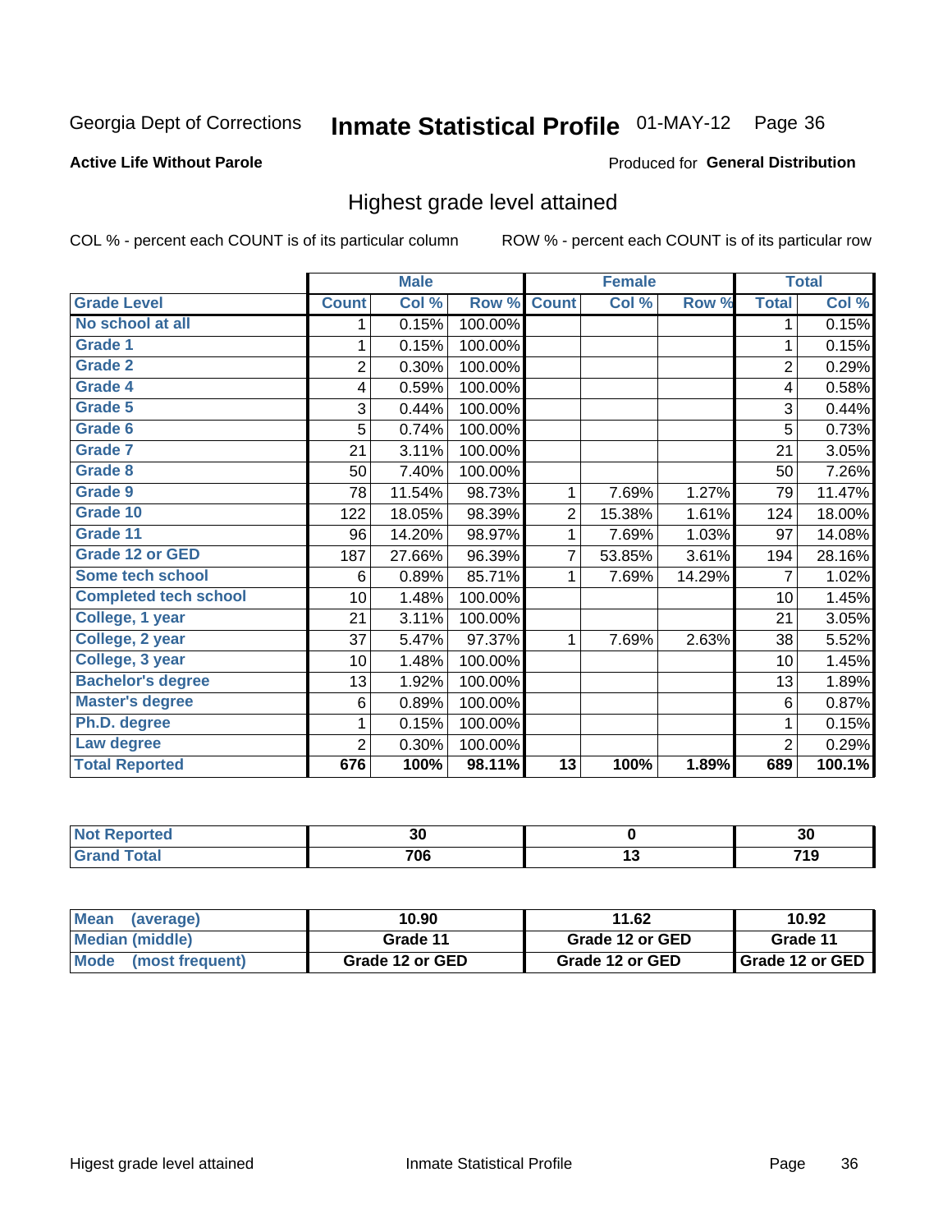Georgia Dept of Corrections **Inmate Statistical Profile** 01-MAY-12

**Active Life Without Parole**

Produced for **General Distribution**

## Highest grade level attained

COL % - percent each COUNT is of its particular column ROW % - percent each COUNT is of its particular row

| | Male | | | Female | | | Total | |
|---|---|---|---|---|---|---|---|---|
| Grade Level | Count | Col % | Row % | Count | Col % | Row % | Total | Col % |
| No school at all | 1 | 0.15% | 100.00% | | | | 1 | 0.15% |
| Grade 1 | 1 | 0.15% | 100.00% | | | | 1 | 0.15% |
| Grade 2 | 2 | 0.30% | 100.00% | | | | 2 | 0.29% |
| Grade 4 | 4 | 0.59% | 100.00% | | | | 4 | 0.58% |
| Grade 5 | 3 | 0.44% | 100.00% | | | | 3 | 0.44% |
| Grade 6 | 5 | 0.74% | 100.00% | | | | 5 | 0.73% |
| Grade 7 | 21 | 3.11% | 100.00% | | | | 21 | 3.05% |
| Grade 8 | 50 | 7.40% | 100.00% | | | | 50 | 7.26% |
| Grade 9 | 78 | 11.54% | 98.73% | 1 | 7.69% | 1.27% | 79 | 11.47% |
| Grade 10 | 122 | 18.05% | 98.39% | 2 | 15.38% | 1.61% | 124 | 18.00% |
| Grade 11 | 96 | 14.20% | 98.97% | 1 | 7.69% | 1.03% | 97 | 14.08% |
| Grade 12 or GED | 187 | 27.66% | 96.39% | 7 | 53.85% | 3.61% | 194 | 28.16% |
| Some tech school | 6 | 0.89% | 85.71% | 1 | 7.69% | 14.29% | 7 | 1.02% |
| Completed tech school | 10 | 1.48% | 100.00% | | | | 10 | 1.45% |
| College, 1 year | 21 | 3.11% | 100.00% | | | | 21 | 3.05% |
| College, 2 year | 37 | 5.47% | 97.37% | 1 | 7.69% | 2.63% | 38 | 5.52% |
| College, 3 year | 10 | 1.48% | 100.00% | | | | 10 | 1.45% |
| Bachelor's degree | 13 | 1.92% | 100.00% | | | | 13 | 1.89% |
| Master's degree | 6 | 0.89% | 100.00% | | | | 6 | 0.87% |
| Ph.D. degree | 1 | 0.15% | 100.00% | | | | 1 | 0.15% |
| Law degree | 2 | 0.30% | 100.00% | | | | 2 | 0.29% |
| **Total Reported** | **676** | **100%** | **98.11%** | **13** | **100%** | **1.89%** | **689** | **100.1%** |

| | Male | Female | Total |
|---|---|---|---|
| Not Reported | 30 | 0 | 30 |
| Grand Total | 706 | 13 | 719 |

| | Male | Female | Total |
|---|---|---|---|
| Mean (average) | 10.90 | 11.62 | 10.92 |
| Median (middle) | Grade 11 | Grade 12 or GED | Grade 11 |
| Mode (most frequent) | Grade 12 or GED | Grade 12 or GED | Grade 12 or GED |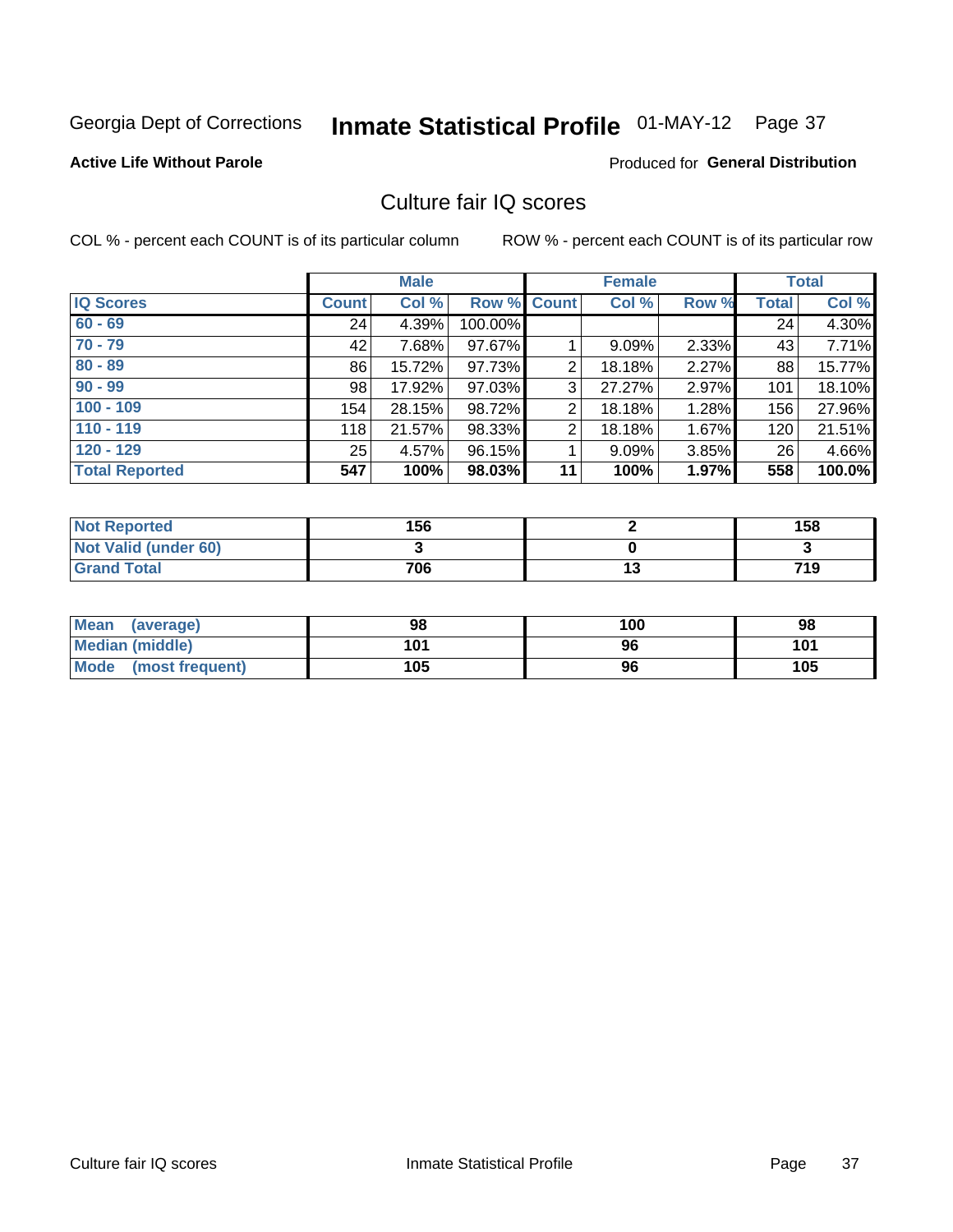Georgia Dept of Corrections **Inmate Statistical Profile** 01-MAY-12 Page 37

**Active Life Without Parole**

Produced for **General Distribution**

## Culture fair IQ scores

COL % - percent each COUNT is of its particular column

ROW % - percent each COUNT is of its particular row

| | Male | | | Female | | | Total | |
|---|---|---|---|---|---|---|---|---|
| **IQ Scores** | **Count** | **Col %** | **Row %** | **Count** | **Col %** | **Row %** | **Total** | **Col %** |
| 60 - 69 | 24 | 4.39% | 100.00% | | | | 24 | 4.30% |
| 70 - 79 | 42 | 7.68% | 97.67% | 1 | 9.09% | 2.33% | 43 | 7.71% |
| 80 - 89 | 86 | 15.72% | 97.73% | 2 | 18.18% | 2.27% | 88 | 15.77% |
| 90 - 99 | 98 | 17.92% | 97.03% | 3 | 27.27% | 2.97% | 101 | 18.10% |
| 100 - 109 | 154 | 28.15% | 98.72% | 2 | 18.18% | 1.28% | 156 | 27.96% |
| 110 - 119 | 118 | 21.57% | 98.33% | 2 | 18.18% | 1.67% | 120 | 21.51% |
| 120 - 129 | 25 | 4.57% | 96.15% | 1 | 9.09% | 3.85% | 26 | 4.66% |
| **Total Reported** | **547** | **100%** | **98.03%** | **11** | **100%** | **1.97%** | **558** | **100.0%** |

| | Male | Female | Total |
|---|---|---|---|
| Not Reported | 156 | 2 | 158 |
| Not Valid (under 60) | 3 | 0 | 3 |
| Grand Total | 706 | 13 | 719 |

| | Male | Female | Total |
|---|---|---|---|
| Mean (average) | 98 | 100 | 98 |
| Median (middle) | 101 | 96 | 101 |
| Mode (most frequent) | 105 | 96 | 105 |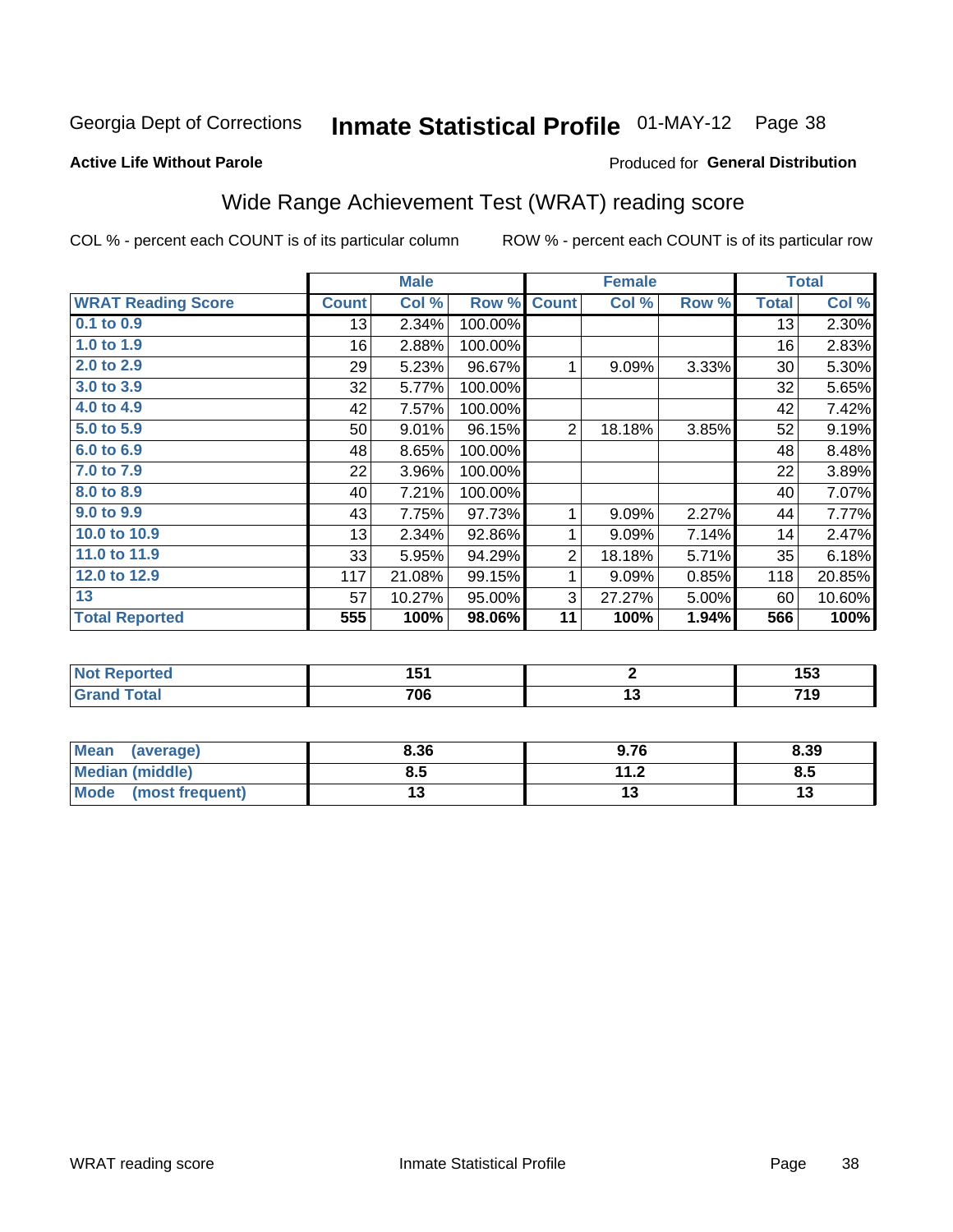Georgia Dept of Corrections **Inmate Statistical Profile** 01-MAY-12 Page 38

**Active Life Without Parole**

Produced for **General Distribution**

## Wide Range Achievement Test (WRAT) reading score

COL % - percent each COUNT is of its particular column ROW % - percent each COUNT is of its particular row

| | Male | | | Female | | | Total | |
|---|---|---|---|---|---|---|---|---|
| **WRAT Reading Score** | **Count** | **Col %** | **Row %** | **Count** | **Col %** | **Row %** | **Total** | **Col %** |
| 0.1 to 0.9 | 13 | 2.34% | 100.00% | | | | 13 | 2.30% |
| 1.0 to 1.9 | 16 | 2.88% | 100.00% | | | | 16 | 2.83% |
| 2.0 to 2.9 | 29 | 5.23% | 96.67% | 1 | 9.09% | 3.33% | 30 | 5.30% |
| 3.0 to 3.9 | 32 | 5.77% | 100.00% | | | | 32 | 5.65% |
| 4.0 to 4.9 | 42 | 7.57% | 100.00% | | | | 42 | 7.42% |
| 5.0 to 5.9 | 50 | 9.01% | 96.15% | 2 | 18.18% | 3.85% | 52 | 9.19% |
| 6.0 to 6.9 | 48 | 8.65% | 100.00% | | | | 48 | 8.48% |
| 7.0 to 7.9 | 22 | 3.96% | 100.00% | | | | 22 | 3.89% |
| 8.0 to 8.9 | 40 | 7.21% | 100.00% | | | | 40 | 7.07% |
| 9.0 to 9.9 | 43 | 7.75% | 97.73% | 1 | 9.09% | 2.27% | 44 | 7.77% |
| 10.0 to 10.9 | 13 | 2.34% | 92.86% | 1 | 9.09% | 7.14% | 14 | 2.47% |
| 11.0 to 11.9 | 33 | 5.95% | 94.29% | 2 | 18.18% | 5.71% | 35 | 6.18% |
| 12.0 to 12.9 | 117 | 21.08% | 99.15% | 1 | 9.09% | 0.85% | 118 | 20.85% |
| 13 | 57 | 10.27% | 95.00% | 3 | 27.27% | 5.00% | 60 | 10.60% |
| **Total Reported** | **555** | **100%** | **98.06%** | **11** | **100%** | **1.94%** | **566** | **100%** |

| | Male | Female | Total |
|---|---|---|---|
| Not Reported | 151 | 2 | 153 |
| Grand Total | 706 | 13 | 719 |

| | Male | Female | Total |
|---|---|---|---|
| Mean (average) | 8.36 | 9.76 | 8.39 |
| Median (middle) | 8.5 | 11.2 | 8.5 |
| Mode (most frequent) | 13 | 13 | 13 |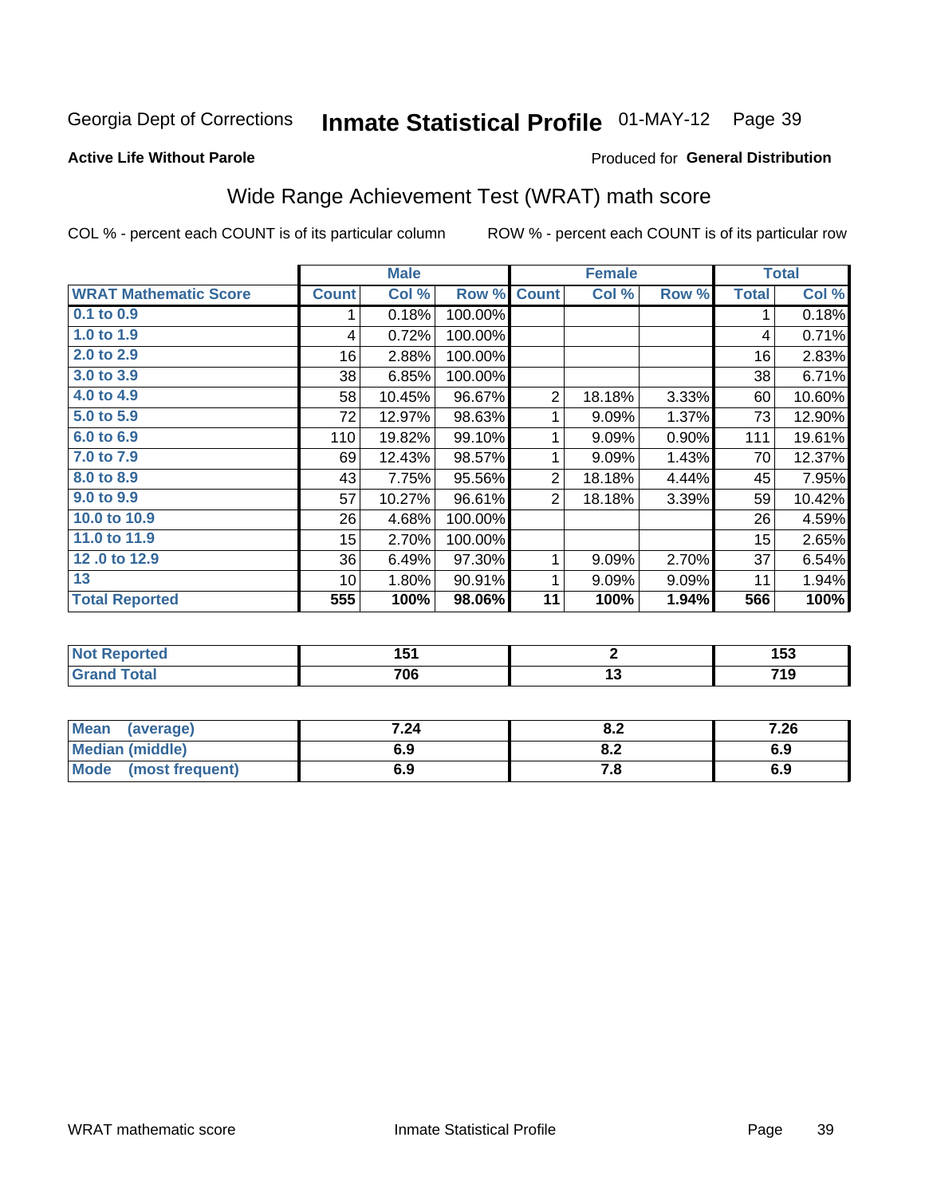Georgia Dept of Corrections **Inmate Statistical Profile** 01-MAY-12

**Active Life Without Parole**

Produced for **General Distribution**

## Wide Range Achievement Test (WRAT) math score

COL % - percent each COUNT is of its particular column ROW % - percent each COUNT is of its particular row

| | Male | | | Female | | | Total | |
|---|---|---|---|---|---|---|---|---|
| **WRAT Mathematic Score** | **Count** | **Col %** | **Row %** | **Count** | **Col %** | **Row %** | **Total** | **Col %** |
| 0.1 to 0.9 | 1 | 0.18% | 100.00% | | | | 1 | 0.18% |
| 1.0 to 1.9 | 4 | 0.72% | 100.00% | | | | 4 | 0.71% |
| 2.0 to 2.9 | 16 | 2.88% | 100.00% | | | | 16 | 2.83% |
| 3.0 to 3.9 | 38 | 6.85% | 100.00% | | | | 38 | 6.71% |
| 4.0 to 4.9 | 58 | 10.45% | 96.67% | 2 | 18.18% | 3.33% | 60 | 10.60% |
| 5.0 to 5.9 | 72 | 12.97% | 98.63% | 1 | 9.09% | 1.37% | 73 | 12.90% |
| 6.0 to 6.9 | 110 | 19.82% | 99.10% | 1 | 9.09% | 0.90% | 111 | 19.61% |
| 7.0 to 7.9 | 69 | 12.43% | 98.57% | 1 | 9.09% | 1.43% | 70 | 12.37% |
| 8.0 to 8.9 | 43 | 7.75% | 95.56% | 2 | 18.18% | 4.44% | 45 | 7.95% |
| 9.0 to 9.9 | 57 | 10.27% | 96.61% | 2 | 18.18% | 3.39% | 59 | 10.42% |
| 10.0 to 10.9 | 26 | 4.68% | 100.00% | | | | 26 | 4.59% |
| 11.0 to 11.9 | 15 | 2.70% | 100.00% | | | | 15 | 2.65% |
| 12 .0 to 12.9 | 36 | 6.49% | 97.30% | 1 | 9.09% | 2.70% | 37 | 6.54% |
| 13 | 10 | 1.80% | 90.91% | 1 | 9.09% | 9.09% | 11 | 1.94% |
| **Total Reported** | **555** | **100%** | **98.06%** | **11** | **100%** | **1.94%** | **566** | **100%** |

| | Male | Female | Total |
|---|---|---|---|
| Not Reported | 151 | 2 | 153 |
| Grand Total | 706 | 13 | 719 |

| | Male | Female | Total |
|---|---|---|---|
| Mean (average) | 7.24 | 8.2 | 7.26 |
| Median (middle) | 6.9 | 8.2 | 6.9 |
| Mode (most frequent) | 6.9 | 7.8 | 6.9 |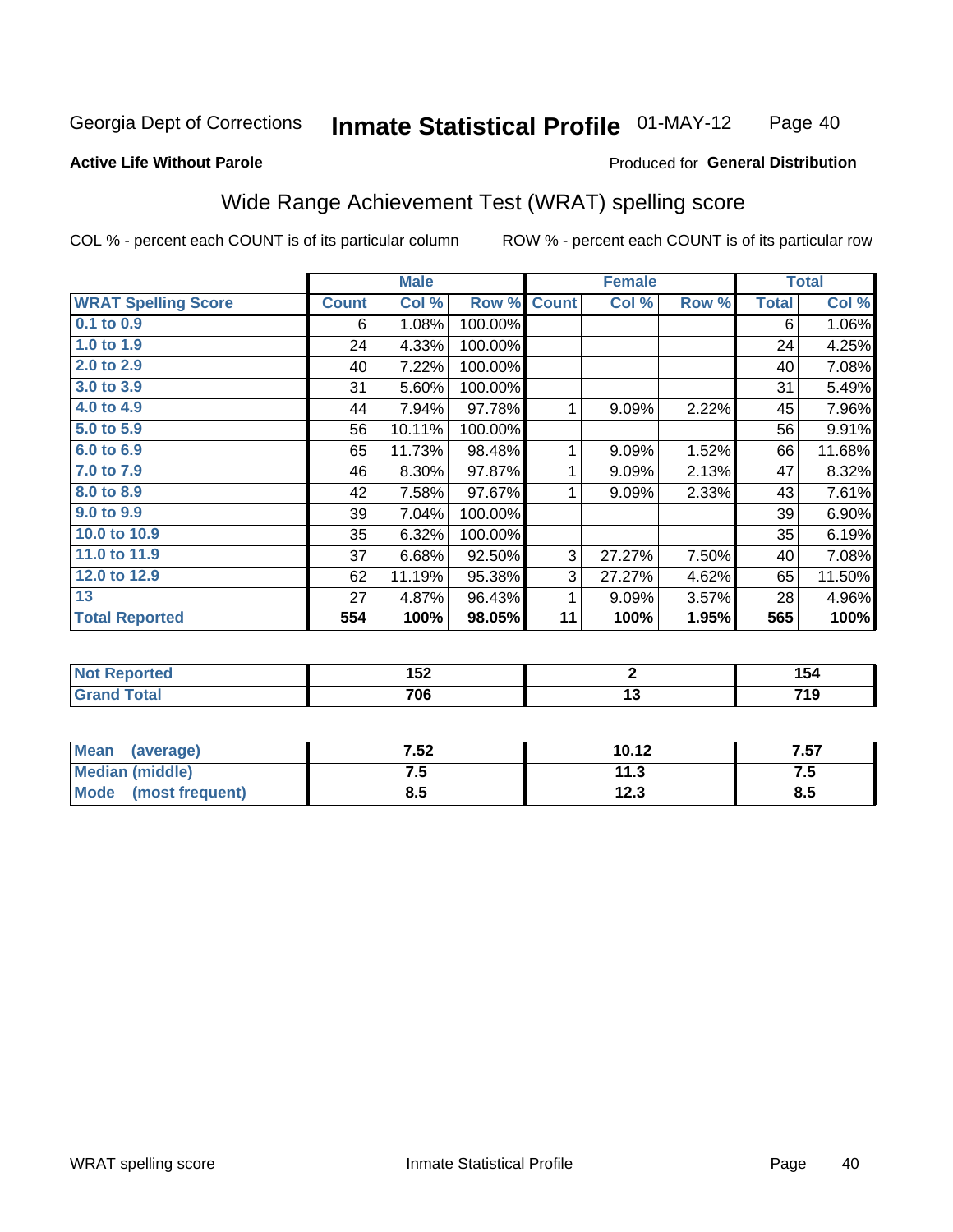Georgia Dept of Corrections **Inmate Statistical Profile** 01-MAY-12

**Active Life Without Parole**

Produced for **General Distribution**

## Wide Range Achievement Test (WRAT) spelling score

COL % - percent each COUNT is of its particular column ROW % - percent each COUNT is of its particular row

| | Male | | | Female | | | Total | |
|---|---|---|---|---|---|---|---|---|
| **WRAT Spelling Score** | **Count** | **Col %** | **Row %** | **Count** | **Col %** | **Row %** | **Total** | **Col %** |
| 0.1 to 0.9 | 6 | 1.08% | 100.00% | | | | 6 | 1.06% |
| 1.0 to 1.9 | 24 | 4.33% | 100.00% | | | | 24 | 4.25% |
| 2.0 to 2.9 | 40 | 7.22% | 100.00% | | | | 40 | 7.08% |
| 3.0 to 3.9 | 31 | 5.60% | 100.00% | | | | 31 | 5.49% |
| 4.0 to 4.9 | 44 | 7.94% | 97.78% | 1 | 9.09% | 2.22% | 45 | 7.96% |
| 5.0 to 5.9 | 56 | 10.11% | 100.00% | | | | 56 | 9.91% |
| 6.0 to 6.9 | 65 | 11.73% | 98.48% | 1 | 9.09% | 1.52% | 66 | 11.68% |
| 7.0 to 7.9 | 46 | 8.30% | 97.87% | 1 | 9.09% | 2.13% | 47 | 8.32% |
| 8.0 to 8.9 | 42 | 7.58% | 97.67% | 1 | 9.09% | 2.33% | 43 | 7.61% |
| 9.0 to 9.9 | 39 | 7.04% | 100.00% | | | | 39 | 6.90% |
| 10.0 to 10.9 | 35 | 6.32% | 100.00% | | | | 35 | 6.19% |
| 11.0 to 11.9 | 37 | 6.68% | 92.50% | 3 | 27.27% | 7.50% | 40 | 7.08% |
| 12.0 to 12.9 | 62 | 11.19% | 95.38% | 3 | 27.27% | 4.62% | 65 | 11.50% |
| 13 | 27 | 4.87% | 96.43% | 1 | 9.09% | 3.57% | 28 | 4.96% |
| **Total Reported** | **554** | **100%** | **98.05%** | **11** | **100%** | **1.95%** | **565** | **100%** |

| | Male | Female | Total |
|---|---|---|---|
| Not Reported | 152 | 2 | 154 |
| Grand Total | 706 | 13 | 719 |

| | Male | Female | Total |
|---|---|---|---|
| Mean (average) | 7.52 | 10.12 | 7.57 |
| Median (middle) | 7.5 | 11.3 | 7.5 |
| Mode (most frequent) | 8.5 | 12.3 | 8.5 |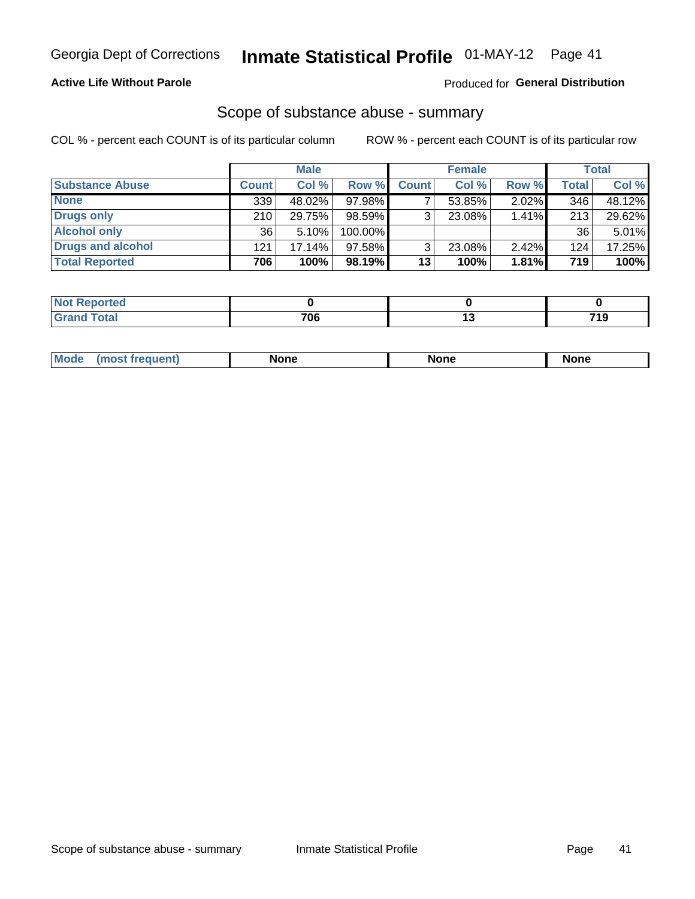Georgia Dept of Corrections **Inmate Statistical Profile** 01-MAY-12

**Active Life Without Parole**

Produced for **General Distribution**

## Scope of substance abuse - summary

COL % - percent each COUNT is of its particular column

ROW % - percent each COUNT is of its particular row

| | Male | | | Female | | | Total | |
|---|---|---|---|---|---|---|---|---|
| **Substance Abuse** | **Count** | **Col %** | **Row %** | **Count** | **Col %** | **Row %** | **Total** | **Col %** |
| **None** | 339 | 48.02% | 97.98% | 7 | 53.85% | 2.02% | 346 | 48.12% |
| **Drugs only** | 210 | 29.75% | 98.59% | 3 | 23.08% | 1.41% | 213 | 29.62% |
| **Alcohol only** | 36 | 5.10% | 100.00% | | | | 36 | 5.01% |
| **Drugs and alcohol** | 121 | 17.14% | 97.58% | 3 | 23.08% | 2.42% | 124 | 17.25% |
| **Total Reported** | **706** | **100%** | **98.19%** | **13** | **100%** | **1.81%** | **719** | **100%** |

| | Male | Female | Total |
|---|---|---|---|
| **Not Reported** | **0** | **0** | **0** |
| **Grand Total** | **706** | **13** | **719** |

| | Male | Female | Total |
|---|---|---|---|
| **Mode (most frequent)** | **None** | **None** | **None** |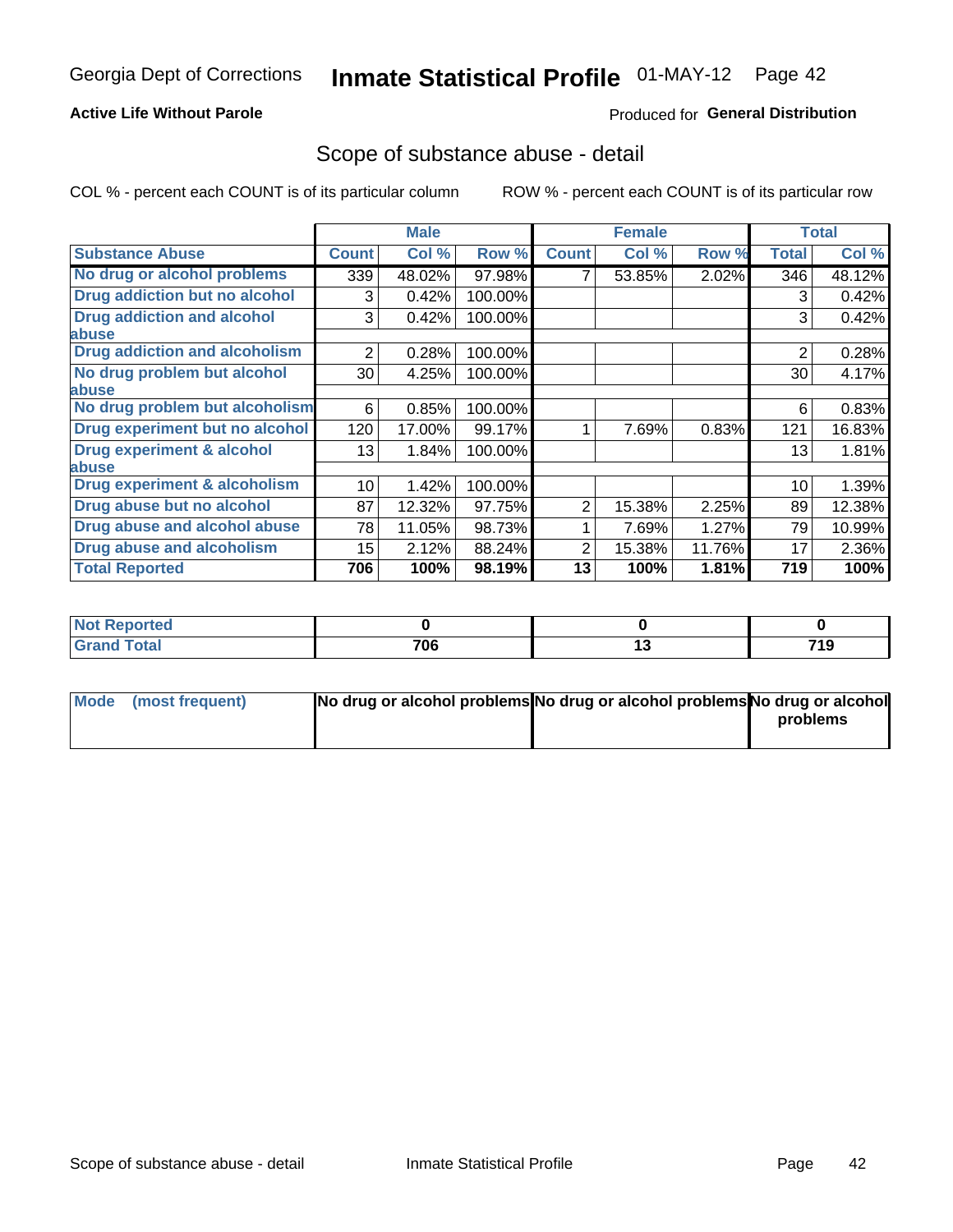Georgia Dept of Corrections **Inmate Statistical Profile** 01-MAY-12

**Active Life Without Parole**

Produced for **General Distribution**

## Scope of substance abuse - detail

COL % - percent each COUNT is of its particular column     ROW % - percent each COUNT is of its particular row

| | Male | | | Female | | | Total | |
|---|---|---|---|---|---|---|---|---|
| **Substance Abuse** | **Count** | **Col %** | **Row %** | **Count** | **Col %** | **Row %** | **Total** | **Col %** |
| **No drug or alcohol problems** | 339 | 48.02% | 97.98% | 7 | 53.85% | 2.02% | 346 | 48.12% |
| **Drug addiction but no alcohol** | 3 | 0.42% | 100.00% | | | | 3 | 0.42% |
| **Drug addiction and alcohol abuse** | 3 | 0.42% | 100.00% | | | | 3 | 0.42% |
| **Drug addiction and alcoholism** | 2 | 0.28% | 100.00% | | | | 2 | 0.28% |
| **No drug problem but alcohol abuse** | 30 | 4.25% | 100.00% | | | | 30 | 4.17% |
| **No drug problem but alcoholism** | 6 | 0.85% | 100.00% | | | | 6 | 0.83% |
| **Drug experiment but no alcohol** | 120 | 17.00% | 99.17% | 1 | 7.69% | 0.83% | 121 | 16.83% |
| **Drug experiment & alcohol abuse** | 13 | 1.84% | 100.00% | | | | 13 | 1.81% |
| **Drug experiment & alcoholism** | 10 | 1.42% | 100.00% | | | | 10 | 1.39% |
| **Drug abuse but no alcohol** | 87 | 12.32% | 97.75% | 2 | 15.38% | 2.25% | 89 | 12.38% |
| **Drug abuse and alcohol abuse** | 78 | 11.05% | 98.73% | 1 | 7.69% | 1.27% | 79 | 10.99% |
| **Drug abuse and alcoholism** | 15 | 2.12% | 88.24% | 2 | 15.38% | 11.76% | 17 | 2.36% |
| **Total Reported** | **706** | **100%** | **98.19%** | **13** | **100%** | **1.81%** | **719** | **100%** |

| | Male | Female | Total |
|---|---|---|---|
| **Not Reported** | **0** | **0** | **0** |
| **Grand Total** | **706** | **13** | **719** |

| | Male | Female | Total |
|---|---|---|---|
| **Mode (most frequent)** | **No drug or alcohol problems** | **No drug or alcohol problems** | **No drug or alcohol problems** |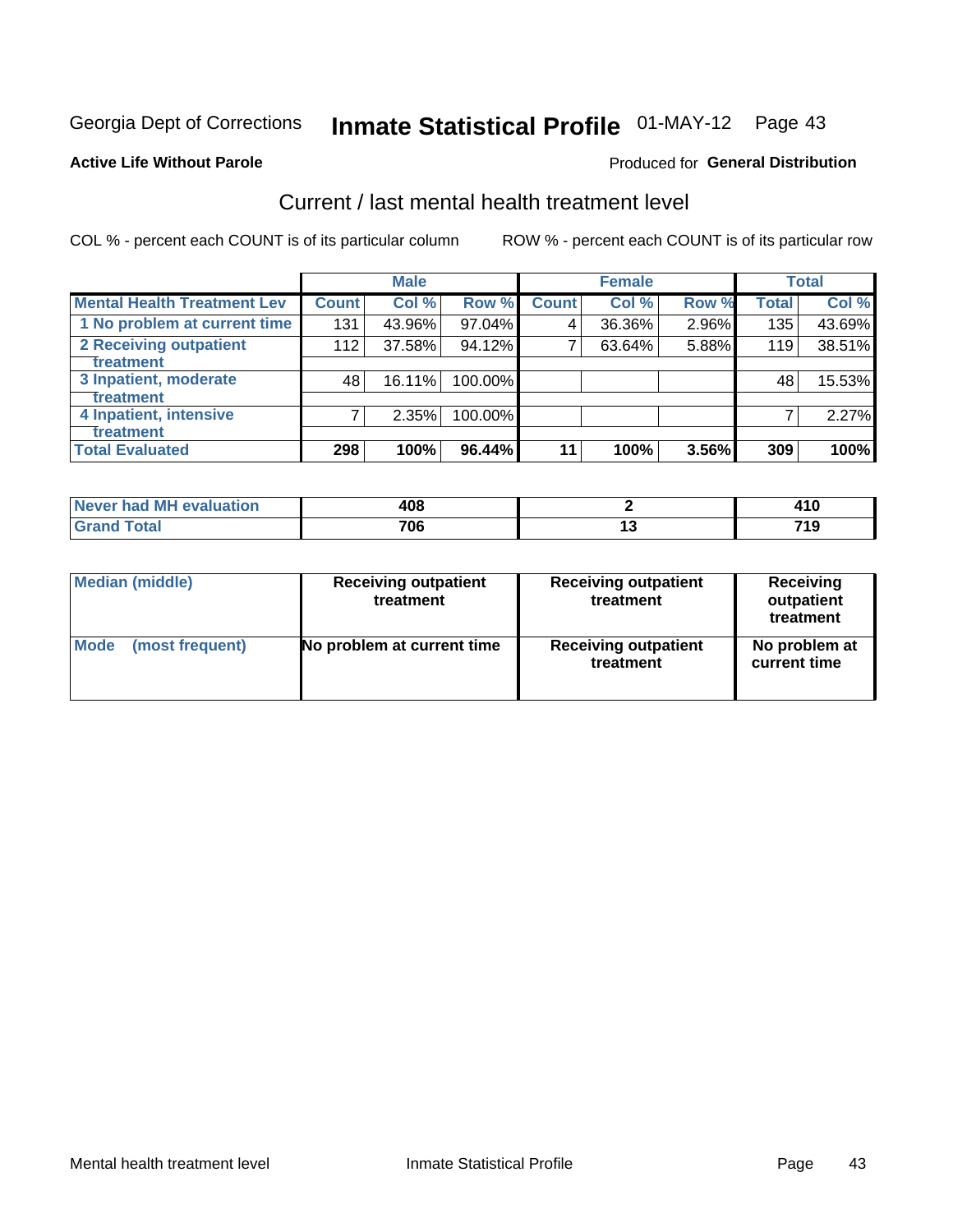Georgia Dept of Corrections **Inmate Statistical Profile** 01-MAY-12 Page 43

**Active Life Without Parole**

Produced for **General Distribution**

## Current / last mental health treatment level

COL % - percent each COUNT is of its particular column

ROW % - percent each COUNT is of its particular row

| | Male | | | Female | | | Total | |
|---|---|---|---|---|---|---|---|---|
| **Mental Health Treatment Lev** | **Count** | **Col %** | **Row %** | **Count** | **Col %** | **Row %** | **Total** | **Col %** |
| 1 No problem at current time | 131 | 43.96% | 97.04% | 4 | 36.36% | 2.96% | 135 | 43.69% |
| 2 Receiving outpatient treatment | 112 | 37.58% | 94.12% | 7 | 63.64% | 5.88% | 119 | 38.51% |
| 3 Inpatient, moderate treatment | 48 | 16.11% | 100.00% | | | | 48 | 15.53% |
| 4 Inpatient, intensive treatment | 7 | 2.35% | 100.00% | | | | 7 | 2.27% |
| **Total Evaluated** | **298** | **100%** | **96.44%** | **11** | **100%** | **3.56%** | **309** | **100%** |

| | Male | Female | Total |
|---|---|---|---|
| **Never had MH evaluation** | **408** | **2** | **410** |
| **Grand Total** | **706** | **13** | **719** |

| | Male | Female | Total |
|---|---|---|---|
| **Median (middle)** | **Receiving outpatient treatment** | **Receiving outpatient treatment** | **Receiving outpatient treatment** |
| **Mode (most frequent)** | **No problem at current time** | **Receiving outpatient treatment** | **No problem at current time** |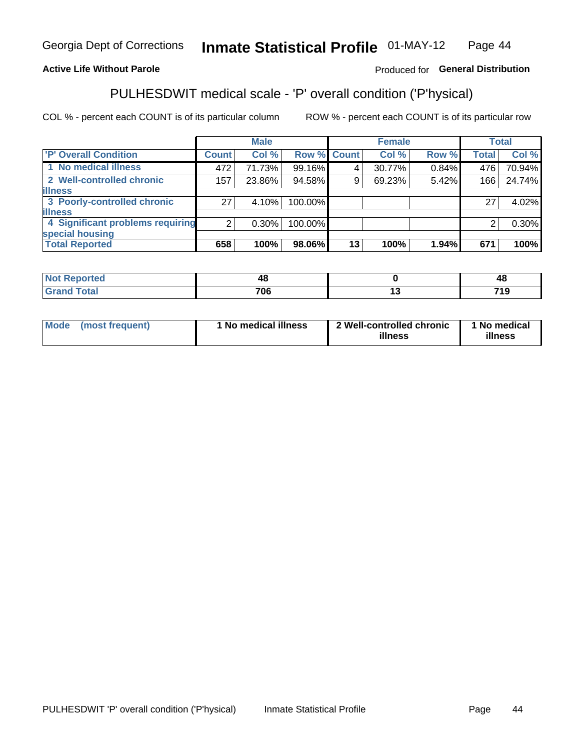Georgia Dept of Corrections **Inmate Statistical Profile** 01-MAY-12

**Active Life Without Parole**

Produced for **General Distribution**

## PULHESDWIT medical scale - 'P' overall condition ('P'hysical)

COL % - percent each COUNT is of its particular column ROW % - percent each COUNT is of its particular row

| | Male | | | Female | | | Total | |
|---|---|---|---|---|---|---|---|---|
| 'P' Overall Condition | Count | Col % | Row % | Count | Col % | Row % | Total | Col % |
| 1 No medical illness | 472 | 71.73% | 99.16% | 4 | 30.77% | 0.84% | 476 | 70.94% |
| 2 Well-controlled chronic illness | 157 | 23.86% | 94.58% | 9 | 69.23% | 5.42% | 166 | 24.74% |
| 3 Poorly-controlled chronic illness | 27 | 4.10% | 100.00% | | | | 27 | 4.02% |
| 4 Significant problems requiring special housing | 2 | 0.30% | 100.00% | | | | 2 | 0.30% |
| **Total Reported** | **658** | **100%** | **98.06%** | **13** | **100%** | **1.94%** | **671** | **100%** |

| | Male | Female | Total |
|---|---|---|---|
| Not Reported | 48 | 0 | 48 |
| Grand Total | 706 | 13 | 719 |

| | Male | Female | Total |
|---|---|---|---|
| Mode (most frequent) | 1 No medical illness | 2 Well-controlled chronic illness | 1 No medical illness |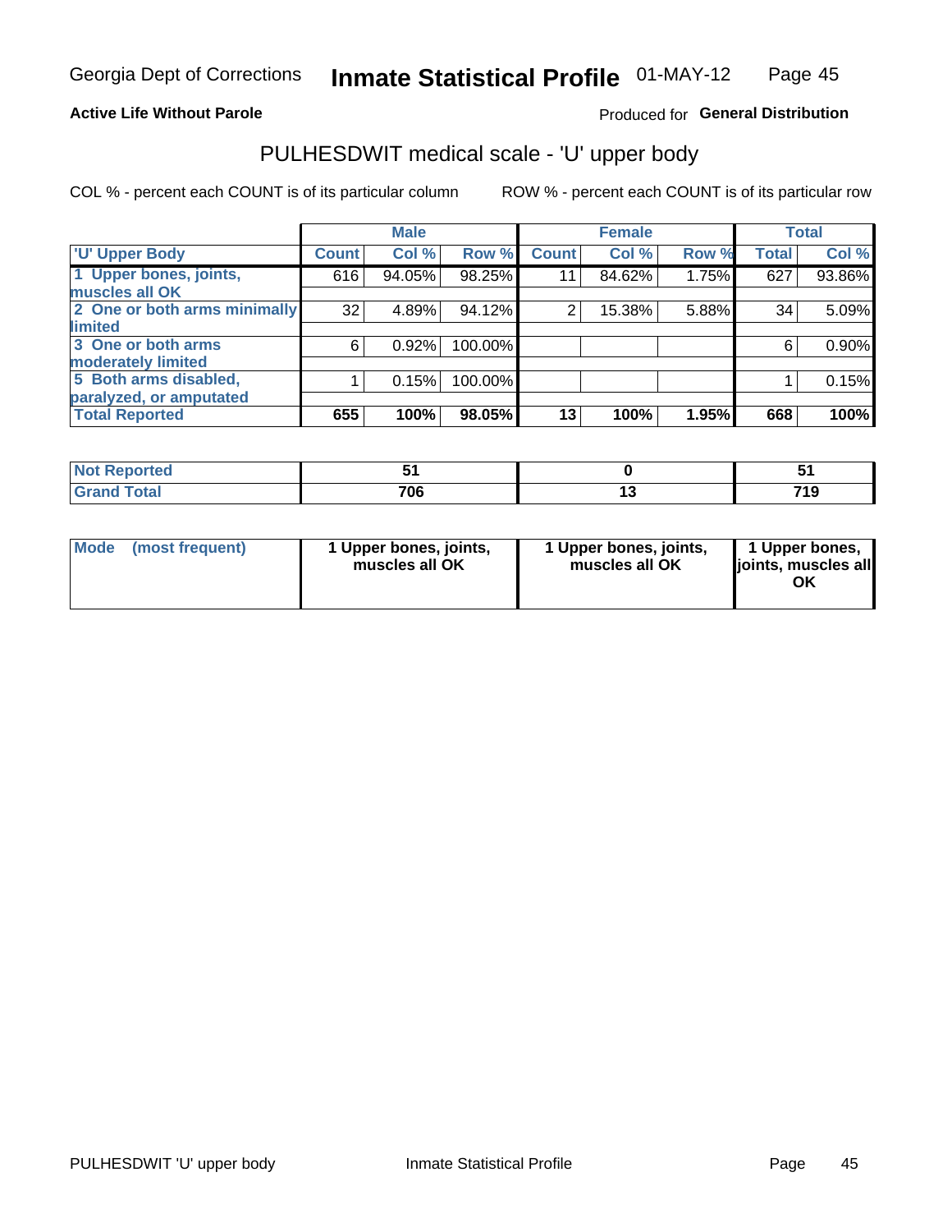**Active Life Without Parole** — Produced for **General Distribution**

## PULHESDWIT medical scale - 'U' upper body

COL % - percent each COUNT is of its particular column

ROW % - percent each COUNT is of its particular row

| | Male | | | Female | | | Total | |
|---|---|---|---|---|---|---|---|---|
| 'U' Upper Body | Count | Col % | Row % | Count | Col % | Row % | Total | Col % |
| 1 Upper bones, joints, muscles all OK | 616 | 94.05% | 98.25% | 11 | 84.62% | 1.75% | 627 | 93.86% |
| 2 One or both arms minimally limited | 32 | 4.89% | 94.12% | 2 | 15.38% | 5.88% | 34 | 5.09% |
| 3 One or both arms moderately limited | 6 | 0.92% | 100.00% | | | | 6 | 0.90% |
| 5 Both arms disabled, paralyzed, or amputated | 1 | 0.15% | 100.00% | | | | 1 | 0.15% |
| **Total Reported** | **655** | **100%** | **98.05%** | **13** | **100%** | **1.95%** | **668** | **100%** |

| | Male | Female | Total |
|---|---|---|---|
| Not Reported | 51 | 0 | 51 |
| Grand Total | 706 | 13 | 719 |

| | Male | Female | Total |
|---|---|---|---|
| Mode (most frequent) | 1 Upper bones, joints, muscles all OK | 1 Upper bones, joints, muscles all OK | 1 Upper bones, joints, muscles all OK |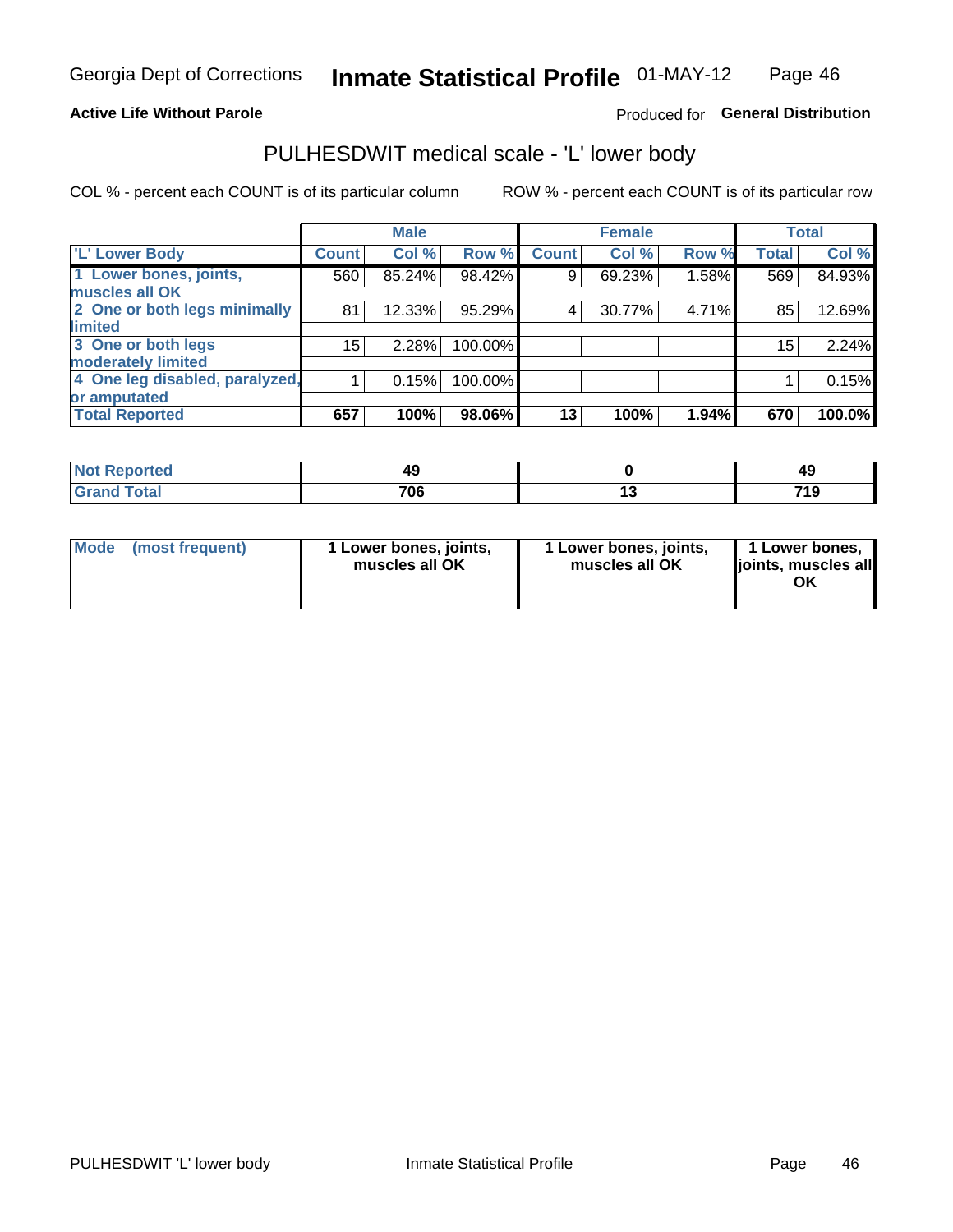Georgia Dept of Corrections **Inactive Statistical Profile** 01-MAY-12

**Active Life Without Parole**

Produced for **General Distribution**

## PULHESDWIT medical scale - 'L' lower body

COL % - percent each COUNT is of its particular column

ROW % - percent each COUNT is of its particular row

| | Male | | | Female | | | Total | |
|---|---|---|---|---|---|---|---|---|
| 'L' Lower Body | Count | Col % | Row % | Count | Col % | Row % | Total | Col % |
| 1 Lower bones, joints, muscles all OK | 560 | 85.24% | 98.42% | 9 | 69.23% | 1.58% | 569 | 84.93% |
| 2 One or both legs minimally limited | 81 | 12.33% | 95.29% | 4 | 30.77% | 4.71% | 85 | 12.69% |
| 3 One or both legs moderately limited | 15 | 2.28% | 100.00% | | | | 15 | 2.24% |
| 4 One leg disabled, paralyzed, or amputated | 1 | 0.15% | 100.00% | | | | 1 | 0.15% |
| **Total Reported** | **657** | **100%** | **98.06%** | **13** | **100%** | **1.94%** | **670** | **100.0%** |

| | Male | Female | Total |
|---|---|---|---|
| Not Reported | 49 | 0 | 49 |
| Grand Total | 706 | 13 | 719 |

| | Male | Female | Total |
|---|---|---|---|
| Mode (most frequent) | 1 Lower bones, joints, muscles all OK | 1 Lower bones, joints, muscles all OK | 1 Lower bones, joints, muscles all OK |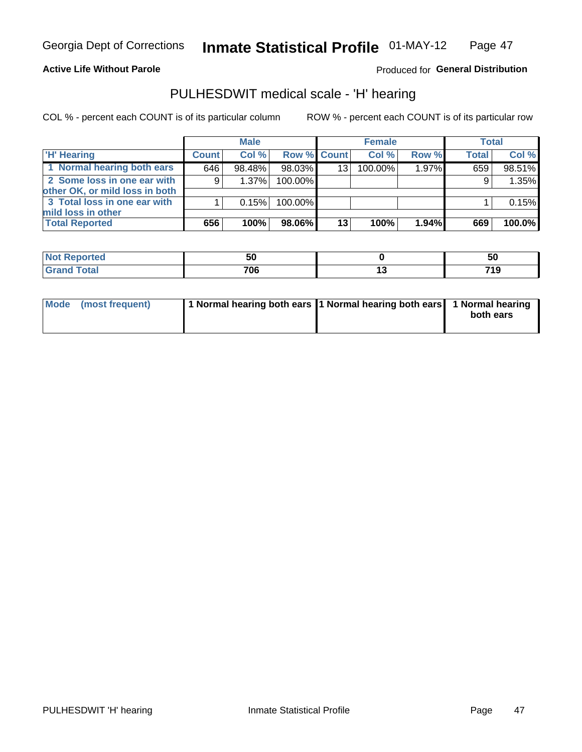Georgia Dept of Corrections **Inmate Statistical Profile** 01-MAY-12

**Active Life Without Parole**

Produced for **General Distribution**

## PULHESDWIT medical scale - 'H' hearing

COL % - percent each COUNT is of its particular column

ROW % - percent each COUNT is of its particular row

| | Male | | | Female | | | Total | |
|---|---|---|---|---|---|---|---|---|
| 'H' Hearing | Count | Col % | Row % | Count | Col % | Row % | Total | Col % |
| 1 Normal hearing both ears | 646 | 98.48% | 98.03% | 13 | 100.00% | 1.97% | 659 | 98.51% |
| 2 Some loss in one ear with other OK, or mild loss in both | 9 | 1.37% | 100.00% | | | | 9 | 1.35% |
| 3 Total loss in one ear with mild loss in other | 1 | 0.15% | 100.00% | | | | 1 | 0.15% |
| **Total Reported** | **656** | **100%** | **98.06%** | **13** | **100%** | **1.94%** | **669** | **100.0%** |

| | Male | Female | Total |
|---|---|---|---|
| Not Reported | 50 | 0 | 50 |
| Grand Total | 706 | 13 | 719 |

| | Male | Female | Total |
|---|---|---|---|
| Mode (most frequent) | 1 Normal hearing both ears | 1 Normal hearing both ears | 1 Normal hearing both ears |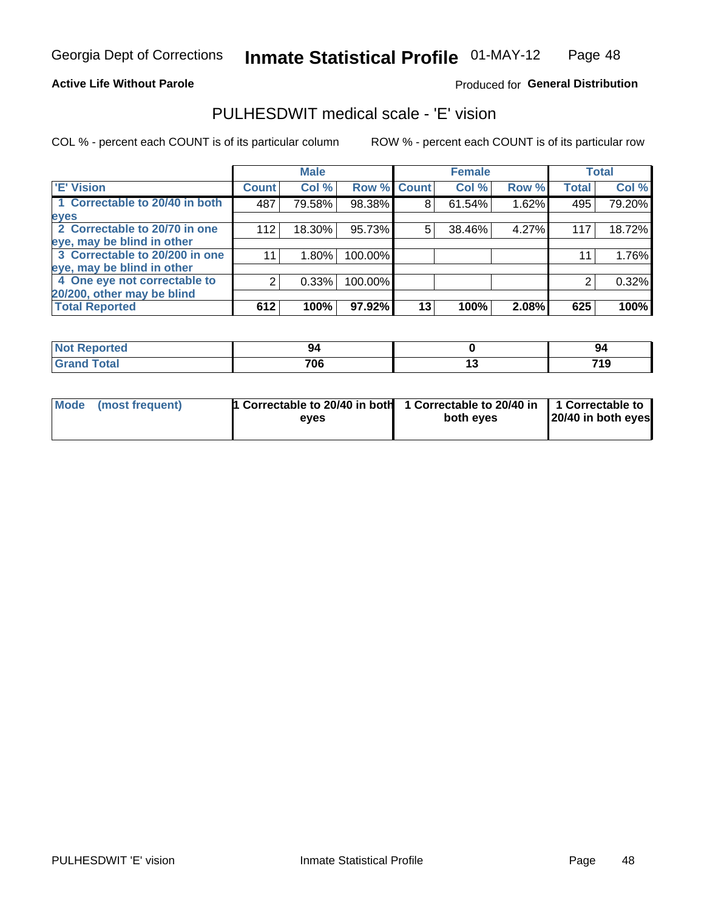Georgia Dept of Corrections **Inmate Statistical Profile** 01-MAY-12

**Active Life Without Parole**

Produced for **General Distribution**

## PULHESDWIT medical scale - 'E' vision

COL % - percent each COUNT is of its particular column ROW % - percent each COUNT is of its particular row

| | Male | | | Female | | | Total | |
|---|---|---|---|---|---|---|---|---|
| 'E' Vision | Count | Col % | Row % | Count | Col % | Row % | Total | Col % |
| 1 Correctable to 20/40 in both eyes | 487 | 79.58% | 98.38% | 8 | 61.54% | 1.62% | 495 | 79.20% |
| 2 Correctable to 20/70 in one eye, may be blind in other | 112 | 18.30% | 95.73% | 5 | 38.46% | 4.27% | 117 | 18.72% |
| 3 Correctable to 20/200 in one eye, may be blind in other | 11 | 1.80% | 100.00% | | | | 11 | 1.76% |
| 4 One eye not correctable to 20/200, other may be blind | 2 | 0.33% | 100.00% | | | | 2 | 0.32% |
| **Total Reported** | **612** | **100%** | **97.92%** | **13** | **100%** | **2.08%** | **625** | **100%** |

| | Male | Female | Total |
|---|---|---|---|
| Not Reported | 94 | 0 | 94 |
| Grand Total | 706 | 13 | 719 |

| | Male | Female | Total |
|---|---|---|---|
| Mode (most frequent) | 1 Correctable to 20/40 in both eyes | 1 Correctable to 20/40 in both eyes | 1 Correctable to 20/40 in both eyes |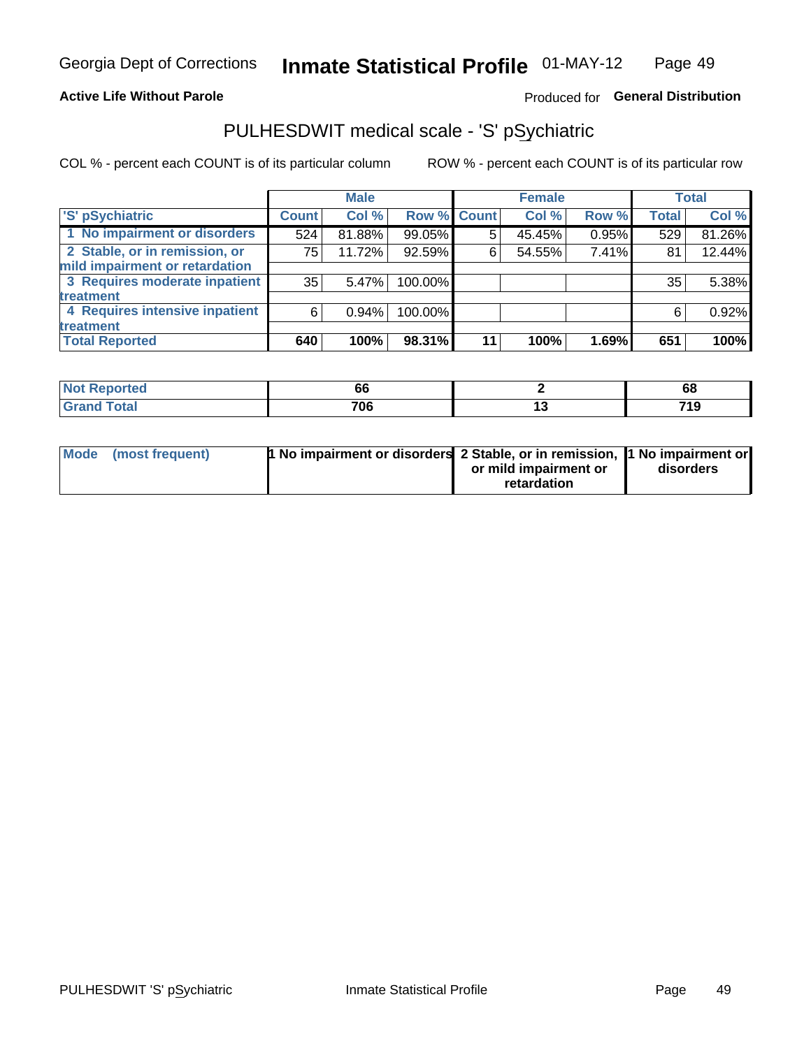Georgia Dept of Corrections **Inmate Statistical Profile** 01-MAY-12

**Active Life Without Parole**

Produced for **General Distribution**

## PULHESDWIT medical scale - 'S' pSychiatric

COL % - percent each COUNT is of its particular column

ROW % - percent each COUNT is of its particular row

| | Male | | | Female | | | Total | |
|---|---|---|---|---|---|---|---|---|
| 'S' pSychiatric | Count | Col % | Row % | Count | Col % | Row % | Total | Col % |
| 1 No impairment or disorders | 524 | 81.88% | 99.05% | 5 | 45.45% | 0.95% | 529 | 81.26% |
| 2 Stable, or in remission, or mild impairment or retardation | 75 | 11.72% | 92.59% | 6 | 54.55% | 7.41% | 81 | 12.44% |
| 3 Requires moderate inpatient treatment | 35 | 5.47% | 100.00% | | | | 35 | 5.38% |
| 4 Requires intensive inpatient treatment | 6 | 0.94% | 100.00% | | | | 6 | 0.92% |
| **Total Reported** | **640** | **100%** | **98.31%** | **11** | **100%** | **1.69%** | **651** | **100%** |

| | Male | Female | Total |
|---|---|---|---|
| Not Reported | 66 | 2 | 68 |
| Grand Total | 706 | 13 | 719 |

| | Male | Female | Total |
|---|---|---|---|
| Mode (most frequent) | 1 No impairment or disorders | 2 Stable, or in remission, or mild impairment or retardation | 1 No impairment or disorders |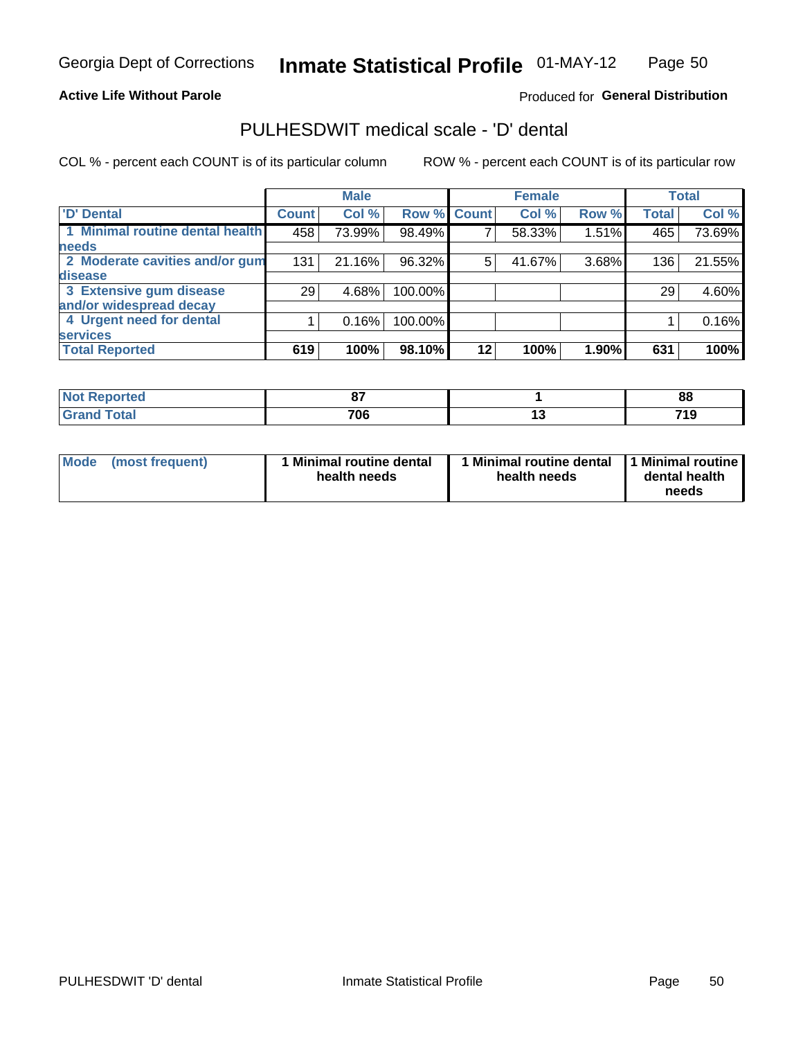Georgia Dept of Corrections **Inmate Statistical Profile** 01-MAY-12

**Active Life Without Parole**

Produced for **General Distribution**

## PULHESDWIT medical scale - 'D' dental

COL % - percent each COUNT is of its particular column ROW % - percent each COUNT is of its particular row

| | Male | | | Female | | | Total | |
|---|---|---|---|---|---|---|---|---|
| 'D' Dental | Count | Col % | Row % | Count | Col % | Row % | Total | Col % |
| 1 Minimal routine dental health needs | 458 | 73.99% | 98.49% | 7 | 58.33% | 1.51% | 465 | 73.69% |
| 2 Moderate cavities and/or gum disease | 131 | 21.16% | 96.32% | 5 | 41.67% | 3.68% | 136 | 21.55% |
| 3 Extensive gum disease and/or widespread decay | 29 | 4.68% | 100.00% | | | | 29 | 4.60% |
| 4 Urgent need for dental services | 1 | 0.16% | 100.00% | | | | 1 | 0.16% |
| **Total Reported** | **619** | **100%** | **98.10%** | **12** | **100%** | **1.90%** | **631** | **100%** |

| | Male | Female | Total |
|---|---|---|---|
| Not Reported | 87 | 1 | 88 |
| Grand Total | 706 | 13 | 719 |

| | Male | Female | Total |
|---|---|---|---|
| Mode (most frequent) | 1 Minimal routine dental health needs | 1 Minimal routine dental health needs | 1 Minimal routine dental health needs |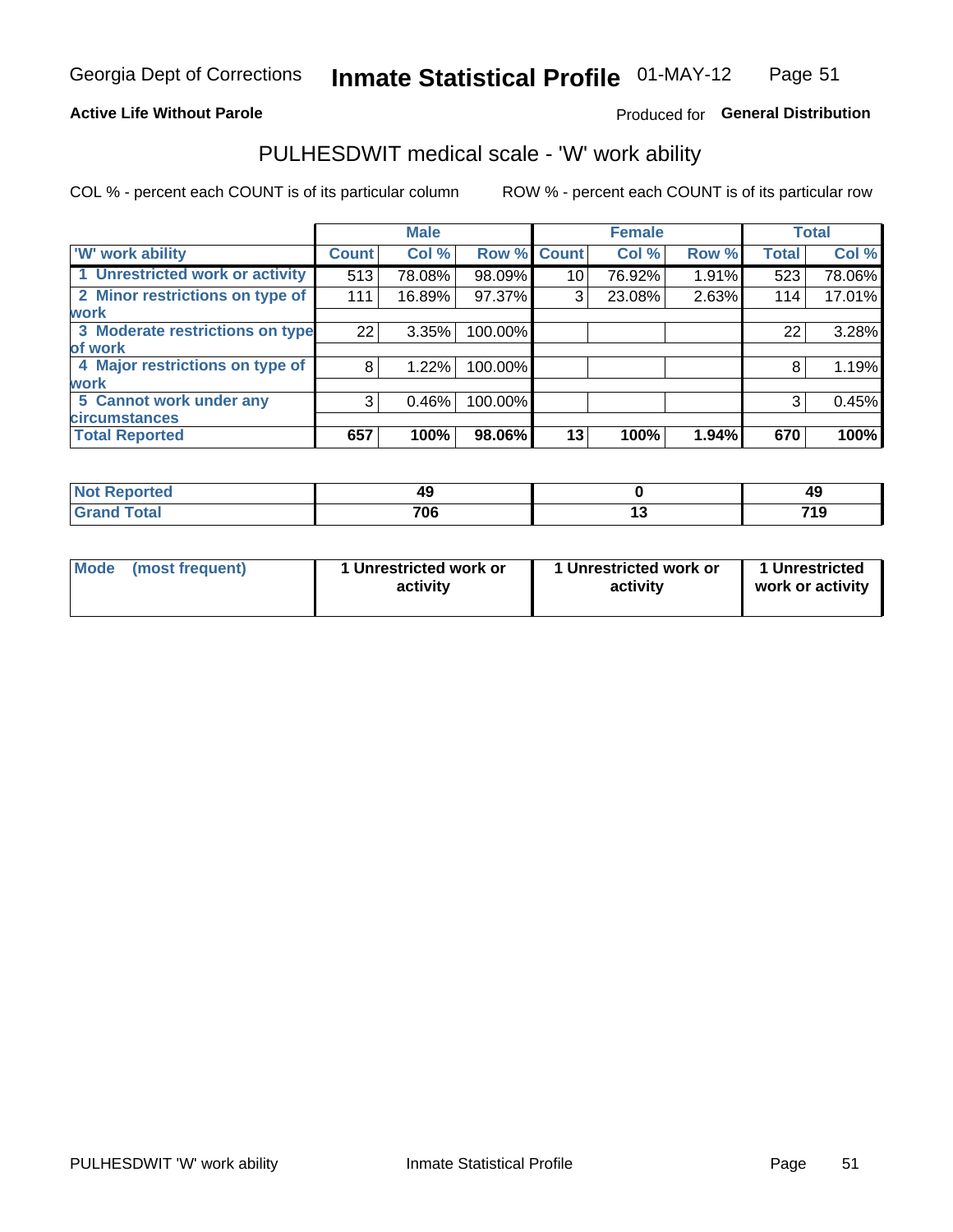Georgia Dept of Corrections **Inmate Statistical Profile** 01-MAY-12

**Active Life Without Parole**

Produced for **General Distribution**

## PULHESDWIT medical scale - 'W' work ability

COL % - percent each COUNT is of its particular column ROW % - percent each COUNT is of its particular row

| | Male | | | Female | | | Total | |
|---|---|---|---|---|---|---|---|---|
| 'W' work ability | Count | Col % | Row % | Count | Col % | Row % | Total | Col % |
| 1 Unrestricted work or activity | 513 | 78.08% | 98.09% | 10 | 76.92% | 1.91% | 523 | 78.06% |
| 2 Minor restrictions on type of work | 111 | 16.89% | 97.37% | 3 | 23.08% | 2.63% | 114 | 17.01% |
| 3 Moderate restrictions on type of work | 22 | 3.35% | 100.00% | | | | 22 | 3.28% |
| 4 Major restrictions on type of work | 8 | 1.22% | 100.00% | | | | 8 | 1.19% |
| 5 Cannot work under any circumstances | 3 | 0.46% | 100.00% | | | | 3 | 0.45% |
| **Total Reported** | **657** | **100%** | **98.06%** | **13** | **100%** | **1.94%** | **670** | **100%** |

| | Male | Female | Total |
|---|---|---|---|
| Not Reported | 49 | 0 | 49 |
| Grand Total | 706 | 13 | 719 |

| | Male | Female | Total |
|---|---|---|---|
| Mode (most frequent) | 1 Unrestricted work or activity | 1 Unrestricted work or activity | 1 Unrestricted work or activity |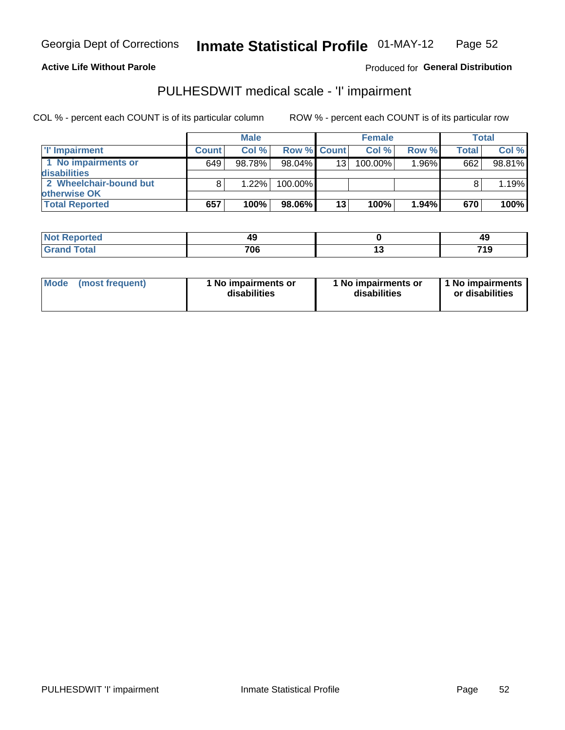Georgia Dept of Corrections **Inmate Statistical Profile** 01-MAY-12

**Active Life Without Parole**

Produced for **General Distribution**

## PULHESDWIT medical scale - 'I' impairment

COL % - percent each COUNT is of its particular column

ROW % - percent each COUNT is of its particular row

| | Male | | | Female | | | Total | |
|---|---|---|---|---|---|---|---|---|
| 'I' Impairment | Count | Col % | Row % | Count | Col % | Row % | Total | Col % |
| 1 No impairments or disabilities | 649 | 98.78% | 98.04% | 13 | 100.00% | 1.96% | 662 | 98.81% |
| 2 Wheelchair-bound but otherwise OK | 8 | 1.22% | 100.00% | | | | 8 | 1.19% |
| **Total Reported** | **657** | **100%** | **98.06%** | **13** | **100%** | **1.94%** | **670** | **100%** |

| | Male | Female | Total |
|---|---|---|---|
| Not Reported | 49 | 0 | 49 |
| Grand Total | 706 | 13 | 719 |

| | Male | Female | Total |
|---|---|---|---|
| Mode (most frequent) | 1 No impairments or disabilities | 1 No impairments or disabilities | 1 No impairments or disabilities |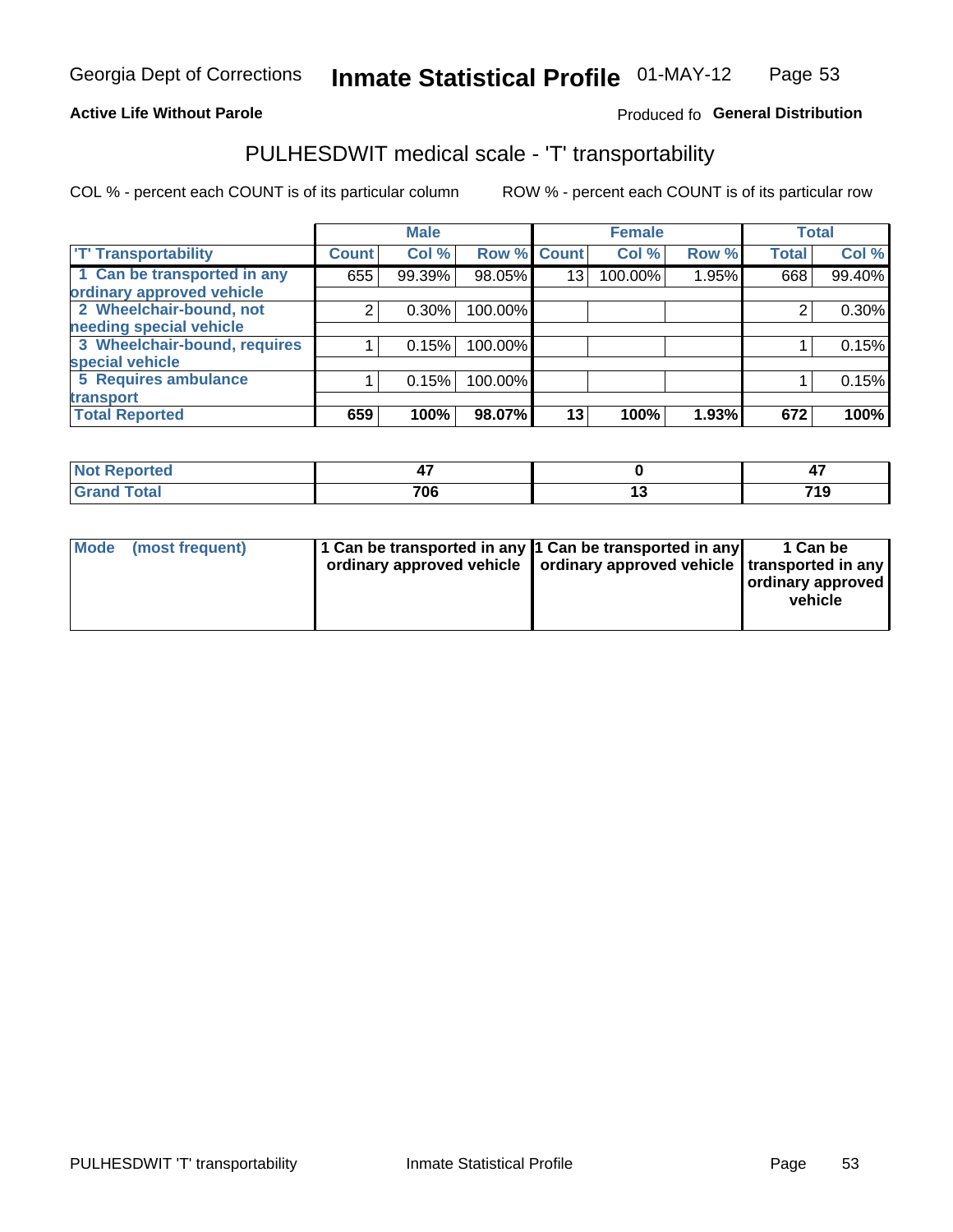Georgia Dept of Corrections **Inmate Statistical Profile** 01-MAY-12

**Active Life Without Parole**

Produced fo **General Distribution**

## PULHESDWIT medical scale - 'T' transportability

COL % - percent each COUNT is of its particular column

ROW % - percent each COUNT is of its particular row

| | Male | | | Female | | | Total | |
|---|---|---|---|---|---|---|---|---|
| 'T' Transportability | Count | Col % | Row % | Count | Col % | Row % | Total | Col % |
| 1 Can be transported in any ordinary approved vehicle | 655 | 99.39% | 98.05% | 13 | 100.00% | 1.95% | 668 | 99.40% |
| 2 Wheelchair-bound, not needing special vehicle | 2 | 0.30% | 100.00% | | | | 2 | 0.30% |
| 3 Wheelchair-bound, requires special vehicle | 1 | 0.15% | 100.00% | | | | 1 | 0.15% |
| 5 Requires ambulance transport | 1 | 0.15% | 100.00% | | | | 1 | 0.15% |
| **Total Reported** | **659** | **100%** | **98.07%** | **13** | **100%** | **1.93%** | **672** | **100%** |

| | Male | Female | Total |
|---|---|---|---|
| Not Reported | 47 | 0 | 47 |
| Grand Total | 706 | 13 | 719 |

| | Male | Female | Total |
|---|---|---|---|
| Mode (most frequent) | 1 Can be transported in any ordinary approved vehicle | 1 Can be transported in any ordinary approved vehicle | 1 Can be transported in any ordinary approved vehicle |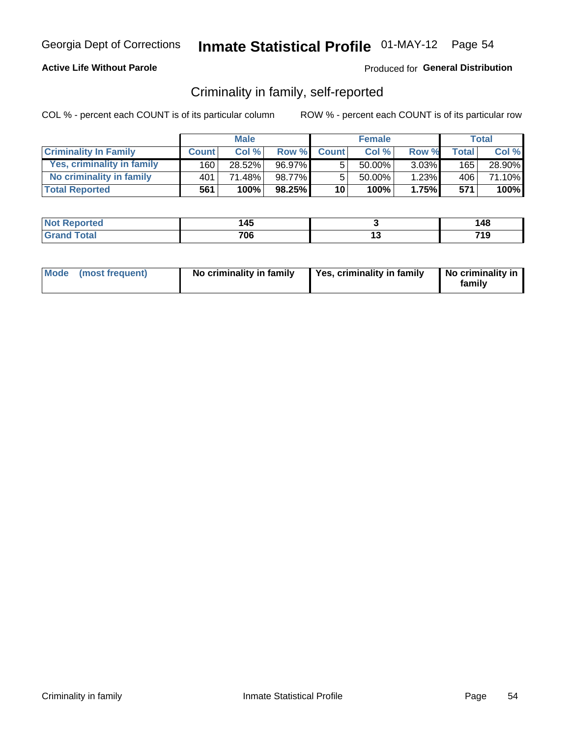Georgia Dept of Corrections **Inmate Statistical Profile** 01-MAY-12

**Active Life Without Parole**

Produced for **General Distribution**

## Criminality in family, self-reported

COL % - percent each COUNT is of its particular column

ROW % - percent each COUNT is of its particular row

| | Male | | | Female | | | Total | |
|---|---|---|---|---|---|---|---|---|
| **Criminality In Family** | **Count** | **Col %** | **Row %** | **Count** | **Col %** | **Row %** | **Total** | **Col %** |
| Yes, criminality in family | 160 | 28.52% | 96.97% | 5 | 50.00% | 3.03% | 165 | 28.90% |
| No criminality in family | 401 | 71.48% | 98.77% | 5 | 50.00% | 1.23% | 406 | 71.10% |
| **Total Reported** | **561** | **100%** | **98.25%** | **10** | **100%** | **1.75%** | **571** | **100%** |

| | Male | Female | Total |
|---|---|---|---|
| Not Reported | 145 | 3 | 148 |
| Grand Total | 706 | 13 | 719 |

| | Male | Female | Total |
|---|---|---|---|
| Mode (most frequent) | No criminality in family | Yes, criminality in family | No criminality in family |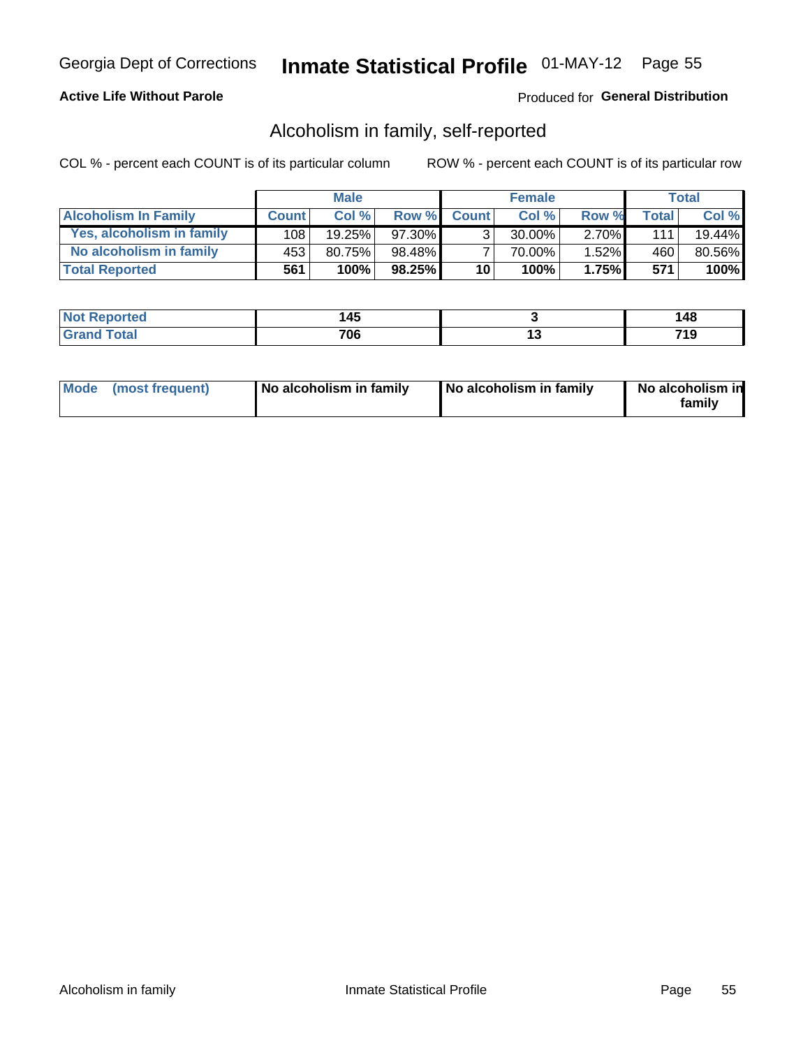Georgia Dept of Corrections **Inmate Statistical Profile** 01-MAY-12

**Active Life Without Parole**

Produced for **General Distribution**

## Alcoholism in family, self-reported

COL % - percent each COUNT is of its particular column

ROW % - percent each COUNT is of its particular row

| | Male | | | Female | | | Total | |
|---|---|---|---|---|---|---|---|---|
| **Alcoholism In Family** | **Count** | **Col %** | **Row %** | **Count** | **Col %** | **Row %** | **Total** | **Col %** |
| **Yes, alcoholism in family** | 108 | 19.25% | 97.30% | 3 | 30.00% | 2.70% | 111 | 19.44% |
| **No alcoholism in family** | 453 | 80.75% | 98.48% | 7 | 70.00% | 1.52% | 460 | 80.56% |
| **Total Reported** | **561** | **100%** | **98.25%** | **10** | **100%** | **1.75%** | **571** | **100%** |

| | Male | Female | Total |
|---|---|---|---|
| **Not Reported** | **145** | **3** | **148** |
| **Grand Total** | **706** | **13** | **719** |

| | Male | Female | Total |
|---|---|---|---|
| **Mode (most frequent)** | **No alcoholism in family** | **No alcoholism in family** | **No alcoholism in family** |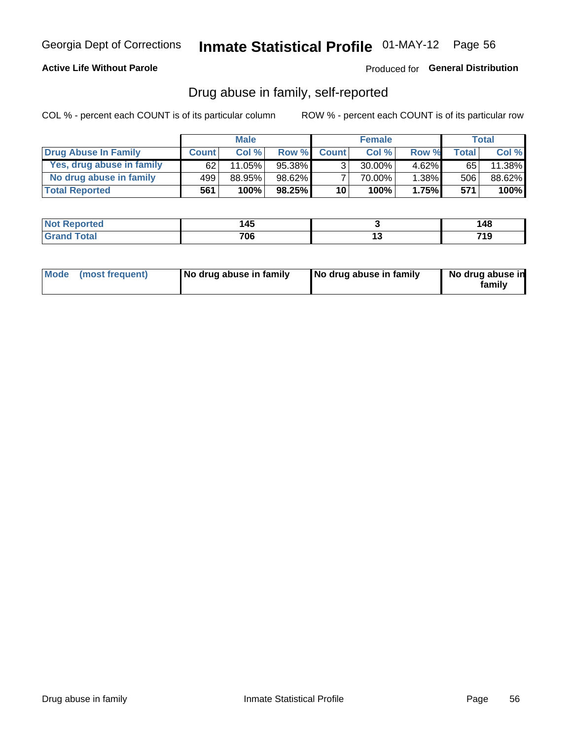Georgia Dept of Corrections **Inmate Statistical Profile** 01-MAY-12

**Active Life Without Parole**

Produced for **General Distribution**

## Drug abuse in family, self-reported

COL % - percent each COUNT is of its particular column

ROW % - percent each COUNT is of its particular row

| | Male | | | Female | | | Total | |
|---|---|---|---|---|---|---|---|---|
| **Drug Abuse In Family** | **Count** | **Col %** | **Row %** | **Count** | **Col %** | **Row %** | **Total** | **Col %** |
| Yes, drug abuse in family | 62 | 11.05% | 95.38% | 3 | 30.00% | 4.62% | 65 | 11.38% |
| No drug abuse in family | 499 | 88.95% | 98.62% | 7 | 70.00% | 1.38% | 506 | 88.62% |
| **Total Reported** | **561** | **100%** | **98.25%** | **10** | **100%** | **1.75%** | **571** | **100%** |

| | Male | Female | Total |
|---|---|---|---|
| **Not Reported** | **145** | **3** | **148** |
| **Grand Total** | **706** | **13** | **719** |

| | Male | Female | Total |
|---|---|---|---|
| **Mode (most frequent)** | **No drug abuse in family** | **No drug abuse in family** | **No drug abuse in family** |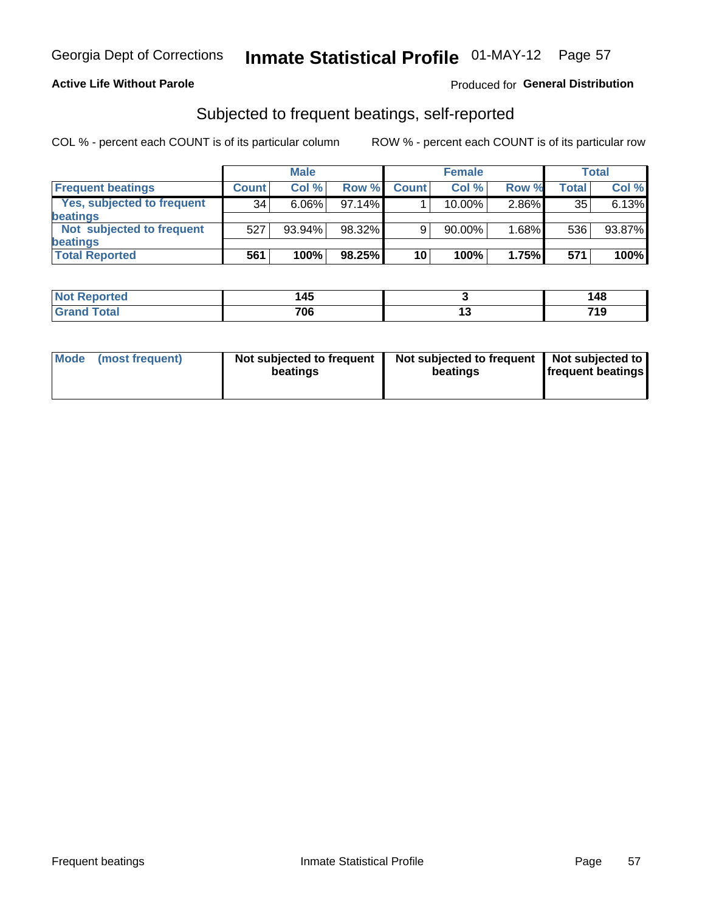Georgia Dept of Corrections **Inmate Statistical Profile** 01-MAY-12

**Active Life Without Parole**

Produced for **General Distribution**

## Subjected to frequent beatings, self-reported

COL % - percent each COUNT is of its particular column

ROW % - percent each COUNT is of its particular row

| | Male | | | Female | | | Total | |
|---|---|---|---|---|---|---|---|---|
| **Frequent beatings** | **Count** | **Col %** | **Row %** | **Count** | **Col %** | **Row %** | **Total** | **Col %** |
| Yes, subjected to frequent beatings | 34 | 6.06% | 97.14% | 1 | 10.00% | 2.86% | 35 | 6.13% |
| Not subjected to frequent beatings | 527 | 93.94% | 98.32% | 9 | 90.00% | 1.68% | 536 | 93.87% |
| **Total Reported** | **561** | **100%** | **98.25%** | **10** | **100%** | **1.75%** | **571** | **100%** |

| | Male | Female | Total |
|---|---|---|---|
| **Not Reported** | **145** | **3** | **148** |
| **Grand Total** | **706** | **13** | **719** |

| | Male | Female | Total |
|---|---|---|---|
| **Mode (most frequent)** | **Not subjected to frequent beatings** | **Not subjected to frequent beatings** | **Not subjected to frequent beatings** |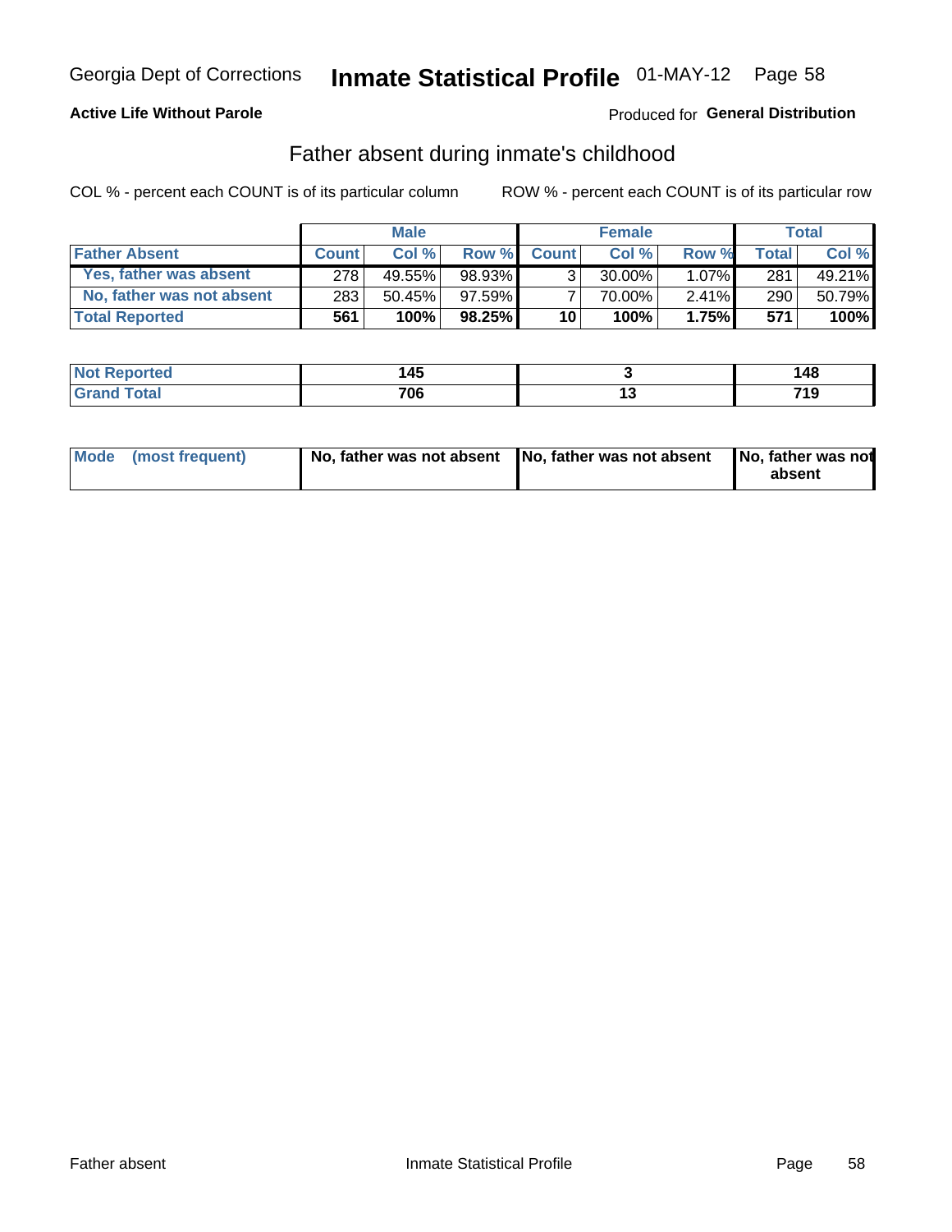Georgia Dept of Corrections **Inmate Statistical Profile** 01-MAY-12

**Active Life Without Parole**

Produced for **General Distribution**

## Father absent during inmate's childhood

COL % - percent each COUNT is of its particular column

ROW % - percent each COUNT is of its particular row

| | Male | | | Female | | | Total | |
|---|---|---|---|---|---|---|---|---|
| **Father Absent** | **Count** | **Col %** | **Row %** | **Count** | **Col %** | **Row %** | **Total** | **Col %** |
| **Yes, father was absent** | 278 | 49.55% | 98.93% | 3 | 30.00% | 1.07% | 281 | 49.21% |
| **No, father was not absent** | 283 | 50.45% | 97.59% | 7 | 70.00% | 2.41% | 290 | 50.79% |
| **Total Reported** | **561** | **100%** | **98.25%** | **10** | **100%** | **1.75%** | **571** | **100%** |

| | Male | Female | Total |
|---|---|---|---|
| **Not Reported** | **145** | **3** | **148** |
| **Grand Total** | **706** | **13** | **719** |

| | Male | Female | Total |
|---|---|---|---|
| **Mode (most frequent)** | **No, father was not absent** | **No, father was not absent** | **No, father was not absent** |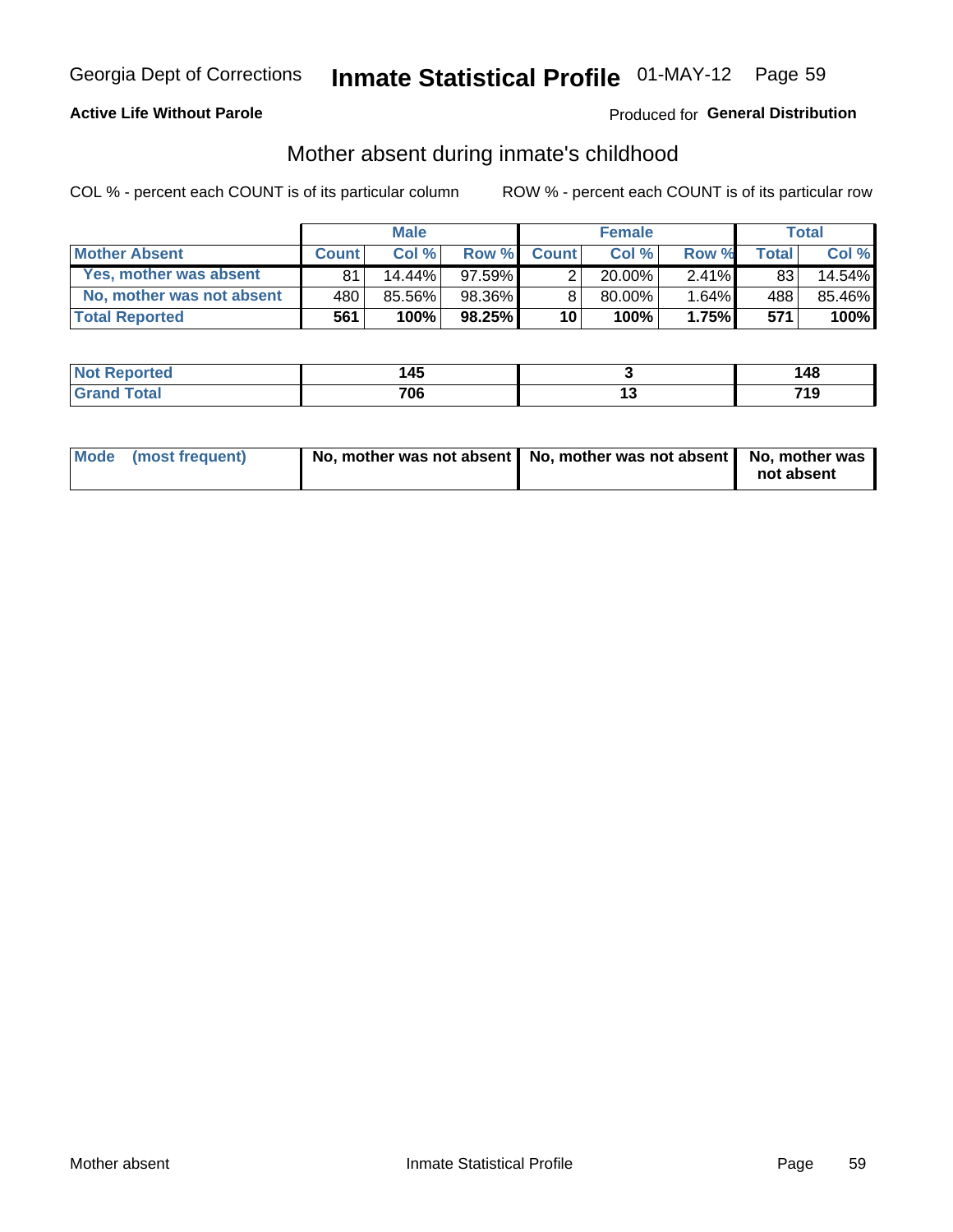Georgia Dept of Corrections **Inmate Statistical Profile** 01-MAY-12

**Active Life Without Parole**

Produced for **General Distribution**

## Mother absent during inmate's childhood

COL % - percent each COUNT is of its particular column

ROW % - percent each COUNT is of its particular row

| | Male | | | Female | | | Total | |
|---|---|---|---|---|---|---|---|---|
| **Mother Absent** | **Count** | **Col %** | **Row %** | **Count** | **Col %** | **Row %** | **Total** | **Col %** |
| **Yes, mother was absent** | 81 | 14.44% | 97.59% | 2 | 20.00% | 2.41% | 83 | 14.54% |
| **No, mother was not absent** | 480 | 85.56% | 98.36% | 8 | 80.00% | 1.64% | 488 | 85.46% |
| **Total Reported** | **561** | **100%** | **98.25%** | **10** | **100%** | **1.75%** | **571** | **100%** |

| | Male | Female | Total |
|---|---|---|---|
| **Not Reported** | **145** | **3** | **148** |
| **Grand Total** | **706** | **13** | **719** |

| | Male | Female | Total |
|---|---|---|---|
| **Mode (most frequent)** | **No, mother was not absent** | **No, mother was not absent** | **No, mother was not absent** |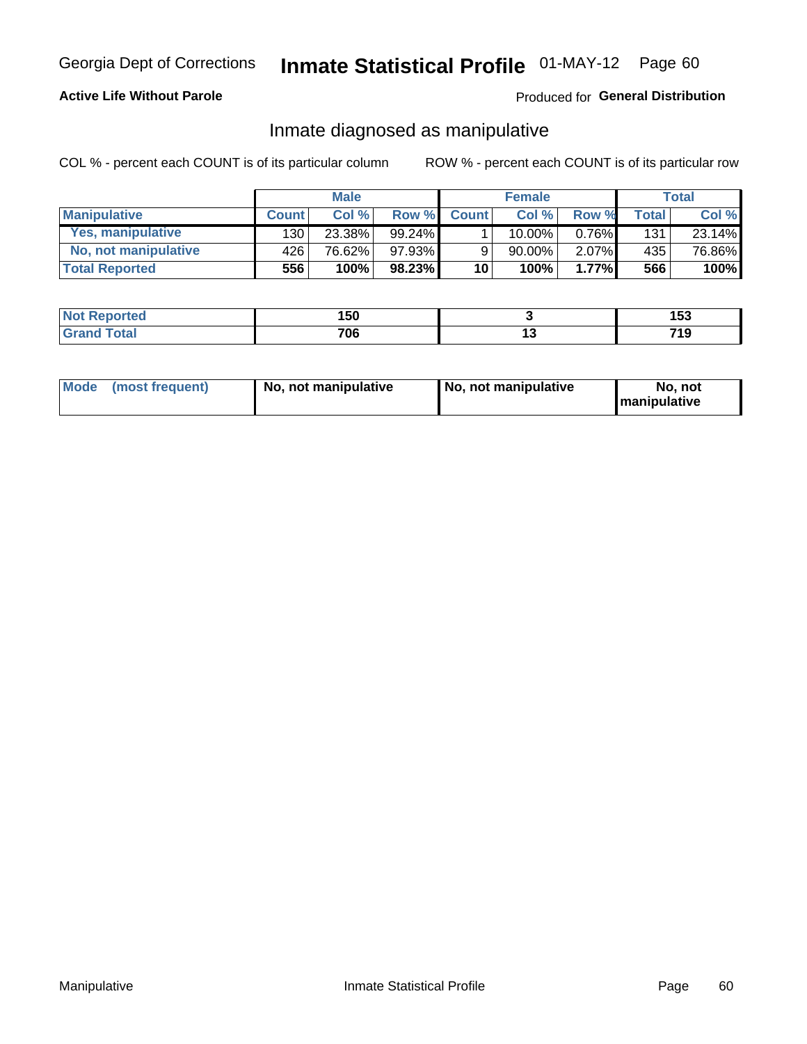Georgia Dept of Corrections **Inmate Statistical Profile** 01-MAY-12 Page 60

**Active Life Without Parole**

Produced for **General Distribution**

## Inmate diagnosed as manipulative

COL % - percent each COUNT is of its particular column

ROW % - percent each COUNT is of its particular row

| | Male | | | Female | | | Total | |
|---|---|---|---|---|---|---|---|---|
| **Manipulative** | **Count** | **Col %** | **Row %** | **Count** | **Col %** | **Row %** | **Total** | **Col %** |
| **Yes, manipulative** | 130 | 23.38% | 99.24% | 1 | 10.00% | 0.76% | 131 | 23.14% |
| **No, not manipulative** | 426 | 76.62% | 97.93% | 9 | 90.00% | 2.07% | 435 | 76.86% |
| **Total Reported** | **556** | **100%** | **98.23%** | **10** | **100%** | **1.77%** | **566** | **100%** |

| | Male | Female | Total |
|---|---|---|---|
| **Not Reported** | **150** | **3** | **153** |
| **Grand Total** | **706** | **13** | **719** |

| | Male | Female | Total |
|---|---|---|---|
| **Mode (most frequent)** | **No, not manipulative** | **No, not manipulative** | **No, not manipulative** |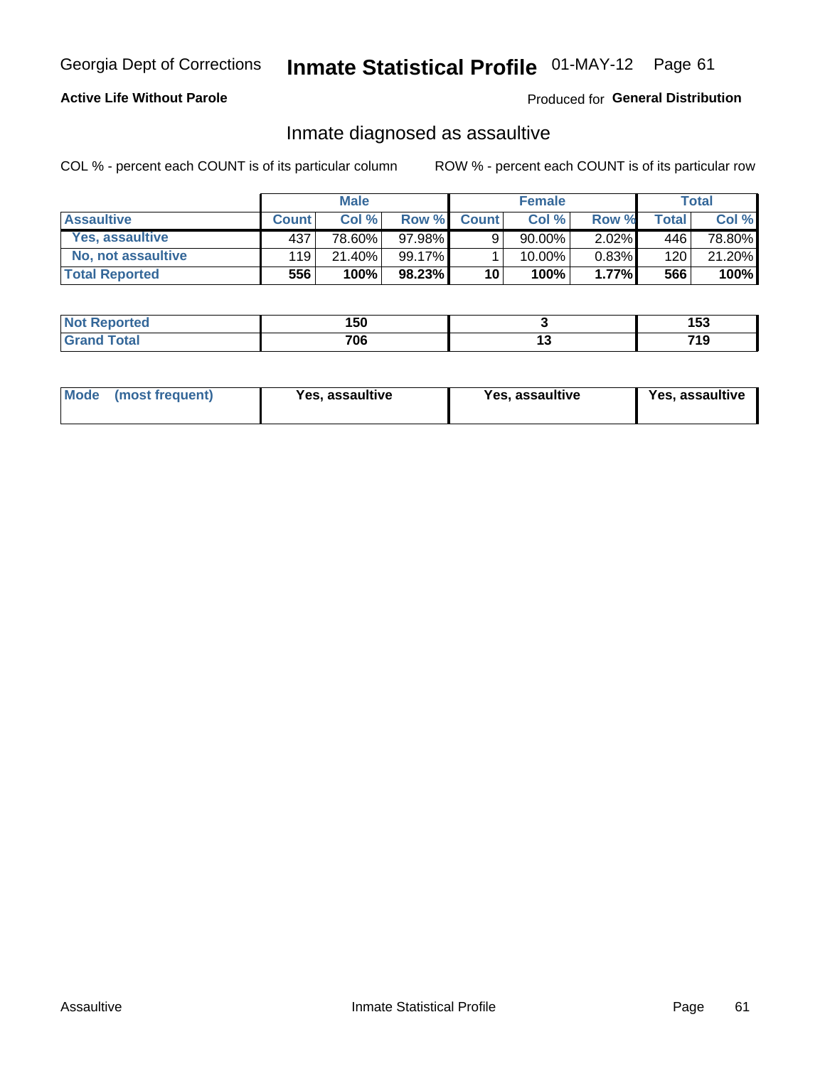Georgia Dept of Corrections **Inmate Statistical Profile** 01-MAY-12

**Active Life Without Parole**

Produced for **General Distribution**

## Inmate diagnosed as assaultive

COL % - percent each COUNT is of its particular column

ROW % - percent each COUNT is of its particular row

| | Male | | | Female | | | Total | |
|---|---|---|---|---|---|---|---|---|
| **Assaultive** | **Count** | **Col %** | **Row %** | **Count** | **Col %** | **Row %** | **Total** | **Col %** |
| **Yes, assaultive** | 437 | 78.60% | 97.98% | 9 | 90.00% | 2.02% | 446 | 78.80% |
| **No, not assaultive** | 119 | 21.40% | 99.17% | 1 | 10.00% | 0.83% | 120 | 21.20% |
| **Total Reported** | **556** | **100%** | **98.23%** | **10** | **100%** | **1.77%** | **566** | **100%** |

| | Male | Female | Total |
|---|---|---|---|
| **Not Reported** | **150** | **3** | **153** |
| **Grand Total** | **706** | **13** | **719** |

| | Male | Female | Total |
|---|---|---|---|
| **Mode (most frequent)** | **Yes, assaultive** | **Yes, assaultive** | **Yes, assaultive** |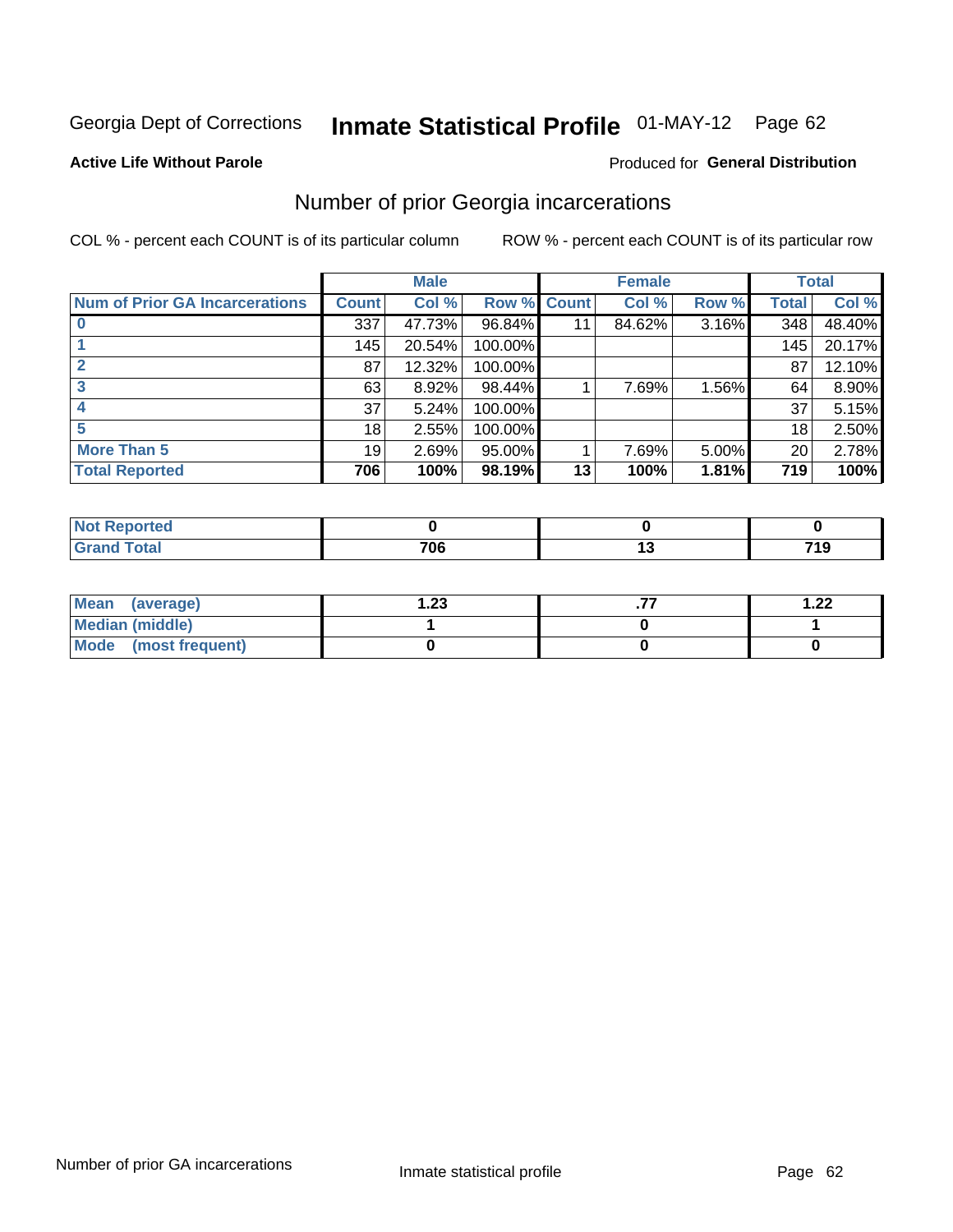Georgia Dept of Corrections **Inmate Statistical Profile** 01-MAY-12 Page 62

**Active Life Without Parole**

Produced for **General Distribution**

## Number of prior Georgia incarcerations

COL % - percent each COUNT is of its particular column

ROW % - percent each COUNT is of its particular row

| | Male | | | Female | | | Total | |
|---|---|---|---|---|---|---|---|---|
| **Num of Prior GA Incarcerations** | **Count** | **Col %** | **Row %** | **Count** | **Col %** | **Row %** | **Total** | **Col %** |
| **0** | 337 | 47.73% | 96.84% | 11 | 84.62% | 3.16% | 348 | 48.40% |
| **1** | 145 | 20.54% | 100.00% | | | | 145 | 20.17% |
| **2** | 87 | 12.32% | 100.00% | | | | 87 | 12.10% |
| **3** | 63 | 8.92% | 98.44% | 1 | 7.69% | 1.56% | 64 | 8.90% |
| **4** | 37 | 5.24% | 100.00% | | | | 37 | 5.15% |
| **5** | 18 | 2.55% | 100.00% | | | | 18 | 2.50% |
| **More Than 5** | 19 | 2.69% | 95.00% | 1 | 7.69% | 5.00% | 20 | 2.78% |
| **Total Reported** | **706** | **100%** | **98.19%** | **13** | **100%** | **1.81%** | **719** | **100%** |

| | Male | Female | Total |
|---|---|---|---|
| **Not Reported** | **0** | **0** | **0** |
| **Grand Total** | **706** | **13** | **719** |

| | Male | Female | Total |
|---|---|---|---|
| **Mean (average)** | **1.23** | **.77** | **1.22** |
| **Median (middle)** | **1** | **0** | **1** |
| **Mode (most frequent)** | **0** | **0** | **0** |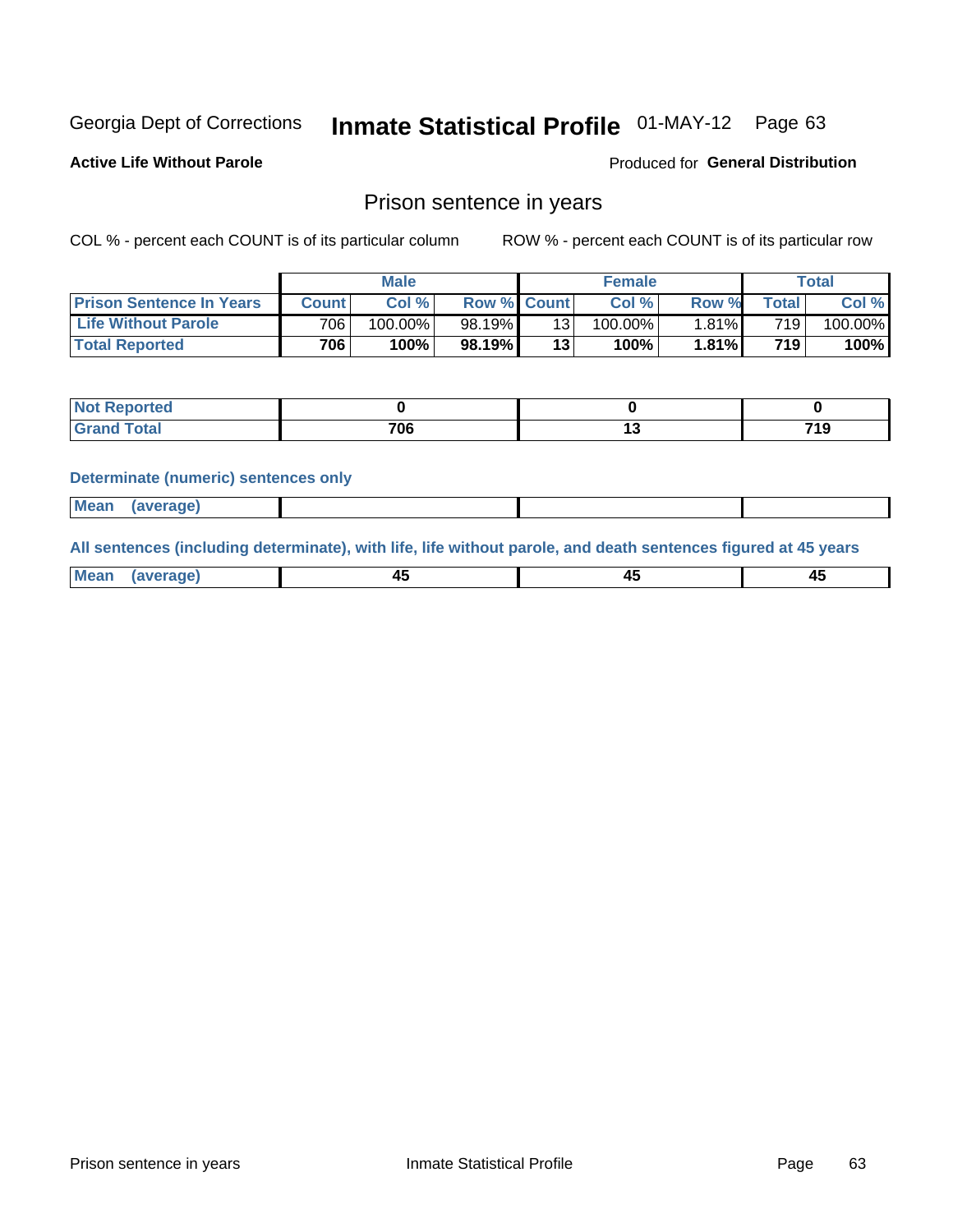Georgia Dept of Corrections **Inmate Statistical Profile** 01-MAY-12 Page 63

**Active Life Without Parole**

Produced for **General Distribution**

## Prison sentence in years

COL % - percent each COUNT is of its particular column

ROW % - percent each COUNT is of its particular row

| | Male | | | Female | | | Total | |
|---|---|---|---|---|---|---|---|---|
| **Prison Sentence In Years** | **Count** | **Col %** | **Row %** | **Count** | **Col %** | **Row %** | **Total** | **Col %** |
| **Life Without Parole** | 706 | 100.00% | 98.19% | 13 | 100.00% | 1.81% | 719 | 100.00% |
| **Total Reported** | **706** | **100%** | **98.19%** | **13** | **100%** | **1.81%** | **719** | **100%** |

| | Male | Female | Total |
|---|---|---|---|
| **Not Reported** | **0** | **0** | **0** |
| **Grand Total** | **706** | **13** | **719** |

**Determinate (numeric) sentences only**

| | Male | Female | Total |
|---|---|---|---|
| **Mean (average)** | | | |

**All sentences (including determinate), with life, life without parole, and death sentences figured at 45 years**

| | Male | Female | Total |
|---|---|---|---|
| **Mean (average)** | **45** | **45** | **45** |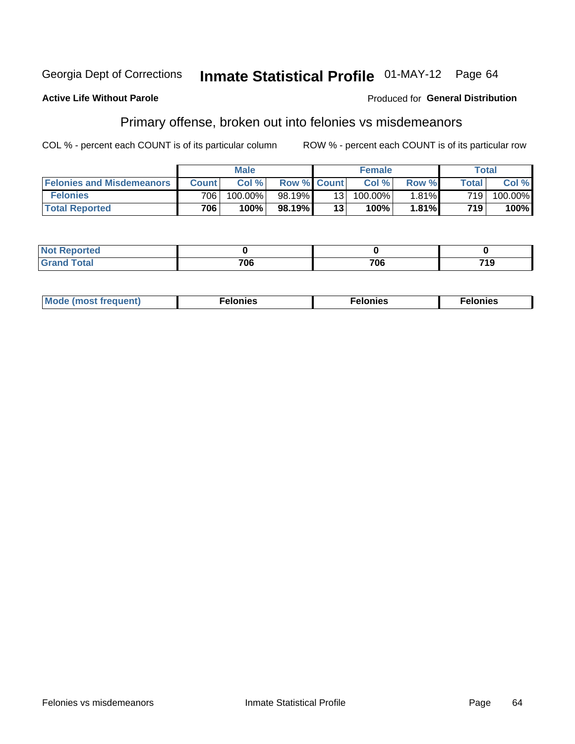Georgia Dept of Corrections **Inmate Statistical Profile** 01-MAY-12 Page 64

**Active Life Without Parole** Produced for **General Distribution**

## Primary offense, broken out into felonies vs misdemeanors

COL % - percent each COUNT is of its particular column ROW % - percent each COUNT is of its particular row

| | Male | | | Female | | | Total | |
|---|---|---|---|---|---|---|---|---|
| **Felonies and Misdemeanors** | **Count** | **Col %** | **Row %** | **Count** | **Col %** | **Row %** | **Total** | **Col %** |
| **Felonies** | 706 | 100.00% | 98.19% | 13 | 100.00% | 1.81% | 719 | 100.00% |
| **Total Reported** | **706** | **100%** | **98.19%** | **13** | **100%** | **1.81%** | **719** | **100%** |

| | Male | Female | Total |
|---|---|---|---|
| **Not Reported** | **0** | **0** | **0** |
| **Grand Total** | **706** | **706** | **719** |

| | Male | Female | Total |
|---|---|---|---|
| **Mode (most frequent)** | **Felonies** | **Felonies** | **Felonies** |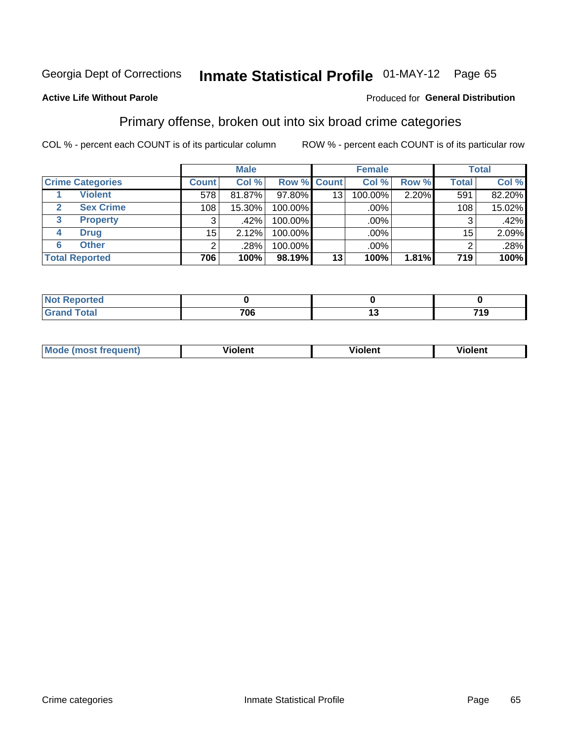Georgia Dept of Corrections **Inmate Statistical Profile** 01-MAY-12 Page 65

**Active Life Without Parole**

Produced for **General Distribution**

## Primary offense, broken out into six broad crime categories

COL % - percent each COUNT is of its particular column

ROW % - percent each COUNT is of its particular row

| Crime Categories | | Male | | | Female | | | Total | |
|---|---|---|---|---|---|---|---|---|---|
| | | Count | Col % | Row % | Count | Col % | Row % | Total | Col % |
| 1 | Violent | 578 | 81.87% | 97.80% | 13 | 100.00% | 2.20% | 591 | 82.20% |
| 2 | Sex Crime | 108 | 15.30% | 100.00% | | .00% | | 108 | 15.02% |
| 3 | Property | 3 | .42% | 100.00% | | .00% | | 3 | .42% |
| 4 | Drug | 15 | 2.12% | 100.00% | | .00% | | 15 | 2.09% |
| 6 | Other | 2 | .28% | 100.00% | | .00% | | 2 | .28% |
| **Total Reported** | | **706** | **100%** | **98.19%** | **13** | **100%** | **1.81%** | **719** | **100%** |

| | Male | Female | Total |
|---|---|---|---|
| Not Reported | 0 | 0 | 0 |
| Grand Total | 706 | 13 | 719 |

| | Male | Female | Total |
|---|---|---|---|
| Mode (most frequent) | Violent | Violent | Violent |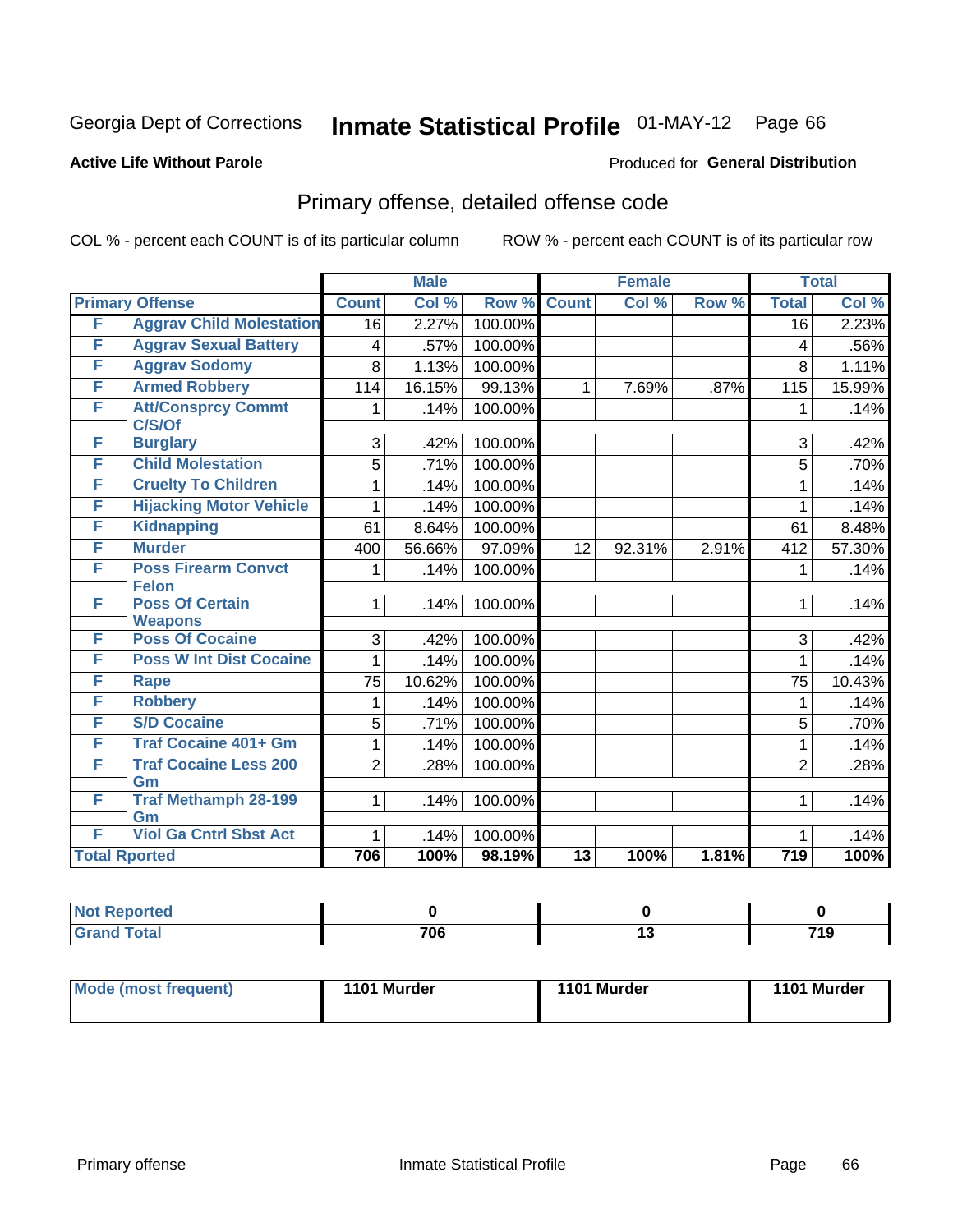Georgia Dept of Corrections **Inmate Statistical Profile** 01-MAY-12 Page 66

**Active Life Without Parole**

Produced for **General Distribution**

## Primary offense, detailed offense code

COL % - percent each COUNT is of its particular column

ROW % - percent each COUNT is of its particular row

| Primary Offense | | Male | | | Female | | | Total | |
|---|---|---|---|---|---|---|---|---|---|
| | | Count | Col % | Row % | Count | Col % | Row % | Total | Col % |
| F | Aggrav Child Molestation | 16 | 2.27% | 100.00% | | | | 16 | 2.23% |
| F | Aggrav Sexual Battery | 4 | .57% | 100.00% | | | | 4 | .56% |
| F | Aggrav Sodomy | 8 | 1.13% | 100.00% | | | | 8 | 1.11% |
| F | Armed Robbery | 114 | 16.15% | 99.13% | 1 | 7.69% | .87% | 115 | 15.99% |
| F | Att/Consprcy Commt C/S/Of | 1 | .14% | 100.00% | | | | 1 | .14% |
| F | Burglary | 3 | .42% | 100.00% | | | | 3 | .42% |
| F | Child Molestation | 5 | .71% | 100.00% | | | | 5 | .70% |
| F | Cruelty To Children | 1 | .14% | 100.00% | | | | 1 | .14% |
| F | Hijacking Motor Vehicle | 1 | .14% | 100.00% | | | | 1 | .14% |
| F | Kidnapping | 61 | 8.64% | 100.00% | | | | 61 | 8.48% |
| F | Murder | 400 | 56.66% | 97.09% | 12 | 92.31% | 2.91% | 412 | 57.30% |
| F | Poss Firearm Convct Felon | 1 | .14% | 100.00% | | | | 1 | .14% |
| F | Poss Of Certain Weapons | 1 | .14% | 100.00% | | | | 1 | .14% |
| F | Poss Of Cocaine | 3 | .42% | 100.00% | | | | 3 | .42% |
| F | Poss W Int Dist Cocaine | 1 | .14% | 100.00% | | | | 1 | .14% |
| F | Rape | 75 | 10.62% | 100.00% | | | | 75 | 10.43% |
| F | Robbery | 1 | .14% | 100.00% | | | | 1 | .14% |
| F | S/D Cocaine | 5 | .71% | 100.00% | | | | 5 | .70% |
| F | Traf Cocaine 401+ Gm | 1 | .14% | 100.00% | | | | 1 | .14% |
| F | Traf Cocaine Less 200 Gm | 2 | .28% | 100.00% | | | | 2 | .28% |
| F | Traf Methamph 28-199 Gm | 1 | .14% | 100.00% | | | | 1 | .14% |
| F | Viol Ga Cntrl Sbst Act | 1 | .14% | 100.00% | | | | 1 | .14% |
| Total Rported | | 706 | 100% | 98.19% | 13 | 100% | 1.81% | 719 | 100% |

| | Male | Female | Total |
|---|---|---|---|
| Not Reported | 0 | 0 | 0 |
| Grand Total | 706 | 13 | 719 |

| | Male | Female | Total |
|---|---|---|---|
| Mode (most frequent) | 1101 Murder | 1101 Murder | 1101 Murder |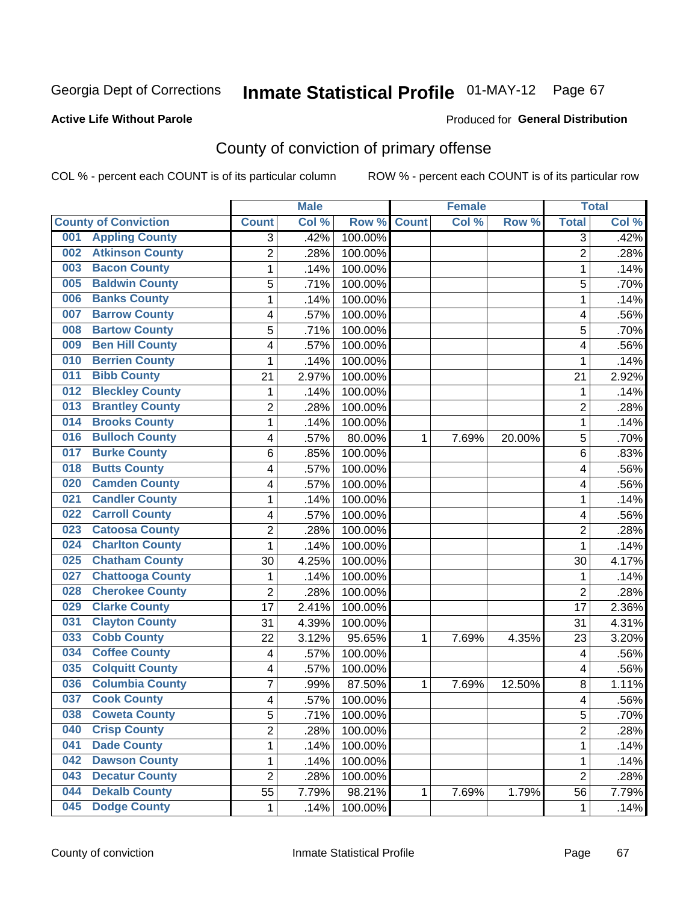Georgia Dept of Corrections **Inmate Statistical Profile** 01-MAY-12 Page 67

**Active Life Without Parole**

Produced for **General Distribution**

## County of conviction of primary offense

COL % - percent each COUNT is of its particular column ROW % - percent each COUNT is of its particular row

| | Male | | | Female | | | Total | |
|---|---|---|---|---|---|---|---|---|
| County of Conviction | Count | Col % | Row % | Count | Col % | Row % | Total | Col % |
| 001 Appling County | 3 | .42% | 100.00% | | | | 3 | .42% |
| 002 Atkinson County | 2 | .28% | 100.00% | | | | 2 | .28% |
| 003 Bacon County | 1 | .14% | 100.00% | | | | 1 | .14% |
| 005 Baldwin County | 5 | .71% | 100.00% | | | | 5 | .70% |
| 006 Banks County | 1 | .14% | 100.00% | | | | 1 | .14% |
| 007 Barrow County | 4 | .57% | 100.00% | | | | 4 | .56% |
| 008 Bartow County | 5 | .71% | 100.00% | | | | 5 | .70% |
| 009 Ben Hill County | 4 | .57% | 100.00% | | | | 4 | .56% |
| 010 Berrien County | 1 | .14% | 100.00% | | | | 1 | .14% |
| 011 Bibb County | 21 | 2.97% | 100.00% | | | | 21 | 2.92% |
| 012 Bleckley County | 1 | .14% | 100.00% | | | | 1 | .14% |
| 013 Brantley County | 2 | .28% | 100.00% | | | | 2 | .28% |
| 014 Brooks County | 1 | .14% | 100.00% | | | | 1 | .14% |
| 016 Bulloch County | 4 | .57% | 80.00% | 1 | 7.69% | 20.00% | 5 | .70% |
| 017 Burke County | 6 | .85% | 100.00% | | | | 6 | .83% |
| 018 Butts County | 4 | .57% | 100.00% | | | | 4 | .56% |
| 020 Camden County | 4 | .57% | 100.00% | | | | 4 | .56% |
| 021 Candler County | 1 | .14% | 100.00% | | | | 1 | .14% |
| 022 Carroll County | 4 | .57% | 100.00% | | | | 4 | .56% |
| 023 Catoosa County | 2 | .28% | 100.00% | | | | 2 | .28% |
| 024 Charlton County | 1 | .14% | 100.00% | | | | 1 | .14% |
| 025 Chatham County | 30 | 4.25% | 100.00% | | | | 30 | 4.17% |
| 027 Chattooga County | 1 | .14% | 100.00% | | | | 1 | .14% |
| 028 Cherokee County | 2 | .28% | 100.00% | | | | 2 | .28% |
| 029 Clarke County | 17 | 2.41% | 100.00% | | | | 17 | 2.36% |
| 031 Clayton County | 31 | 4.39% | 100.00% | | | | 31 | 4.31% |
| 033 Cobb County | 22 | 3.12% | 95.65% | 1 | 7.69% | 4.35% | 23 | 3.20% |
| 034 Coffee County | 4 | .57% | 100.00% | | | | 4 | .56% |
| 035 Colquitt County | 4 | .57% | 100.00% | | | | 4 | .56% |
| 036 Columbia County | 7 | .99% | 87.50% | 1 | 7.69% | 12.50% | 8 | 1.11% |
| 037 Cook County | 4 | .57% | 100.00% | | | | 4 | .56% |
| 038 Coweta County | 5 | .71% | 100.00% | | | | 5 | .70% |
| 040 Crisp County | 2 | .28% | 100.00% | | | | 2 | .28% |
| 041 Dade County | 1 | .14% | 100.00% | | | | 1 | .14% |
| 042 Dawson County | 1 | .14% | 100.00% | | | | 1 | .14% |
| 043 Decatur County | 2 | .28% | 100.00% | | | | 2 | .28% |
| 044 Dekalb County | 55 | 7.79% | 98.21% | 1 | 7.69% | 1.79% | 56 | 7.79% |
| 045 Dodge County | 1 | .14% | 100.00% | | | | 1 | .14% |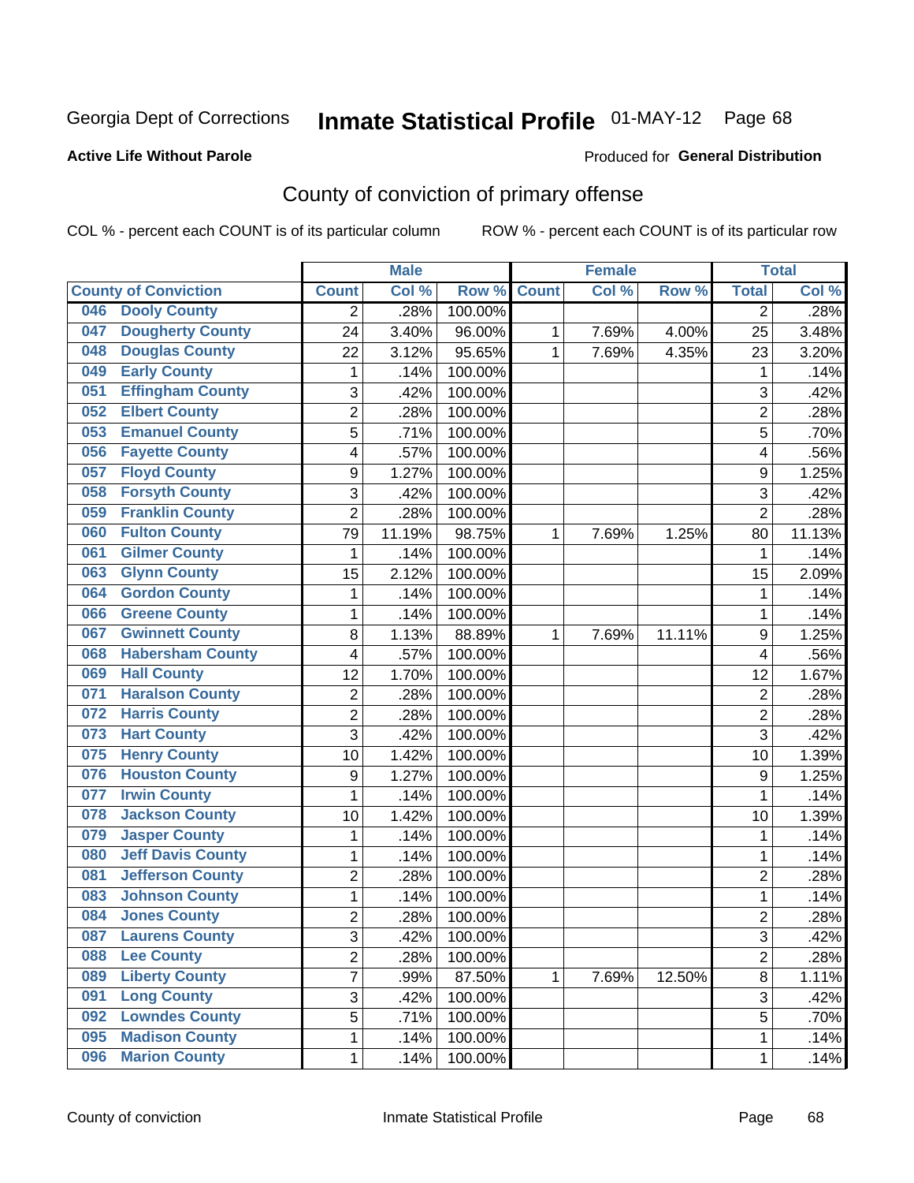Georgia Dept of Corrections **Inmate Statistical Profile** 01-MAY-12

**Active Life Without Parole**

Produced for **General Distribution**

## County of conviction of primary offense

COL % - percent each COUNT is of its particular column    ROW % - percent each COUNT is of its particular row

| | Male | | | Female | | | Total | |
|---|---|---|---|---|---|---|---|---|
| **County of Conviction** | **Count** | **Col %** | **Row %** | **Count** | **Col %** | **Row %** | **Total** | **Col %** |
| 046 Dooly County | 2 | .28% | 100.00% | | | | 2 | .28% |
| 047 Dougherty County | 24 | 3.40% | 96.00% | 1 | 7.69% | 4.00% | 25 | 3.48% |
| 048 Douglas County | 22 | 3.12% | 95.65% | 1 | 7.69% | 4.35% | 23 | 3.20% |
| 049 Early County | 1 | .14% | 100.00% | | | | 1 | .14% |
| 051 Effingham County | 3 | .42% | 100.00% | | | | 3 | .42% |
| 052 Elbert County | 2 | .28% | 100.00% | | | | 2 | .28% |
| 053 Emanuel County | 5 | .71% | 100.00% | | | | 5 | .70% |
| 056 Fayette County | 4 | .57% | 100.00% | | | | 4 | .56% |
| 057 Floyd County | 9 | 1.27% | 100.00% | | | | 9 | 1.25% |
| 058 Forsyth County | 3 | .42% | 100.00% | | | | 3 | .42% |
| 059 Franklin County | 2 | .28% | 100.00% | | | | 2 | .28% |
| 060 Fulton County | 79 | 11.19% | 98.75% | 1 | 7.69% | 1.25% | 80 | 11.13% |
| 061 Gilmer County | 1 | .14% | 100.00% | | | | 1 | .14% |
| 063 Glynn County | 15 | 2.12% | 100.00% | | | | 15 | 2.09% |
| 064 Gordon County | 1 | .14% | 100.00% | | | | 1 | .14% |
| 066 Greene County | 1 | .14% | 100.00% | | | | 1 | .14% |
| 067 Gwinnett County | 8 | 1.13% | 88.89% | 1 | 7.69% | 11.11% | 9 | 1.25% |
| 068 Habersham County | 4 | .57% | 100.00% | | | | 4 | .56% |
| 069 Hall County | 12 | 1.70% | 100.00% | | | | 12 | 1.67% |
| 071 Haralson County | 2 | .28% | 100.00% | | | | 2 | .28% |
| 072 Harris County | 2 | .28% | 100.00% | | | | 2 | .28% |
| 073 Hart County | 3 | .42% | 100.00% | | | | 3 | .42% |
| 075 Henry County | 10 | 1.42% | 100.00% | | | | 10 | 1.39% |
| 076 Houston County | 9 | 1.27% | 100.00% | | | | 9 | 1.25% |
| 077 Irwin County | 1 | .14% | 100.00% | | | | 1 | .14% |
| 078 Jackson County | 10 | 1.42% | 100.00% | | | | 10 | 1.39% |
| 079 Jasper County | 1 | .14% | 100.00% | | | | 1 | .14% |
| 080 Jeff Davis County | 1 | .14% | 100.00% | | | | 1 | .14% |
| 081 Jefferson County | 2 | .28% | 100.00% | | | | 2 | .28% |
| 083 Johnson County | 1 | .14% | 100.00% | | | | 1 | .14% |
| 084 Jones County | 2 | .28% | 100.00% | | | | 2 | .28% |
| 087 Laurens County | 3 | .42% | 100.00% | | | | 3 | .42% |
| 088 Lee County | 2 | .28% | 100.00% | | | | 2 | .28% |
| 089 Liberty County | 7 | .99% | 87.50% | 1 | 7.69% | 12.50% | 8 | 1.11% |
| 091 Long County | 3 | .42% | 100.00% | | | | 3 | .42% |
| 092 Lowndes County | 5 | .71% | 100.00% | | | | 5 | .70% |
| 095 Madison County | 1 | .14% | 100.00% | | | | 1 | .14% |
| 096 Marion County | 1 | .14% | 100.00% | | | | 1 | .14% |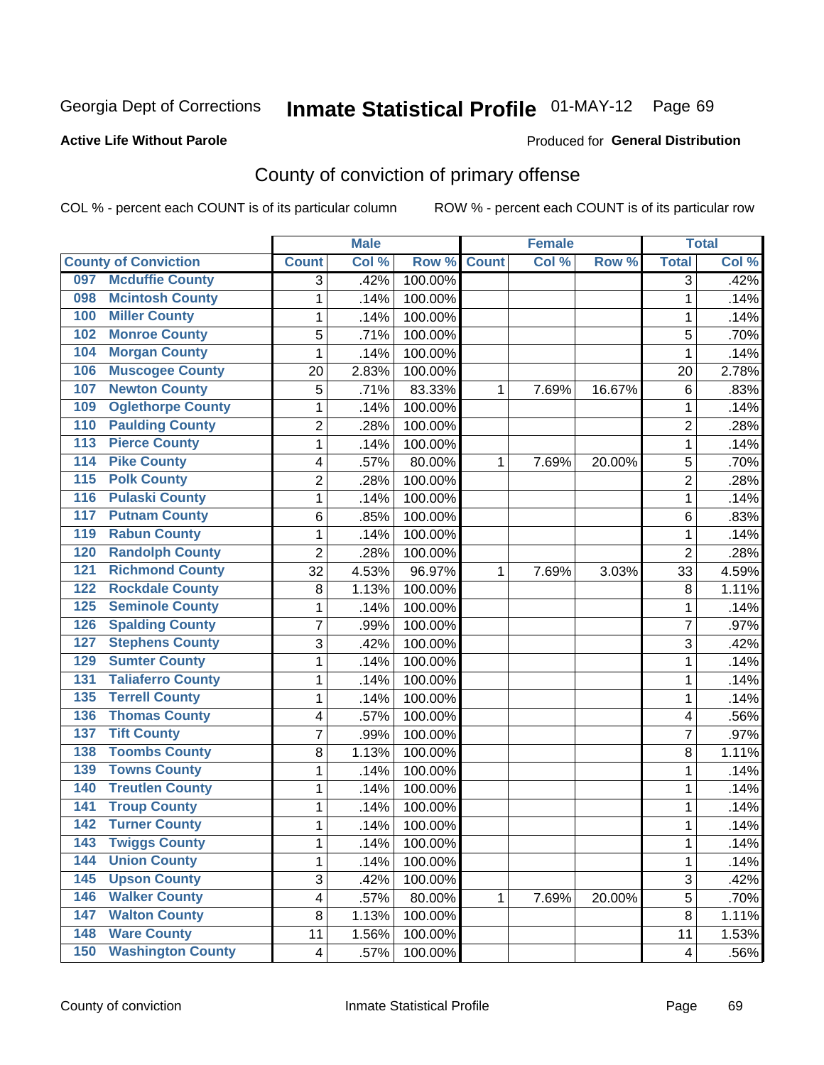Georgia Dept of Corrections **Inmate Statistical Profile** 01-MAY-12 Page 69

**Active Life Without Parole**

Produced for **General Distribution**

## County of conviction of primary offense

COL % - percent each COUNT is of its particular column ROW % - percent each COUNT is of its particular row

| County of Conviction | Male | | | Female | | | Total | |
|---|---|---|---|---|---|---|---|---|
| | Count | Col % | Row % | Count | Col % | Row % | Total | Col % |
| 097 Mcduffie County | 3 | .42% | 100.00% | | | | 3 | .42% |
| 098 Mcintosh County | 1 | .14% | 100.00% | | | | 1 | .14% |
| 100 Miller County | 1 | .14% | 100.00% | | | | 1 | .14% |
| 102 Monroe County | 5 | .71% | 100.00% | | | | 5 | .70% |
| 104 Morgan County | 1 | .14% | 100.00% | | | | 1 | .14% |
| 106 Muscogee County | 20 | 2.83% | 100.00% | | | | 20 | 2.78% |
| 107 Newton County | 5 | .71% | 83.33% | 1 | 7.69% | 16.67% | 6 | .83% |
| 109 Oglethorpe County | 1 | .14% | 100.00% | | | | 1 | .14% |
| 110 Paulding County | 2 | .28% | 100.00% | | | | 2 | .28% |
| 113 Pierce County | 1 | .14% | 100.00% | | | | 1 | .14% |
| 114 Pike County | 4 | .57% | 80.00% | 1 | 7.69% | 20.00% | 5 | .70% |
| 115 Polk County | 2 | .28% | 100.00% | | | | 2 | .28% |
| 116 Pulaski County | 1 | .14% | 100.00% | | | | 1 | .14% |
| 117 Putnam County | 6 | .85% | 100.00% | | | | 6 | .83% |
| 119 Rabun County | 1 | .14% | 100.00% | | | | 1 | .14% |
| 120 Randolph County | 2 | .28% | 100.00% | | | | 2 | .28% |
| 121 Richmond County | 32 | 4.53% | 96.97% | 1 | 7.69% | 3.03% | 33 | 4.59% |
| 122 Rockdale County | 8 | 1.13% | 100.00% | | | | 8 | 1.11% |
| 125 Seminole County | 1 | .14% | 100.00% | | | | 1 | .14% |
| 126 Spalding County | 7 | .99% | 100.00% | | | | 7 | .97% |
| 127 Stephens County | 3 | .42% | 100.00% | | | | 3 | .42% |
| 129 Sumter County | 1 | .14% | 100.00% | | | | 1 | .14% |
| 131 Taliaferro County | 1 | .14% | 100.00% | | | | 1 | .14% |
| 135 Terrell County | 1 | .14% | 100.00% | | | | 1 | .14% |
| 136 Thomas County | 4 | .57% | 100.00% | | | | 4 | .56% |
| 137 Tift County | 7 | .99% | 100.00% | | | | 7 | .97% |
| 138 Toombs County | 8 | 1.13% | 100.00% | | | | 8 | 1.11% |
| 139 Towns County | 1 | .14% | 100.00% | | | | 1 | .14% |
| 140 Treutlen County | 1 | .14% | 100.00% | | | | 1 | .14% |
| 141 Troup County | 1 | .14% | 100.00% | | | | 1 | .14% |
| 142 Turner County | 1 | .14% | 100.00% | | | | 1 | .14% |
| 143 Twiggs County | 1 | .14% | 100.00% | | | | 1 | .14% |
| 144 Union County | 1 | .14% | 100.00% | | | | 1 | .14% |
| 145 Upson County | 3 | .42% | 100.00% | | | | 3 | .42% |
| 146 Walker County | 4 | .57% | 80.00% | 1 | 7.69% | 20.00% | 5 | .70% |
| 147 Walton County | 8 | 1.13% | 100.00% | | | | 8 | 1.11% |
| 148 Ware County | 11 | 1.56% | 100.00% | | | | 11 | 1.53% |
| 150 Washington County | 4 | .57% | 100.00% | | | | 4 | .56% |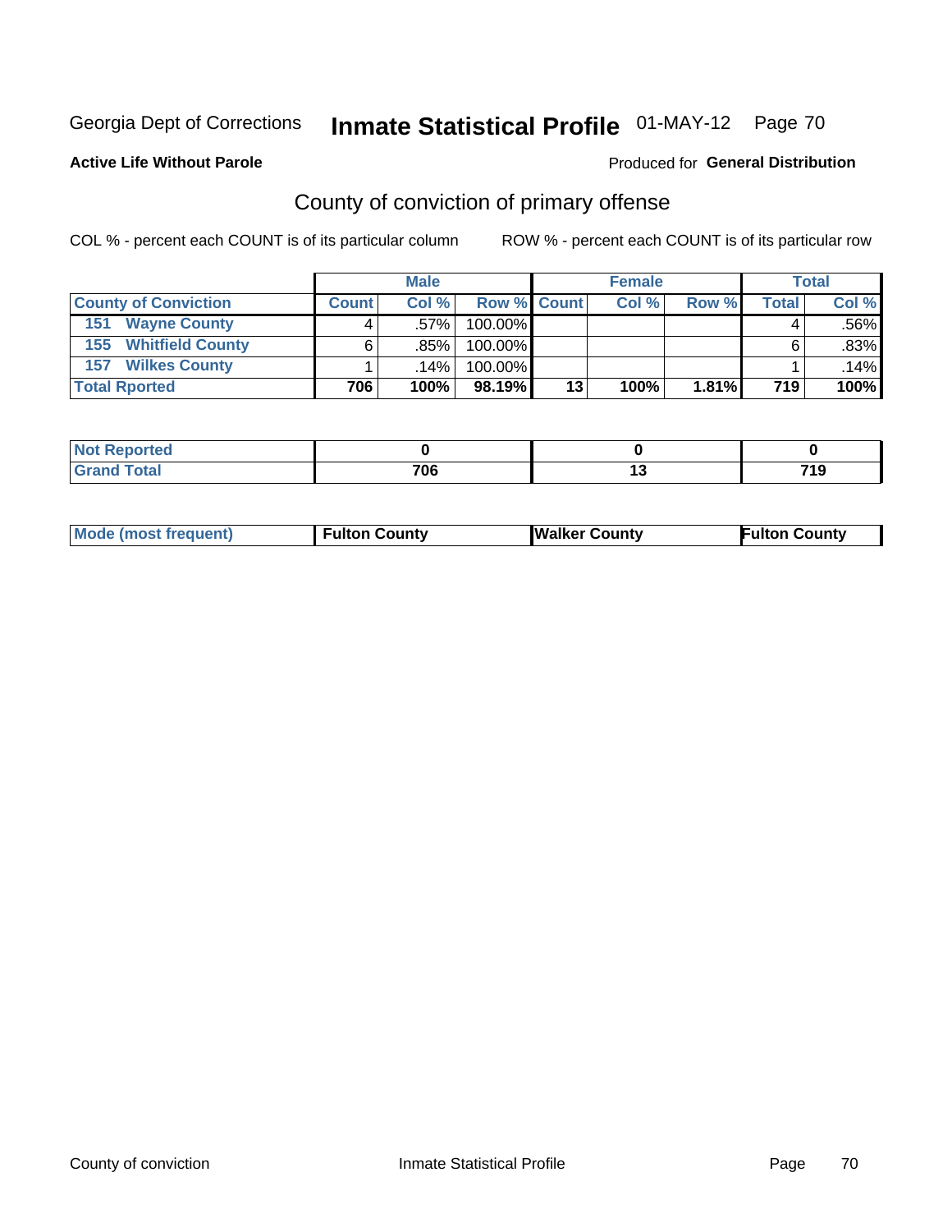Georgia Dept of Corrections **Inmate Statistical Profile** 01-MAY-12

**Active Life Without Parole**

Produced for **General Distribution**

## County of conviction of primary offense

COL % - percent each COUNT is of its particular column

ROW % - percent each COUNT is of its particular row

| | Male | | | Female | | | Total | |
|---|---|---|---|---|---|---|---|---|
| **County of Conviction** | **Count** | **Col %** | **Row %** | **Count** | **Col %** | **Row %** | **Total** | **Col %** |
| **151 Wayne County** | 4 | .57% | 100.00% | | | | 4 | .56% |
| **155 Whitfield County** | 6 | .85% | 100.00% | | | | 6 | .83% |
| **157 Wilkes County** | 1 | .14% | 100.00% | | | | 1 | .14% |
| **Total Rported** | **706** | **100%** | **98.19%** | **13** | **100%** | **1.81%** | **719** | **100%** |

| | Male | Female | Total |
|---|---|---|---|
| **Not Reported** | **0** | **0** | **0** |
| **Grand Total** | **706** | **13** | **719** |

| | Male | Female | Total |
|---|---|---|---|
| **Mode (most frequent)** | **Fulton County** | **Walker County** | **Fulton County** |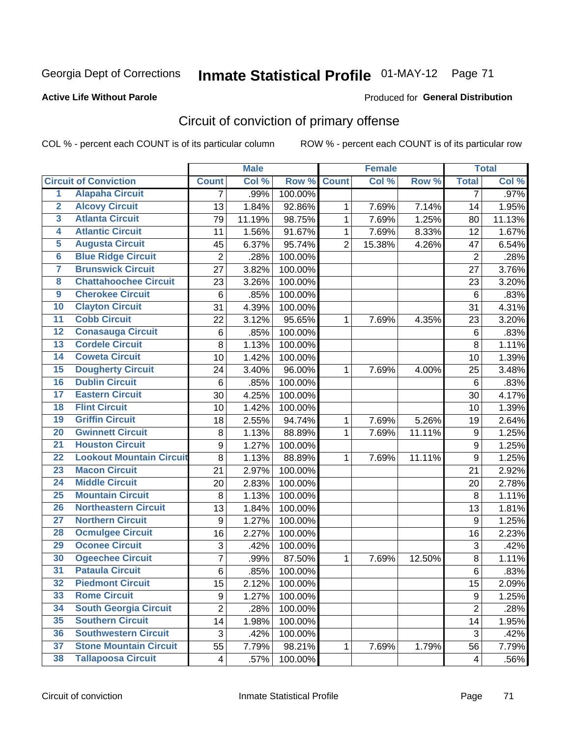Georgia Dept of Corrections **Inmate Statistical Profile** 01-MAY-12 Page 71

**Active Life Without Parole**

Produced for **General Distribution**

# Circuit of conviction of primary offense

COL % - percent each COUNT is of its particular column ROW % - percent each COUNT is of its particular row

| | | Male | | | Female | | | Total | |
|---|---|---|---|---|---|---|---|---|---|
| Circuit of Conviction | | Count | Col % | Row % | Count | Col % | Row % | Total | Col % |
| 1 | Alapaha Circuit | 7 | .99% | 100.00% | | | | 7 | .97% |
| 2 | Alcovy Circuit | 13 | 1.84% | 92.86% | 1 | 7.69% | 7.14% | 14 | 1.95% |
| 3 | Atlanta Circuit | 79 | 11.19% | 98.75% | 1 | 7.69% | 1.25% | 80 | 11.13% |
| 4 | Atlantic Circuit | 11 | 1.56% | 91.67% | 1 | 7.69% | 8.33% | 12 | 1.67% |
| 5 | Augusta Circuit | 45 | 6.37% | 95.74% | 2 | 15.38% | 4.26% | 47 | 6.54% |
| 6 | Blue Ridge Circuit | 2 | .28% | 100.00% | | | | 2 | .28% |
| 7 | Brunswick Circuit | 27 | 3.82% | 100.00% | | | | 27 | 3.76% |
| 8 | Chattahoochee Circuit | 23 | 3.26% | 100.00% | | | | 23 | 3.20% |
| 9 | Cherokee Circuit | 6 | .85% | 100.00% | | | | 6 | .83% |
| 10 | Clayton Circuit | 31 | 4.39% | 100.00% | | | | 31 | 4.31% |
| 11 | Cobb Circuit | 22 | 3.12% | 95.65% | 1 | 7.69% | 4.35% | 23 | 3.20% |
| 12 | Conasauga Circuit | 6 | .85% | 100.00% | | | | 6 | .83% |
| 13 | Cordele Circuit | 8 | 1.13% | 100.00% | | | | 8 | 1.11% |
| 14 | Coweta Circuit | 10 | 1.42% | 100.00% | | | | 10 | 1.39% |
| 15 | Dougherty Circuit | 24 | 3.40% | 96.00% | 1 | 7.69% | 4.00% | 25 | 3.48% |
| 16 | Dublin Circuit | 6 | .85% | 100.00% | | | | 6 | .83% |
| 17 | Eastern Circuit | 30 | 4.25% | 100.00% | | | | 30 | 4.17% |
| 18 | Flint Circuit | 10 | 1.42% | 100.00% | | | | 10 | 1.39% |
| 19 | Griffin Circuit | 18 | 2.55% | 94.74% | 1 | 7.69% | 5.26% | 19 | 2.64% |
| 20 | Gwinnett Circuit | 8 | 1.13% | 88.89% | 1 | 7.69% | 11.11% | 9 | 1.25% |
| 21 | Houston Circuit | 9 | 1.27% | 100.00% | | | | 9 | 1.25% |
| 22 | Lookout Mountain Circuit | 8 | 1.13% | 88.89% | 1 | 7.69% | 11.11% | 9 | 1.25% |
| 23 | Macon Circuit | 21 | 2.97% | 100.00% | | | | 21 | 2.92% |
| 24 | Middle Circuit | 20 | 2.83% | 100.00% | | | | 20 | 2.78% |
| 25 | Mountain Circuit | 8 | 1.13% | 100.00% | | | | 8 | 1.11% |
| 26 | Northeastern Circuit | 13 | 1.84% | 100.00% | | | | 13 | 1.81% |
| 27 | Northern Circuit | 9 | 1.27% | 100.00% | | | | 9 | 1.25% |
| 28 | Ocmulgee Circuit | 16 | 2.27% | 100.00% | | | | 16 | 2.23% |
| 29 | Oconee Circuit | 3 | .42% | 100.00% | | | | 3 | .42% |
| 30 | Ogeechee Circuit | 7 | .99% | 87.50% | 1 | 7.69% | 12.50% | 8 | 1.11% |
| 31 | Pataula Circuit | 6 | .85% | 100.00% | | | | 6 | .83% |
| 32 | Piedmont Circuit | 15 | 2.12% | 100.00% | | | | 15 | 2.09% |
| 33 | Rome Circuit | 9 | 1.27% | 100.00% | | | | 9 | 1.25% |
| 34 | South Georgia Circuit | 2 | .28% | 100.00% | | | | 2 | .28% |
| 35 | Southern Circuit | 14 | 1.98% | 100.00% | | | | 14 | 1.95% |
| 36 | Southwestern Circuit | 3 | .42% | 100.00% | | | | 3 | .42% |
| 37 | Stone Mountain Circuit | 55 | 7.79% | 98.21% | 1 | 7.69% | 1.79% | 56 | 7.79% |
| 38 | Tallapoosa Circuit | 4 | .57% | 100.00% | | | | 4 | .56% |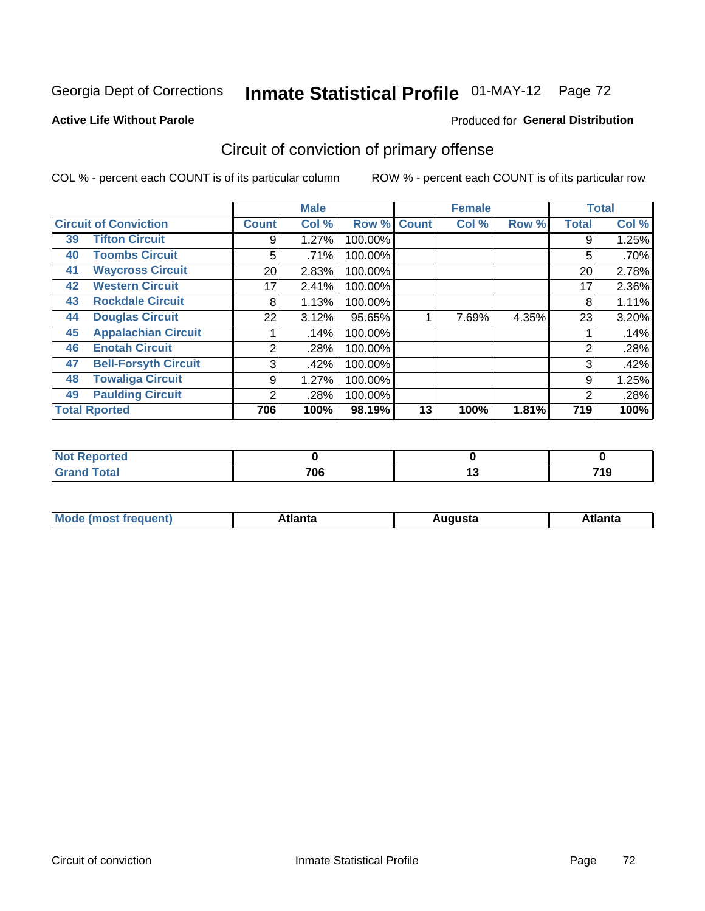Georgia Dept of Corrections **Inmate Statistical Profile** 01-MAY-12

**Active Life Without Parole**

Produced for **General Distribution**

## Circuit of conviction of primary offense

COL % - percent each COUNT is of its particular column ROW % - percent each COUNT is of its particular row

| Circuit of Conviction | | Male | | | Female | | | Total | |
|---|---|---|---|---|---|---|---|---|---|
| | | Count | Col % | Row % | Count | Col % | Row % | Total | Col % |
| 39 | Tifton Circuit | 9 | 1.27% | 100.00% | | | | 9 | 1.25% |
| 40 | Toombs Circuit | 5 | .71% | 100.00% | | | | 5 | .70% |
| 41 | Waycross Circuit | 20 | 2.83% | 100.00% | | | | 20 | 2.78% |
| 42 | Western Circuit | 17 | 2.41% | 100.00% | | | | 17 | 2.36% |
| 43 | Rockdale Circuit | 8 | 1.13% | 100.00% | | | | 8 | 1.11% |
| 44 | Douglas Circuit | 22 | 3.12% | 95.65% | 1 | 7.69% | 4.35% | 23 | 3.20% |
| 45 | Appalachian Circuit | 1 | .14% | 100.00% | | | | 1 | .14% |
| 46 | Enotah Circuit | 2 | .28% | 100.00% | | | | 2 | .28% |
| 47 | Bell-Forsyth Circuit | 3 | .42% | 100.00% | | | | 3 | .42% |
| 48 | Towaliga Circuit | 9 | 1.27% | 100.00% | | | | 9 | 1.25% |
| 49 | Paulding Circuit | 2 | .28% | 100.00% | | | | 2 | .28% |
| **Total Rported** | | **706** | **100%** | **98.19%** | **13** | **100%** | **1.81%** | **719** | **100%** |

| | Male | Female | Total |
|---|---|---|---|
| Not Reported | 0 | 0 | 0 |
| Grand Total | 706 | 13 | 719 |

| | Male | Female | Total |
|---|---|---|---|
| Mode (most frequent) | Atlanta | Augusta | Atlanta |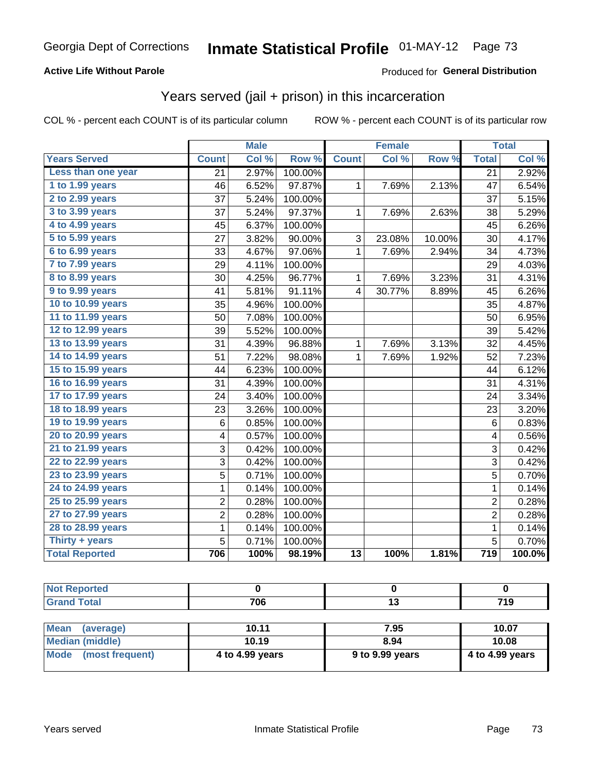Georgia Dept of Corrections **Inmate Statistical Profile** 01-MAY-12

**Active Life Without Parole**

Produced for **General Distribution**

## Years served (jail + prison) in this incarceration

COL % - percent each COUNT is of its particular column     ROW % - percent each COUNT is of its particular row

| | Male | | | Female | | | Total | |
|---|---|---|---|---|---|---|---|---|
| **Years Served** | **Count** | **Col %** | **Row %** | **Count** | **Col %** | **Row %** | **Total** | **Col %** |
| Less than one year | 21 | 2.97% | 100.00% | | | | 21 | 2.92% |
| 1 to 1.99 years | 46 | 6.52% | 97.87% | 1 | 7.69% | 2.13% | 47 | 6.54% |
| 2 to 2.99 years | 37 | 5.24% | 100.00% | | | | 37 | 5.15% |
| 3 to 3.99 years | 37 | 5.24% | 97.37% | 1 | 7.69% | 2.63% | 38 | 5.29% |
| 4 to 4.99 years | 45 | 6.37% | 100.00% | | | | 45 | 6.26% |
| 5 to 5.99 years | 27 | 3.82% | 90.00% | 3 | 23.08% | 10.00% | 30 | 4.17% |
| 6 to 6.99 years | 33 | 4.67% | 97.06% | 1 | 7.69% | 2.94% | 34 | 4.73% |
| 7 to 7.99 years | 29 | 4.11% | 100.00% | | | | 29 | 4.03% |
| 8 to 8.99 years | 30 | 4.25% | 96.77% | 1 | 7.69% | 3.23% | 31 | 4.31% |
| 9 to 9.99 years | 41 | 5.81% | 91.11% | 4 | 30.77% | 8.89% | 45 | 6.26% |
| 10 to 10.99 years | 35 | 4.96% | 100.00% | | | | 35 | 4.87% |
| 11 to 11.99 years | 50 | 7.08% | 100.00% | | | | 50 | 6.95% |
| 12 to 12.99 years | 39 | 5.52% | 100.00% | | | | 39 | 5.42% |
| 13 to 13.99 years | 31 | 4.39% | 96.88% | 1 | 7.69% | 3.13% | 32 | 4.45% |
| 14 to 14.99 years | 51 | 7.22% | 98.08% | 1 | 7.69% | 1.92% | 52 | 7.23% |
| 15 to 15.99 years | 44 | 6.23% | 100.00% | | | | 44 | 6.12% |
| 16 to 16.99 years | 31 | 4.39% | 100.00% | | | | 31 | 4.31% |
| 17 to 17.99 years | 24 | 3.40% | 100.00% | | | | 24 | 3.34% |
| 18 to 18.99 years | 23 | 3.26% | 100.00% | | | | 23 | 3.20% |
| 19 to 19.99 years | 6 | 0.85% | 100.00% | | | | 6 | 0.83% |
| 20 to 20.99 years | 4 | 0.57% | 100.00% | | | | 4 | 0.56% |
| 21 to 21.99 years | 3 | 0.42% | 100.00% | | | | 3 | 0.42% |
| 22 to 22.99 years | 3 | 0.42% | 100.00% | | | | 3 | 0.42% |
| 23 to 23.99 years | 5 | 0.71% | 100.00% | | | | 5 | 0.70% |
| 24 to 24.99 years | 1 | 0.14% | 100.00% | | | | 1 | 0.14% |
| 25 to 25.99 years | 2 | 0.28% | 100.00% | | | | 2 | 0.28% |
| 27 to 27.99 years | 2 | 0.28% | 100.00% | | | | 2 | 0.28% |
| 28 to 28.99 years | 1 | 0.14% | 100.00% | | | | 1 | 0.14% |
| Thirty + years | 5 | 0.71% | 100.00% | | | | 5 | 0.70% |
| **Total Reported** | **706** | **100%** | **98.19%** | **13** | **100%** | **1.81%** | **719** | **100.0%** |

| | Male | Female | Total |
|---|---|---|---|
| Not Reported | 0 | 0 | 0 |
| Grand Total | 706 | 13 | 719 |

| | Male | Female | Total |
|---|---|---|---|
| Mean (average) | 10.11 | 7.95 | 10.07 |
| Median (middle) | 10.19 | 8.94 | 10.08 |
| Mode (most frequent) | 4 to 4.99 years | 9 to 9.99 years | 4 to 4.99 years |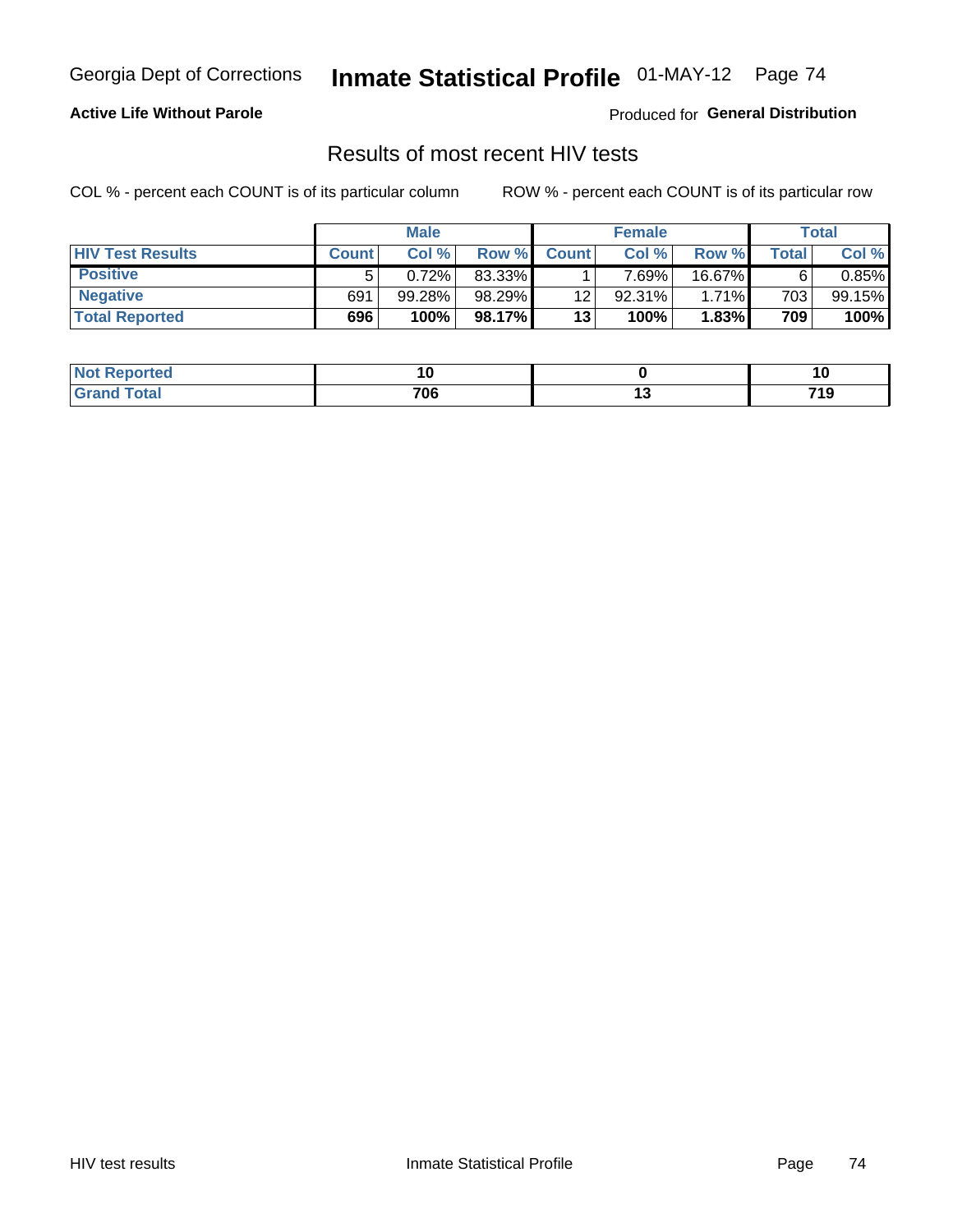Georgia Dept of Corrections **Inmate Statistical Profile** 01-MAY-12

**Active Life Without Parole**

Produced for **General Distribution**

## Results of most recent HIV tests

COL % - percent each COUNT is of its particular column

ROW % - percent each COUNT is of its particular row

| | Male | | | Female | | | Total | |
|---|---|---|---|---|---|---|---|---|
| **HIV Test Results** | **Count** | **Col %** | **Row %** | **Count** | **Col %** | **Row %** | **Total** | **Col %** |
| **Positive** | 5 | 0.72% | 83.33% | 1 | 7.69% | 16.67% | 6 | 0.85% |
| **Negative** | 691 | 99.28% | 98.29% | 12 | 92.31% | 1.71% | 703 | 99.15% |
| **Total Reported** | **696** | **100%** | **98.17%** | **13** | **100%** | **1.83%** | **709** | **100%** |

| | Male | Female | Total |
|---|---|---|---|
| **Not Reported** | **10** | **0** | **10** |
| **Grand Total** | **706** | **13** | **719** |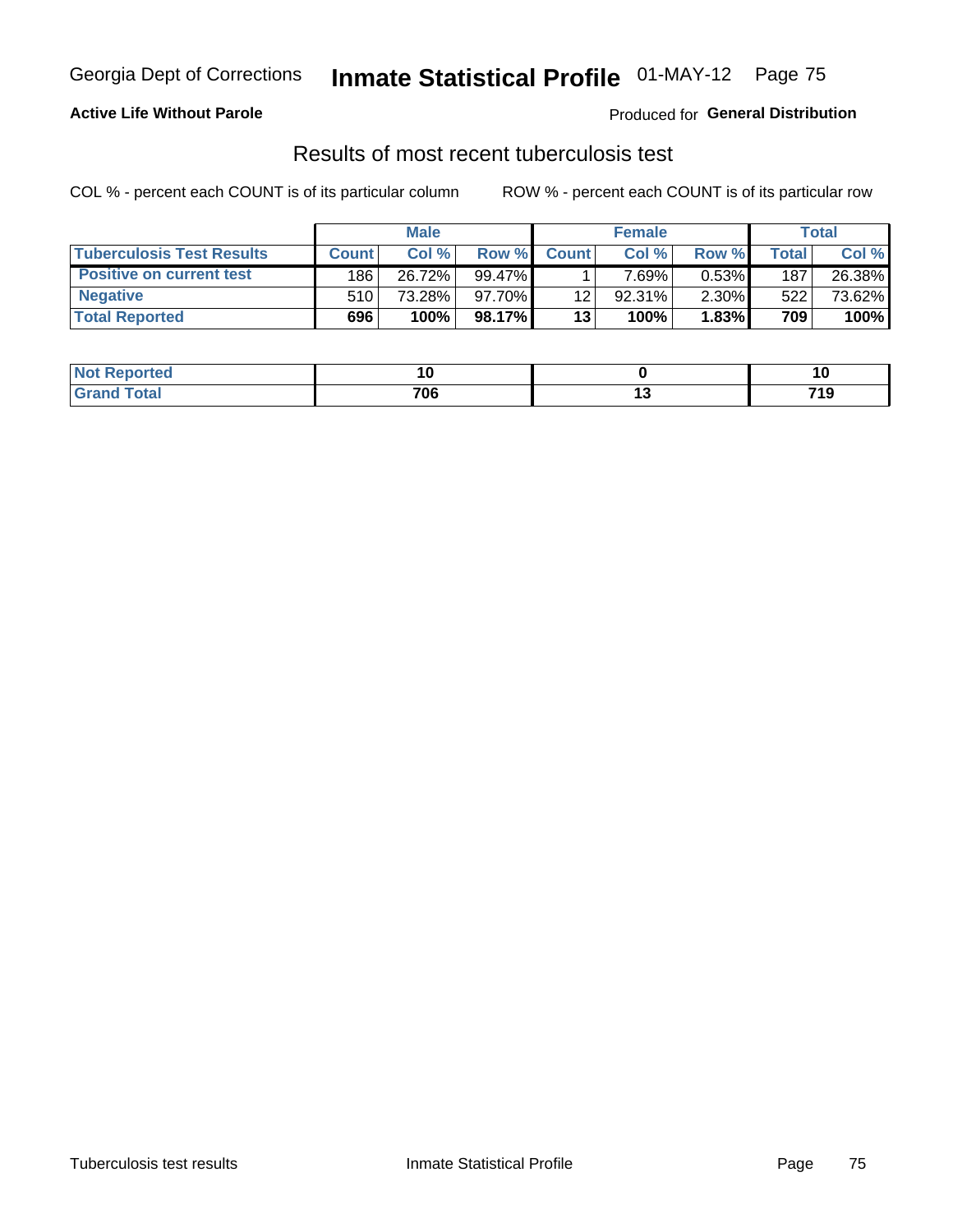Georgia Dept of Corrections **Inmate Statistical Profile** 01-MAY-12

**Active Life Without Parole**

Produced for **General Distribution**

## Results of most recent tuberculosis test

COL % - percent each COUNT is of its particular column

ROW % - percent each COUNT is of its particular row

| | Male | | | Female | | | Total | |
|---|---|---|---|---|---|---|---|---|
| **Tuberculosis Test Results** | **Count** | **Col %** | **Row %** | **Count** | **Col %** | **Row %** | **Total** | **Col %** |
| **Positive on current test** | 186 | 26.72% | 99.47% | 1 | 7.69% | 0.53% | 187 | 26.38% |
| **Negative** | 510 | 73.28% | 97.70% | 12 | 92.31% | 2.30% | 522 | 73.62% |
| **Total Reported** | **696** | **100%** | **98.17%** | **13** | **100%** | **1.83%** | **709** | **100%** |

| | Male | Female | Total |
|---|---|---|---|
| **Not Reported** | **10** | **0** | **10** |
| **Grand Total** | **706** | **13** | **719** |

Tuberculosis test results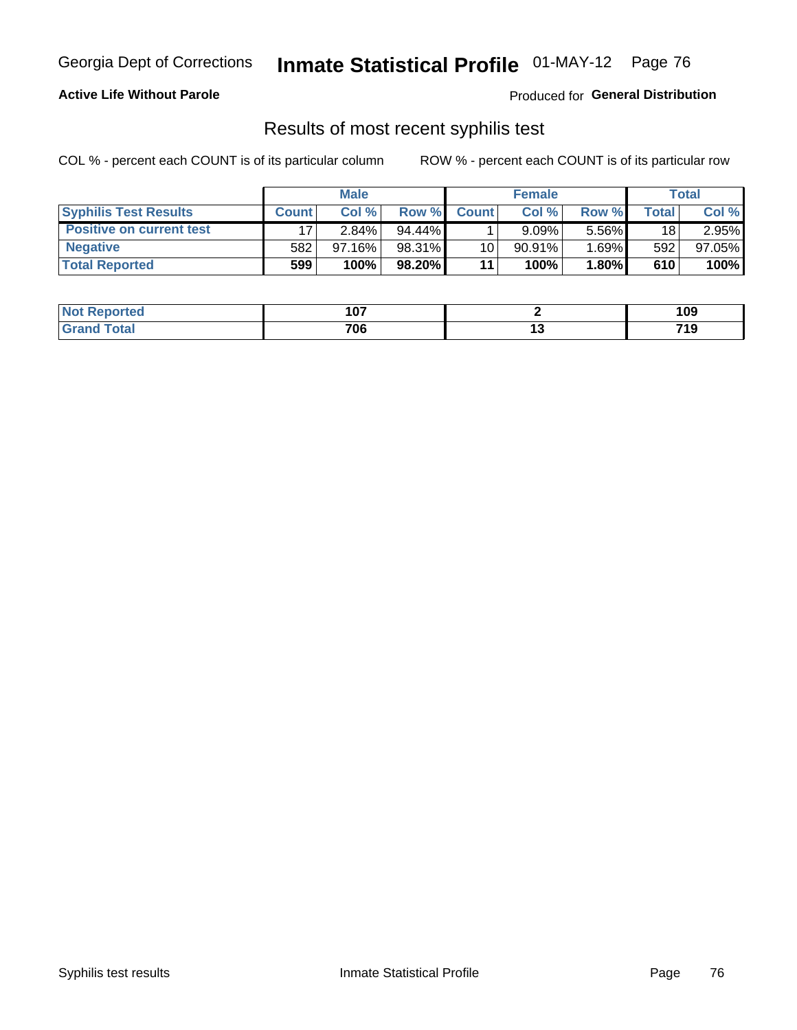Georgia Dept of Corrections **Inmate Statistical Profile** 01-MAY-12

**Active Life Without Parole**

Produced for **General Distribution**

## Results of most recent syphilis test

COL % - percent each COUNT is of its particular column

ROW % - percent each COUNT is of its particular row

| | Male | | | Female | | | Total | |
|---|---|---|---|---|---|---|---|---|
| **Syphilis Test Results** | **Count** | **Col %** | **Row %** | **Count** | **Col %** | **Row %** | **Total** | **Col %** |
| **Positive on current test** | 17 | 2.84% | 94.44% | 1 | 9.09% | 5.56% | 18 | 2.95% |
| **Negative** | 582 | 97.16% | 98.31% | 10 | 90.91% | 1.69% | 592 | 97.05% |
| **Total Reported** | **599** | **100%** | **98.20%** | **11** | **100%** | **1.80%** | **610** | **100%** |

| | Male | Female | Total |
|---|---|---|---|
| **Not Reported** | **107** | **2** | **109** |
| **Grand Total** | **706** | **13** | **719** |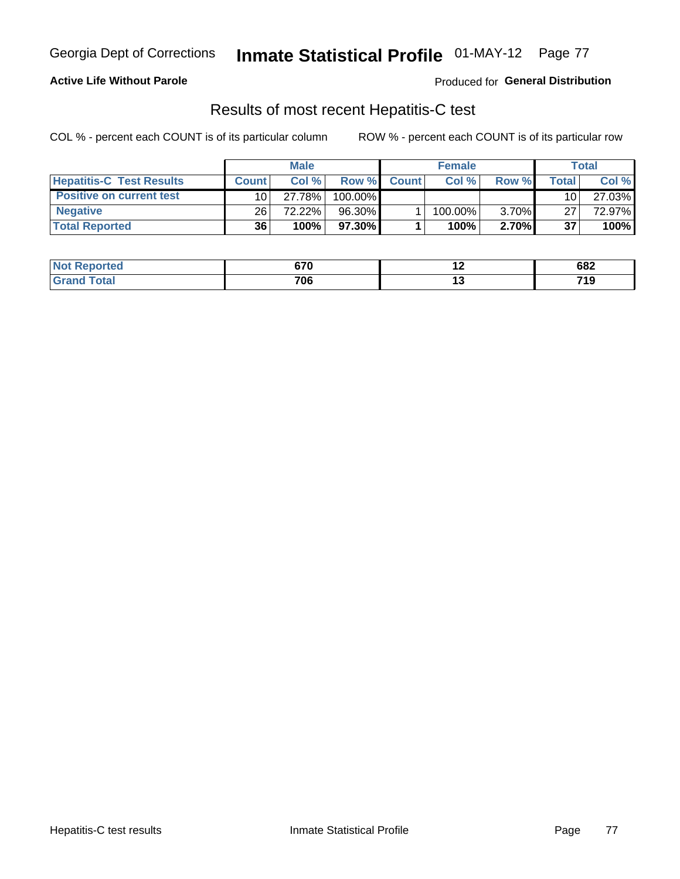Georgia Dept of Corrections **Inmate Statistical Profile** 01-MAY-12

**Active Life Without Parole**

Produced for **General Distribution**

## Results of most recent Hepatitis-C test

COL % - percent each COUNT is of its particular column    ROW % - percent each COUNT is of its particular row

| | Male | | | Female | | | Total | |
|---|---|---|---|---|---|---|---|---|
| **Hepatitis-C Test Results** | **Count** | **Col %** | **Row %** | **Count** | **Col %** | **Row %** | **Total** | **Col %** |
| **Positive on current test** | 10 | 27.78% | 100.00% | | | | 10 | 27.03% |
| **Negative** | 26 | 72.22% | 96.30% | 1 | 100.00% | 3.70% | 27 | 72.97% |
| **Total Reported** | **36** | **100%** | **97.30%** | **1** | **100%** | **2.70%** | **37** | **100%** |

| | Male | Female | Total |
|---|---|---|---|
| **Not Reported** | **670** | **12** | **682** |
| **Grand Total** | **706** | **13** | **719** |